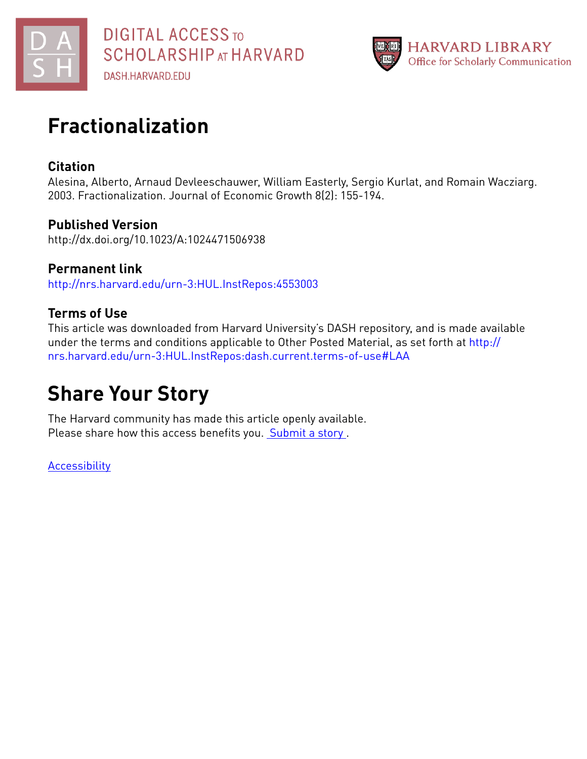DIGITAL ACCESS TO SCHOLARSHIP AT HARVARD
DASH.HARVARD.EDU

HARVARD LIBRARY
Office for Scholarly Communication

# Fractionalization

## Citation

Alesina, Alberto, Arnaud Devleeschauwer, William Easterly, Sergio Kurlat, and Romain Wacziarg. 2003. Fractionalization. Journal of Economic Growth 8(2): 155-194.

## Published Version

http://dx.doi.org/10.1023/A:1024471506938

## Permanent link

http://nrs.harvard.edu/urn-3:HUL.InstRepos:4553003

## Terms of Use

This article was downloaded from Harvard University's DASH repository, and is made available under the terms and conditions applicable to Other Posted Material, as set forth at http://nrs.harvard.edu/urn-3:HUL.InstRepos:dash.current.terms-of-use#LAA

# Share Your Story

The Harvard community has made this article openly available.
Please share how this access benefits you. Submit a story.

Accessibility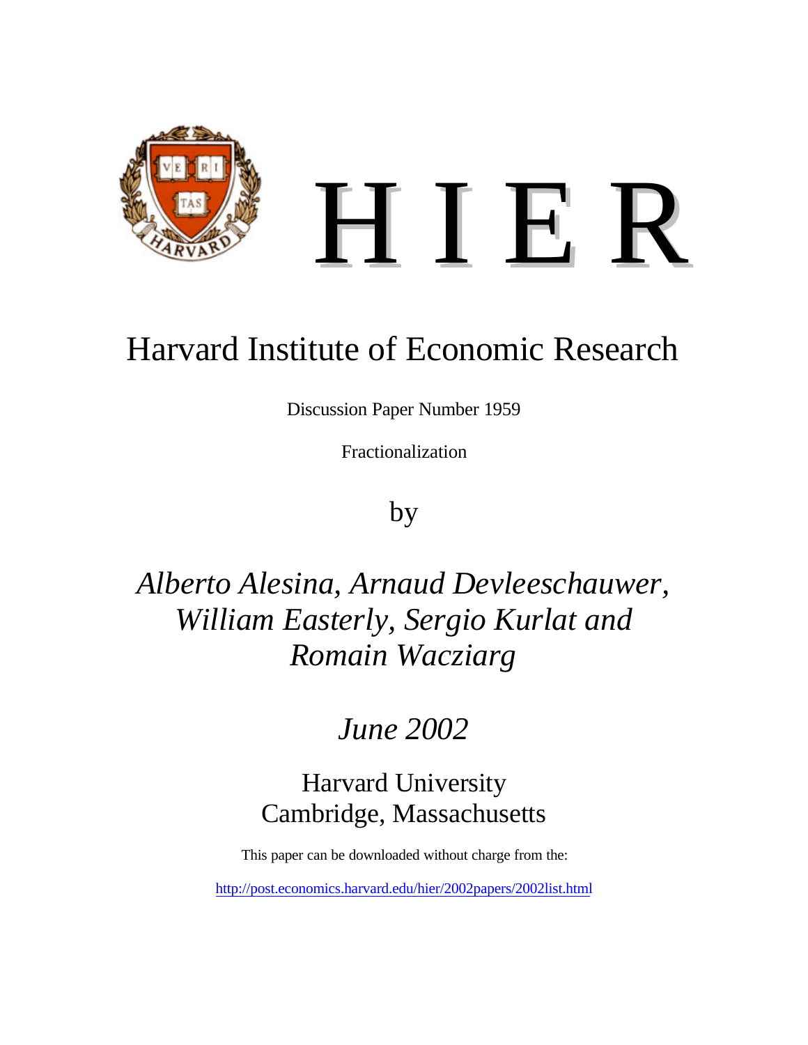# H I E R

## Harvard Institute of Economic Research

Discussion Paper Number 1959

Fractionalization

by

*Alberto Alesina, Arnaud Devleeschauwer, William Easterly, Sergio Kurlat and Romain Wacziarg*

*June 2002*

Harvard University
Cambridge, Massachusetts

This paper can be downloaded without charge from the:

http://post.economics.harvard.edu/hier/2002papers/2002list.html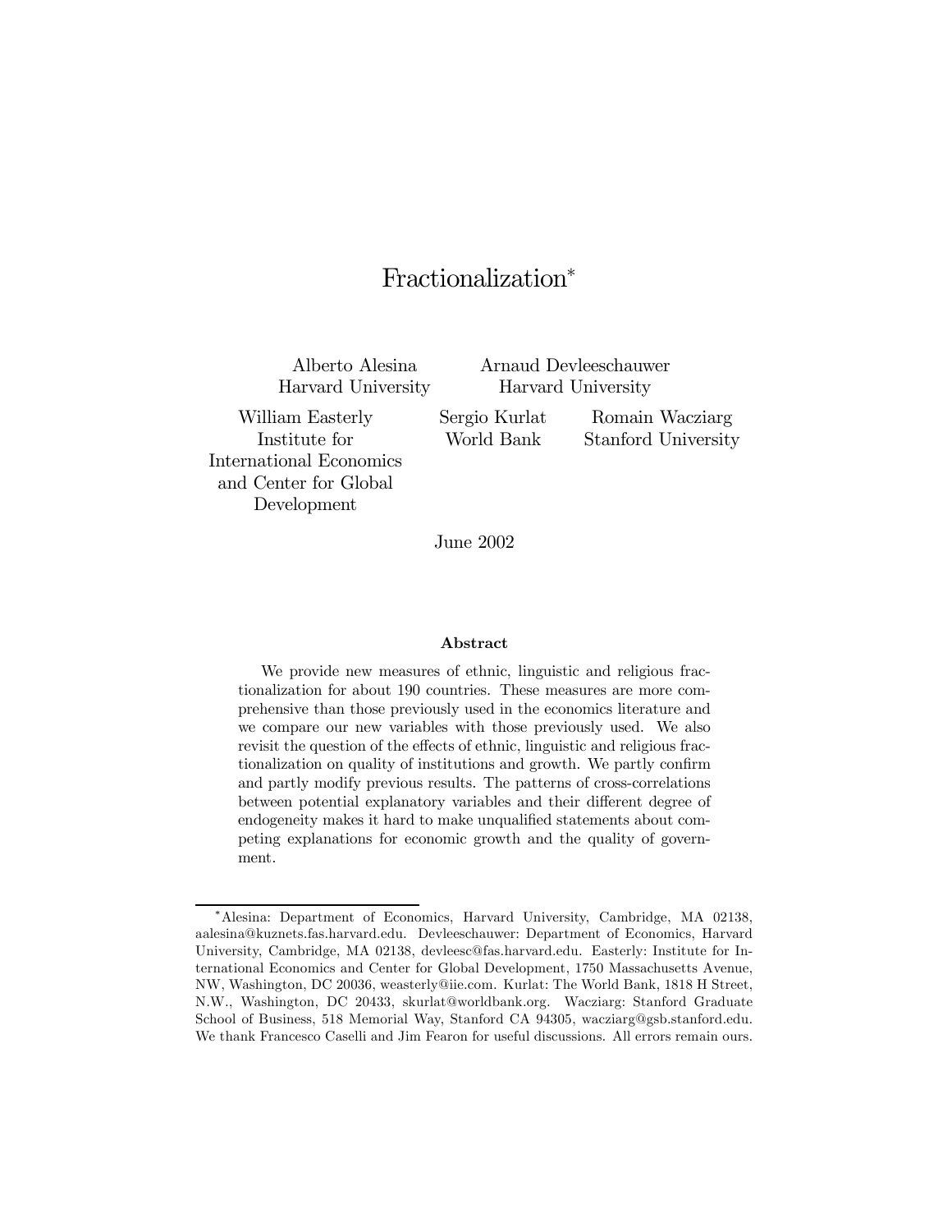# Fractionalization[*]

Alberto Alesina
Harvard University

Arnaud Devleeschauwer
Harvard University

William Easterly
Institute for International Economics and Center for Global Development

Sergio Kurlat
World Bank

Romain Wacziarg
Stanford University

June 2002

**Abstract**

We provide new measures of ethnic, linguistic and religious fractionalization for about 190 countries. These measures are more comprehensive than those previously used in the economics literature and we compare our new variables with those previously used. We also revisit the question of the effects of ethnic, linguistic and religious fractionalization on quality of institutions and growth. We partly confirm and partly modify previous results. The patterns of cross-correlations between potential explanatory variables and their different degree of endogeneity makes it hard to make unqualified statements about competing explanations for economic growth and the quality of government.

---

[*] Alesina: Department of Economics, Harvard University, Cambridge, MA 02138, aalesina@kuznets.fas.harvard.edu. Devleeschauwer: Department of Economics, Harvard University, Cambridge, MA 02138, devleesc@fas.harvard.edu. Easterly: Institute for International Economics and Center for Global Development, 1750 Massachusetts Avenue, NW, Washington, DC 20036, weasterly@iie.com. Kurlat: The World Bank, 1818 H Street, N.W., Washington, DC 20433, skurlat@worldbank.org. Wacziarg: Stanford Graduate School of Business, 518 Memorial Way, Stanford CA 94305, wacziarg@gsb.stanford.edu. We thank Francesco Caselli and Jim Fearon for useful discussions. All errors remain ours.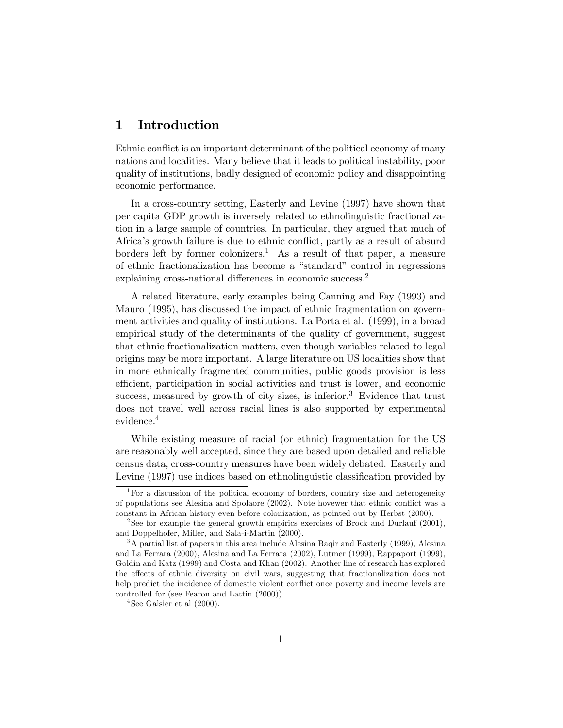# 1 Introduction

Ethnic conflict is an important determinant of the political economy of many nations and localities. Many believe that it leads to political instability, poor quality of institutions, badly designed of economic policy and disappointing economic performance.

In a cross-country setting, Easterly and Levine (1997) have shown that per capita GDP growth is inversely related to ethnolinguistic fractionalization in a large sample of countries. In particular, they argued that much of Africa's growth failure is due to ethnic conflict, partly as a result of absurd borders left by former colonizers.[1] As a result of that paper, a measure of ethnic fractionalization has become a "standard" control in regressions explaining cross-national differences in economic success.[2]

A related literature, early examples being Canning and Fay (1993) and Mauro (1995), has discussed the impact of ethnic fragmentation on government activities and quality of institutions. La Porta et al. (1999), in a broad empirical study of the determinants of the quality of government, suggest that ethnic fractionalization matters, even though variables related to legal origins may be more important. A large literature on US localities show that in more ethnically fragmented communities, public goods provision is less efficient, participation in social activities and trust is lower, and economic success, measured by growth of city sizes, is inferior.[3] Evidence that trust does not travel well across racial lines is also supported by experimental evidence.[4]

While existing measure of racial (or ethnic) fragmentation for the US are reasonably well accepted, since they are based upon detailed and reliable census data, cross-country measures have been widely debated. Easterly and Levine (1997) use indices based on ethnolinguistic classification provided by

[1] For a discussion of the political economy of borders, country size and heterogeneity of populations see Alesina and Spolaore (2002). Note hovewer that ethnic conflict was a constant in African history even before colonization, as pointed out by Herbst (2000).

[2] See for example the general growth empirics exercises of Brock and Durlauf (2001), and Doppelhofer, Miller, and Sala-i-Martin (2000).

[3] A partial list of papers in this area include Alesina Baqir and Easterly (1999), Alesina and La Ferrara (2000), Alesina and La Ferrara (2002), Lutmer (1999), Rappaport (1999), Goldin and Katz (1999) and Costa and Khan (2002). Another line of research has explored the effects of ethnic diversity on civil wars, suggesting that fractionalization does not help predict the incidence of domestic violent conflict once poverty and income levels are controlled for (see Fearon and Lattin (2000)).

[4] See Galsier et al (2000).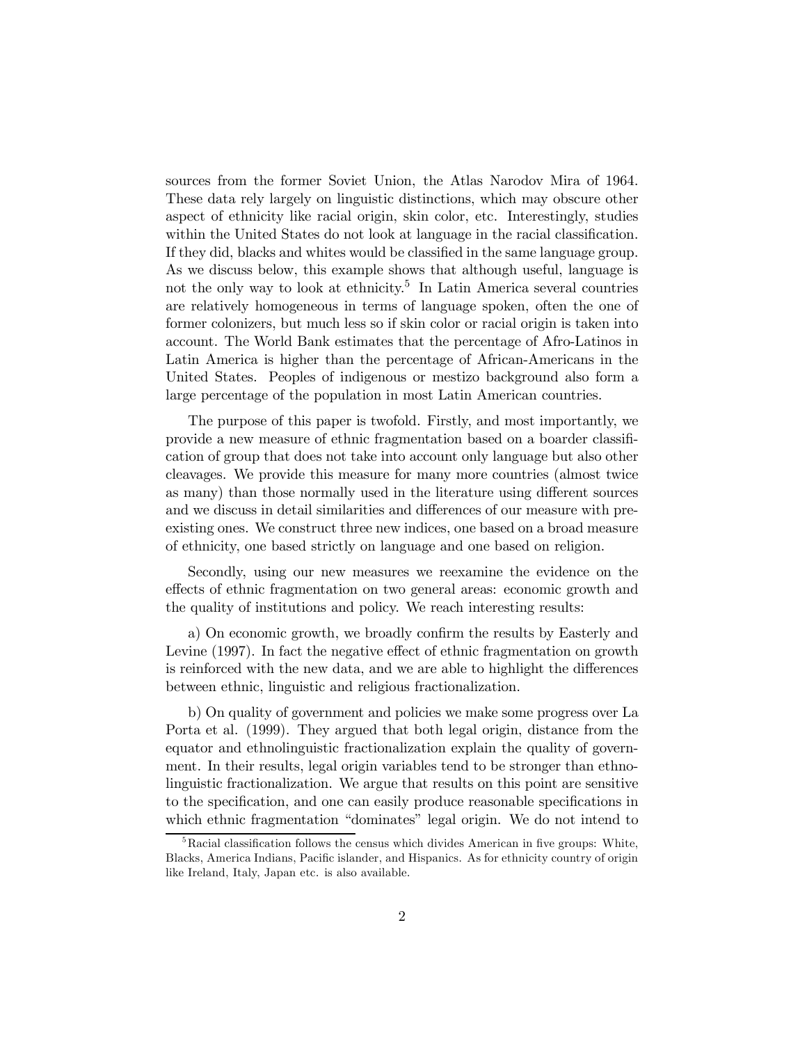sources from the former Soviet Union, the Atlas Narodov Mira of 1964. These data rely largely on linguistic distinctions, which may obscure other aspect of ethnicity like racial origin, skin color, etc. Interestingly, studies within the United States do not look at language in the racial classification. If they did, blacks and whites would be classified in the same language group. As we discuss below, this example shows that although useful, language is not the only way to look at ethnicity.[5] In Latin America several countries are relatively homogeneous in terms of language spoken, often the one of former colonizers, but much less so if skin color or racial origin is taken into account. The World Bank estimates that the percentage of Afro-Latinos in Latin America is higher than the percentage of African-Americans in the United States. Peoples of indigenous or mestizo background also form a large percentage of the population in most Latin American countries.

The purpose of this paper is twofold. Firstly, and most importantly, we provide a new measure of ethnic fragmentation based on a boarder classification of group that does not take into account only language but also other cleavages. We provide this measure for many more countries (almost twice as many) than those normally used in the literature using different sources and we discuss in detail similarities and differences of our measure with preexisting ones. We construct three new indices, one based on a broad measure of ethnicity, one based strictly on language and one based on religion.

Secondly, using our new measures we reexamine the evidence on the effects of ethnic fragmentation on two general areas: economic growth and the quality of institutions and policy. We reach interesting results:

a) On economic growth, we broadly confirm the results by Easterly and Levine (1997). In fact the negative effect of ethnic fragmentation on growth is reinforced with the new data, and we are able to highlight the differences between ethnic, linguistic and religious fractionalization.

b) On quality of government and policies we make some progress over La Porta et al. (1999). They argued that both legal origin, distance from the equator and ethnolinguistic fractionalization explain the quality of government. In their results, legal origin variables tend to be stronger than ethnolinguistic fractionalization. We argue that results on this point are sensitive to the specification, and one can easily produce reasonable specifications in which ethnic fragmentation "dominates" legal origin. We do not intend to

[5] Racial classification follows the census which divides American in five groups: White, Blacks, America Indians, Pacific islander, and Hispanics. As for ethnicity country of origin like Ireland, Italy, Japan etc. is also available.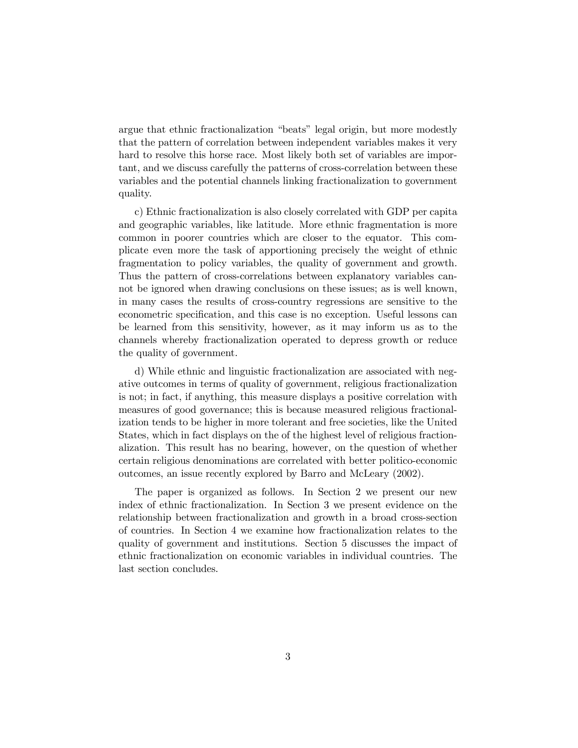argue that ethnic fractionalization "beats" legal origin, but more modestly that the pattern of correlation between independent variables makes it very hard to resolve this horse race. Most likely both set of variables are important, and we discuss carefully the patterns of cross-correlation between these variables and the potential channels linking fractionalization to government quality.

c) Ethnic fractionalization is also closely correlated with GDP per capita and geographic variables, like latitude. More ethnic fragmentation is more common in poorer countries which are closer to the equator. This complicate even more the task of apportioning precisely the weight of ethnic fragmentation to policy variables, the quality of government and growth. Thus the pattern of cross-correlations between explanatory variables cannot be ignored when drawing conclusions on these issues; as is well known, in many cases the results of cross-country regressions are sensitive to the econometric specification, and this case is no exception. Useful lessons can be learned from this sensitivity, however, as it may inform us as to the channels whereby fractionalization operated to depress growth or reduce the quality of government.

d) While ethnic and linguistic fractionalization are associated with negative outcomes in terms of quality of government, religious fractionalization is not; in fact, if anything, this measure displays a positive correlation with measures of good governance; this is because measured religious fractionalization tends to be higher in more tolerant and free societies, like the United States, which in fact displays on the of the highest level of religious fractionalization. This result has no bearing, however, on the question of whether certain religious denominations are correlated with better politico-economic outcomes, an issue recently explored by Barro and McLeary (2002).

The paper is organized as follows. In Section 2 we present our new index of ethnic fractionalization. In Section 3 we present evidence on the relationship between fractionalization and growth in a broad cross-section of countries. In Section 4 we examine how fractionalization relates to the quality of government and institutions. Section 5 discusses the impact of ethnic fractionalization on economic variables in individual countries. The last section concludes.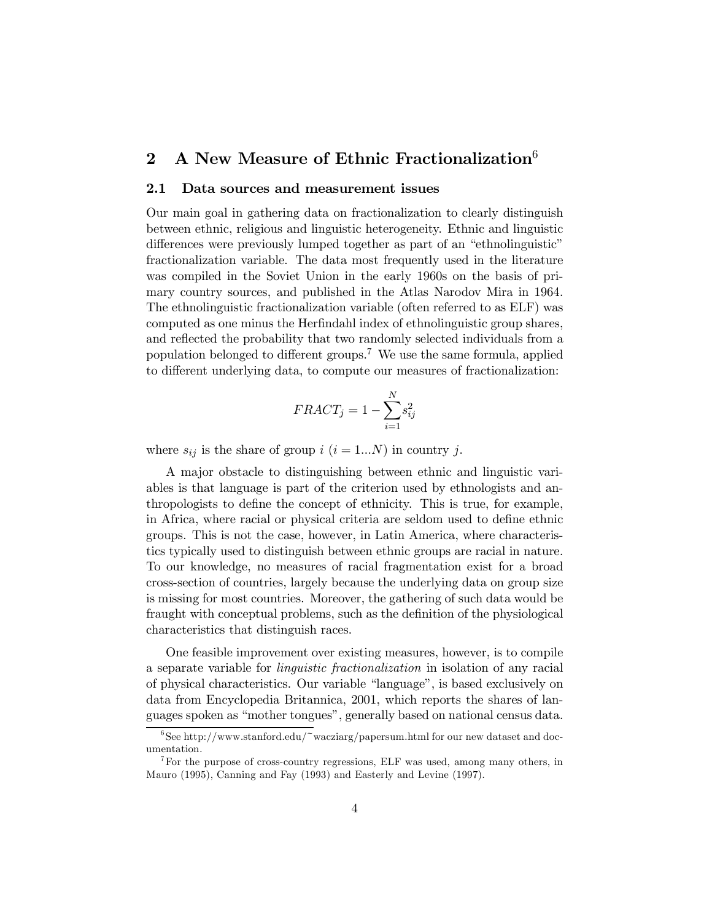## 2 A New Measure of Ethnic Fractionalization[6]

### 2.1 Data sources and measurement issues

Our main goal in gathering data on fractionalization to clearly distinguish between ethnic, religious and linguistic heterogeneity. Ethnic and linguistic differences were previously lumped together as part of an "ethnolinguistic" fractionalization variable. The data most frequently used in the literature was compiled in the Soviet Union in the early 1960s on the basis of primary country sources, and published in the Atlas Narodov Mira in 1964. The ethnolinguistic fractionalization variable (often referred to as ELF) was computed as one minus the Herfindahl index of ethnolinguistic group shares, and reflected the probability that two randomly selected individuals from a population belonged to different groups.[7] We use the same formula, applied to different underlying data, to compute our measures of fractionalization:

$$FRACT_j = 1 - \sum_{i=1}^{N} s_{ij}^2$$

where $s_{ij}$ is the share of group $i$ ($i = 1...N$) in country $j$.

A major obstacle to distinguishing between ethnic and linguistic variables is that language is part of the criterion used by ethnologists and anthropologists to define the concept of ethnicity. This is true, for example, in Africa, where racial or physical criteria are seldom used to define ethnic groups. This is not the case, however, in Latin America, where characteristics typically used to distinguish between ethnic groups are racial in nature. To our knowledge, no measures of racial fragmentation exist for a broad cross-section of countries, largely because the underlying data on group size is missing for most countries. Moreover, the gathering of such data would be fraught with conceptual problems, such as the definition of the physiological characteristics that distinguish races.

One feasible improvement over existing measures, however, is to compile a separate variable for *linguistic fractionalization* in isolation of any racial of physical characteristics. Our variable "language", is based exclusively on data from Encyclopedia Britannica, 2001, which reports the shares of languages spoken as "mother tongues", generally based on national census data.

---

[6] See http://www.stanford.edu/~wacziarg/papersum.html for our new dataset and documentation.

[7] For the purpose of cross-country regressions, ELF was used, among many others, in Mauro (1995), Canning and Fay (1993) and Easterly and Levine (1997).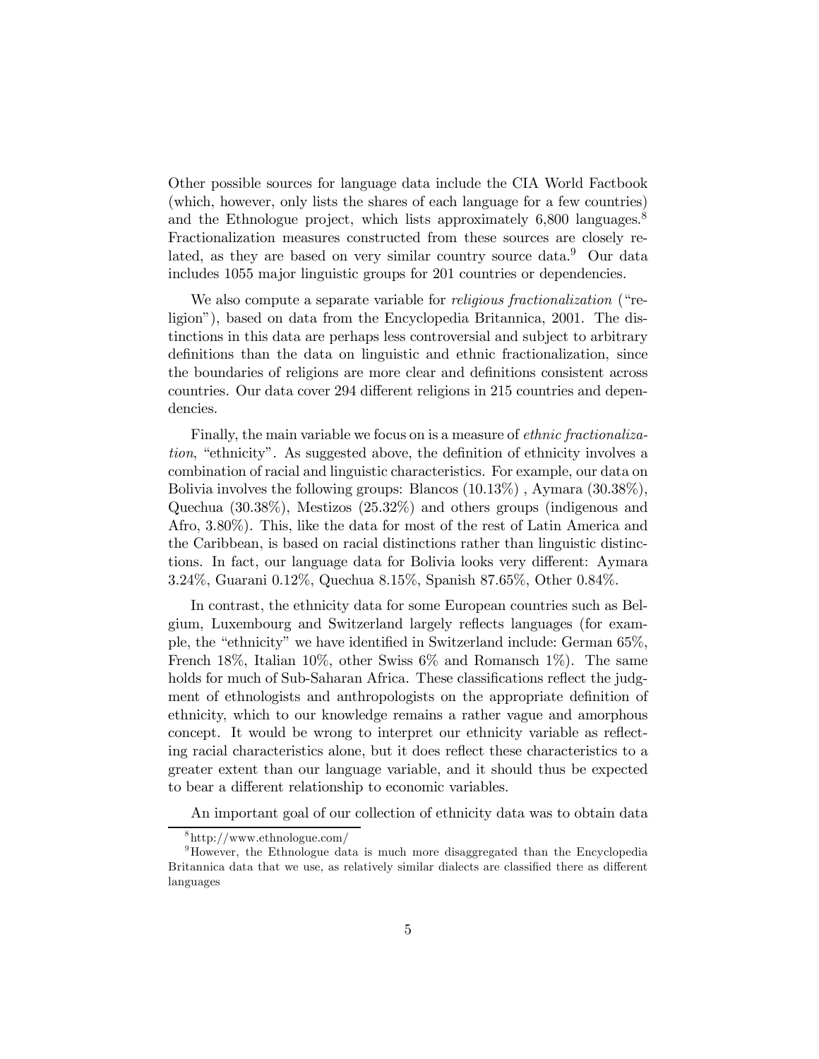Other possible sources for language data include the CIA World Factbook (which, however, only lists the shares of each language for a few countries) and the Ethnologue project, which lists approximately 6,800 languages.[8] Fractionalization measures constructed from these sources are closely related, as they are based on very similar country source data.[9] Our data includes 1055 major linguistic groups for 201 countries or dependencies.

We also compute a separate variable for *religious fractionalization* ("religion"), based on data from the Encyclopedia Britannica, 2001. The distinctions in this data are perhaps less controversial and subject to arbitrary definitions than the data on linguistic and ethnic fractionalization, since the boundaries of religions are more clear and definitions consistent across countries. Our data cover 294 different religions in 215 countries and dependencies.

Finally, the main variable we focus on is a measure of *ethnic fractionalization*, "ethnicity". As suggested above, the definition of ethnicity involves a combination of racial and linguistic characteristics. For example, our data on Bolivia involves the following groups: Blancos (10.13%) , Aymara (30.38%), Quechua (30.38%), Mestizos (25.32%) and others groups (indigenous and Afro, 3.80%). This, like the data for most of the rest of Latin America and the Caribbean, is based on racial distinctions rather than linguistic distinctions. In fact, our language data for Bolivia looks very different: Aymara 3.24%, Guarani 0.12%, Quechua 8.15%, Spanish 87.65%, Other 0.84%.

In contrast, the ethnicity data for some European countries such as Belgium, Luxembourg and Switzerland largely reflects languages (for example, the "ethnicity" we have identified in Switzerland include: German 65%, French 18%, Italian 10%, other Swiss 6% and Romansch 1%). The same holds for much of Sub-Saharan Africa. These classifications reflect the judgment of ethnologists and anthropologists on the appropriate definition of ethnicity, which to our knowledge remains a rather vague and amorphous concept. It would be wrong to interpret our ethnicity variable as reflecting racial characteristics alone, but it does reflect these characteristics to a greater extent than our language variable, and it should thus be expected to bear a different relationship to economic variables.

An important goal of our collection of ethnicity data was to obtain data

---

[8] http://www.ethnologue.com/

[9] However, the Ethnologue data is much more disaggregated than the Encyclopedia Britannica data that we use, as relatively similar dialects are classified there as different languages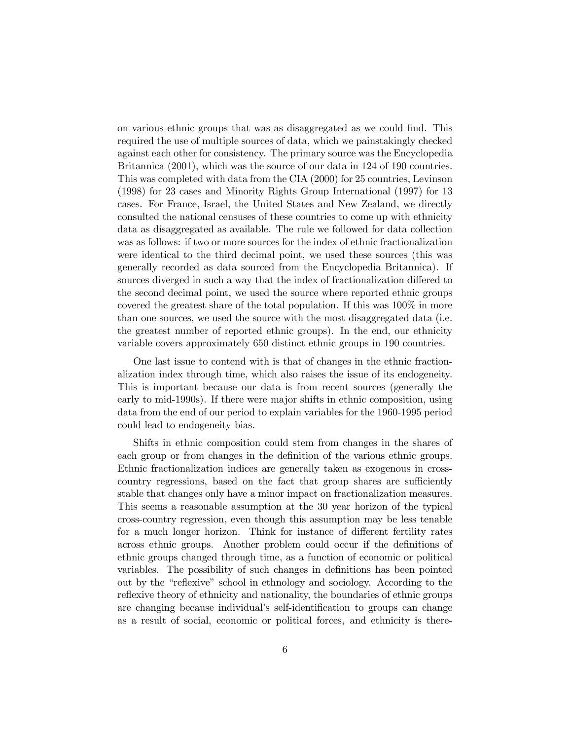on various ethnic groups that was as disaggregated as we could find. This required the use of multiple sources of data, which we painstakingly checked against each other for consistency. The primary source was the Encyclopedia Britannica (2001), which was the source of our data in 124 of 190 countries. This was completed with data from the CIA (2000) for 25 countries, Levinson (1998) for 23 cases and Minority Rights Group International (1997) for 13 cases. For France, Israel, the United States and New Zealand, we directly consulted the national censuses of these countries to come up with ethnicity data as disaggregated as available. The rule we followed for data collection was as follows: if two or more sources for the index of ethnic fractionalization were identical to the third decimal point, we used these sources (this was generally recorded as data sourced from the Encyclopedia Britannica). If sources diverged in such a way that the index of fractionalization differed to the second decimal point, we used the source where reported ethnic groups covered the greatest share of the total population. If this was 100% in more than one sources, we used the source with the most disaggregated data (i.e. the greatest number of reported ethnic groups). In the end, our ethnicity variable covers approximately 650 distinct ethnic groups in 190 countries.

One last issue to contend with is that of changes in the ethnic fractionalization index through time, which also raises the issue of its endogeneity. This is important because our data is from recent sources (generally the early to mid-1990s). If there were major shifts in ethnic composition, using data from the end of our period to explain variables for the 1960-1995 period could lead to endogeneity bias.

Shifts in ethnic composition could stem from changes in the shares of each group or from changes in the definition of the various ethnic groups. Ethnic fractionalization indices are generally taken as exogenous in cross-country regressions, based on the fact that group shares are sufficiently stable that changes only have a minor impact on fractionalization measures. This seems a reasonable assumption at the 30 year horizon of the typical cross-country regression, even though this assumption may be less tenable for a much longer horizon. Think for instance of different fertility rates across ethnic groups. Another problem could occur if the definitions of ethnic groups changed through time, as a function of economic or political variables. The possibility of such changes in definitions has been pointed out by the "reflexive" school in ethnology and sociology. According to the reflexive theory of ethnicity and nationality, the boundaries of ethnic groups are changing because individual's self-identification to groups can change as a result of social, economic or political forces, and ethnicity is there-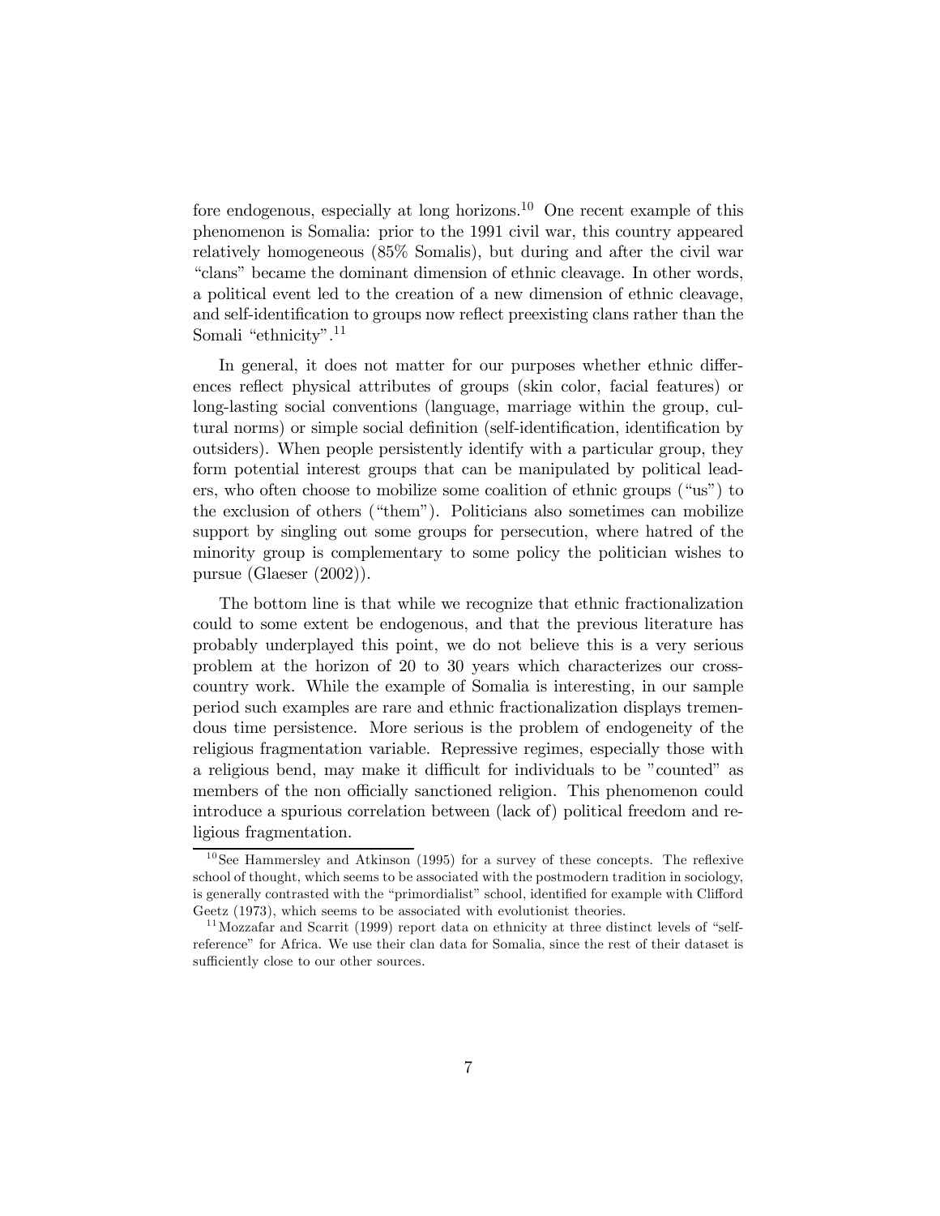fore endogenous, especially at long horizons.[10] One recent example of this phenomenon is Somalia: prior to the 1991 civil war, this country appeared relatively homogeneous (85% Somalis), but during and after the civil war "clans" became the dominant dimension of ethnic cleavage. In other words, a political event led to the creation of a new dimension of ethnic cleavage, and self-identification to groups now reflect preexisting clans rather than the Somali "ethnicity".[11]

In general, it does not matter for our purposes whether ethnic differences reflect physical attributes of groups (skin color, facial features) or long-lasting social conventions (language, marriage within the group, cultural norms) or simple social definition (self-identification, identification by outsiders). When people persistently identify with a particular group, they form potential interest groups that can be manipulated by political leaders, who often choose to mobilize some coalition of ethnic groups ("us") to the exclusion of others ("them"). Politicians also sometimes can mobilize support by singling out some groups for persecution, where hatred of the minority group is complementary to some policy the politician wishes to pursue (Glaeser (2002)).

The bottom line is that while we recognize that ethnic fractionalization could to some extent be endogenous, and that the previous literature has probably underplayed this point, we do not believe this is a very serious problem at the horizon of 20 to 30 years which characterizes our cross-country work. While the example of Somalia is interesting, in our sample period such examples are rare and ethnic fractionalization displays tremendous time persistence. More serious is the problem of endogeneity of the religious fragmentation variable. Repressive regimes, especially those with a religious bend, may make it difficult for individuals to be "counted" as members of the non officially sanctioned religion. This phenomenon could introduce a spurious correlation between (lack of) political freedom and religious fragmentation.

[10] See Hammersley and Atkinson (1995) for a survey of these concepts. The reflexive school of thought, which seems to be associated with the postmodern tradition in sociology, is generally contrasted with the "primordialist" school, identified for example with Clifford Geetz (1973), which seems to be associated with evolutionist theories.

[11] Mozzafar and Scarrit (1999) report data on ethnicity at three distinct levels of "self-reference" for Africa. We use their clan data for Somalia, since the rest of their dataset is sufficiently close to our other sources.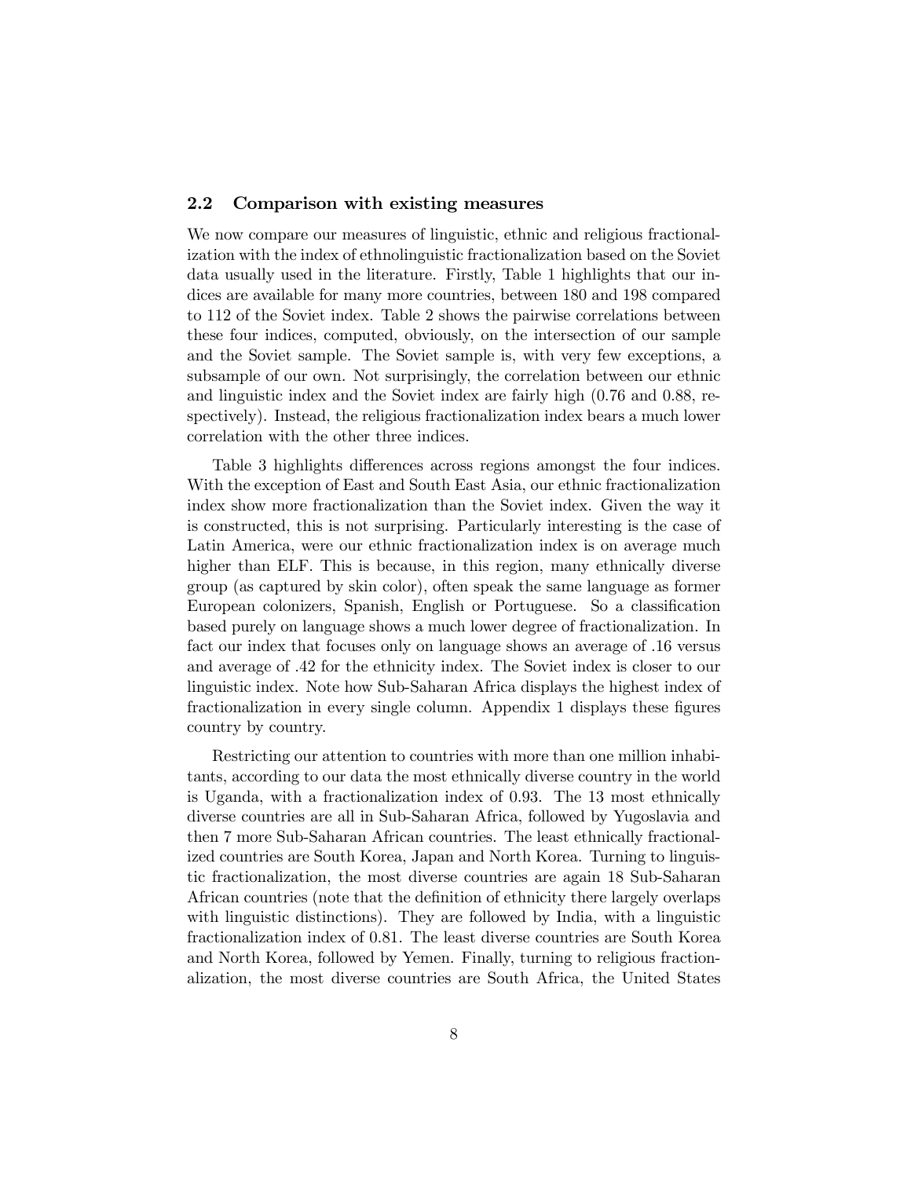### 2.2 Comparison with existing measures

We now compare our measures of linguistic, ethnic and religious fractionalization with the index of ethnolinguistic fractionalization based on the Soviet data usually used in the literature. Firstly, Table 1 highlights that our indices are available for many more countries, between 180 and 198 compared to 112 of the Soviet index. Table 2 shows the pairwise correlations between these four indices, computed, obviously, on the intersection of our sample and the Soviet sample. The Soviet sample is, with very few exceptions, a subsample of our own. Not surprisingly, the correlation between our ethnic and linguistic index and the Soviet index are fairly high (0.76 and 0.88, respectively). Instead, the religious fractionalization index bears a much lower correlation with the other three indices.

Table 3 highlights differences across regions amongst the four indices. With the exception of East and South East Asia, our ethnic fractionalization index show more fractionalization than the Soviet index. Given the way it is constructed, this is not surprising. Particularly interesting is the case of Latin America, were our ethnic fractionalization index is on average much higher than ELF. This is because, in this region, many ethnically diverse group (as captured by skin color), often speak the same language as former European colonizers, Spanish, English or Portuguese. So a classification based purely on language shows a much lower degree of fractionalization. In fact our index that focuses only on language shows an average of .16 versus and average of .42 for the ethnicity index. The Soviet index is closer to our linguistic index. Note how Sub-Saharan Africa displays the highest index of fractionalization in every single column. Appendix 1 displays these figures country by country.

Restricting our attention to countries with more than one million inhabitants, according to our data the most ethnically diverse country in the world is Uganda, with a fractionalization index of 0.93. The 13 most ethnically diverse countries are all in Sub-Saharan Africa, followed by Yugoslavia and then 7 more Sub-Saharan African countries. The least ethnically fractionalized countries are South Korea, Japan and North Korea. Turning to linguistic fractionalization, the most diverse countries are again 18 Sub-Saharan African countries (note that the definition of ethnicity there largely overlaps with linguistic distinctions). They are followed by India, with a linguistic fractionalization index of 0.81. The least diverse countries are South Korea and North Korea, followed by Yemen. Finally, turning to religious fractionalization, the most diverse countries are South Africa, the United States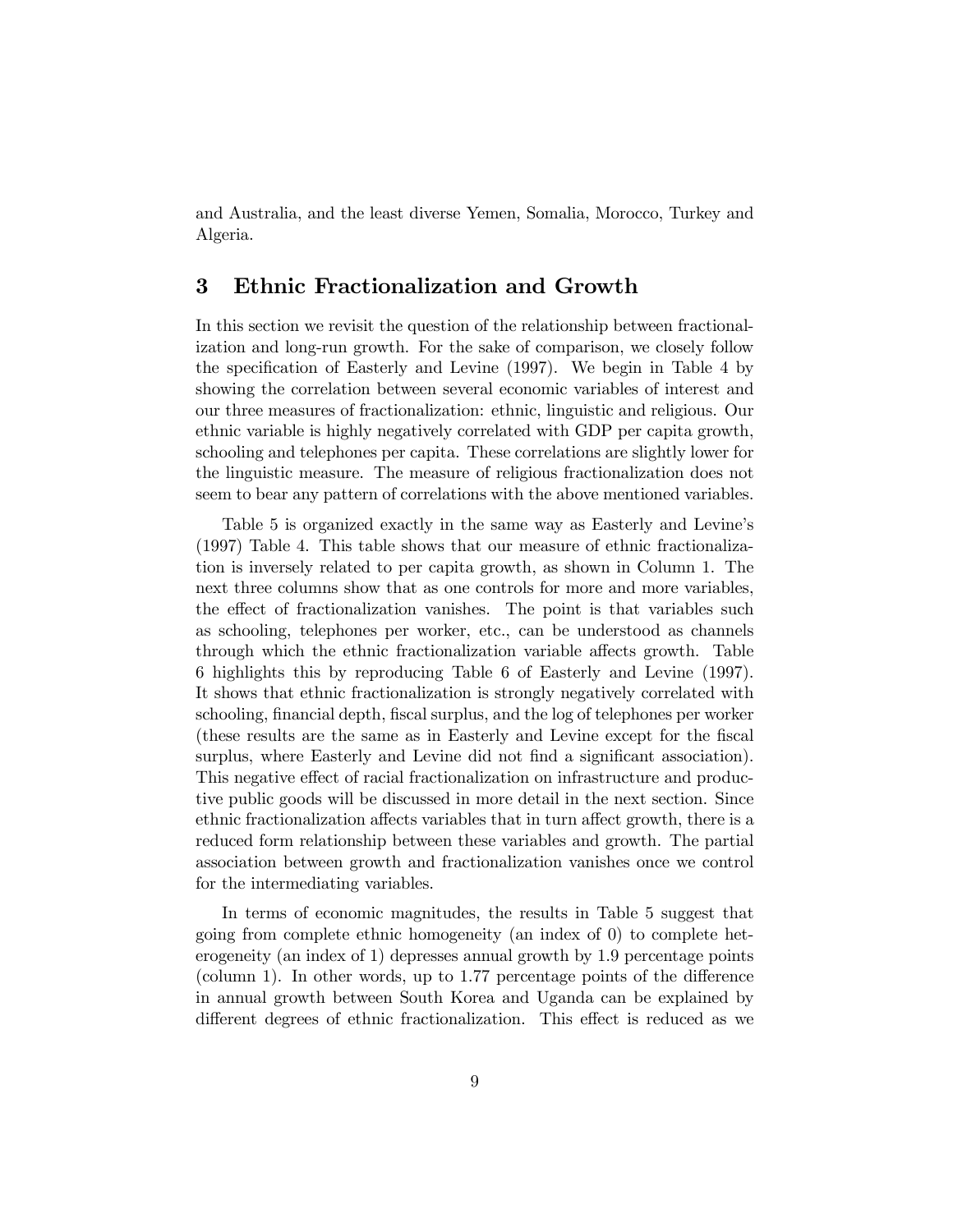and Australia, and the least diverse Yemen, Somalia, Morocco, Turkey and Algeria.

## 3 Ethnic Fractionalization and Growth

In this section we revisit the question of the relationship between fractionalization and long-run growth. For the sake of comparison, we closely follow the specification of Easterly and Levine (1997). We begin in Table 4 by showing the correlation between several economic variables of interest and our three measures of fractionalization: ethnic, linguistic and religious. Our ethnic variable is highly negatively correlated with GDP per capita growth, schooling and telephones per capita. These correlations are slightly lower for the linguistic measure. The measure of religious fractionalization does not seem to bear any pattern of correlations with the above mentioned variables.

Table 5 is organized exactly in the same way as Easterly and Levine's (1997) Table 4. This table shows that our measure of ethnic fractionalization is inversely related to per capita growth, as shown in Column 1. The next three columns show that as one controls for more and more variables, the effect of fractionalization vanishes. The point is that variables such as schooling, telephones per worker, etc., can be understood as channels through which the ethnic fractionalization variable affects growth. Table 6 highlights this by reproducing Table 6 of Easterly and Levine (1997). It shows that ethnic fractionalization is strongly negatively correlated with schooling, financial depth, fiscal surplus, and the log of telephones per worker (these results are the same as in Easterly and Levine except for the fiscal surplus, where Easterly and Levine did not find a significant association). This negative effect of racial fractionalization on infrastructure and productive public goods will be discussed in more detail in the next section. Since ethnic fractionalization affects variables that in turn affect growth, there is a reduced form relationship between these variables and growth. The partial association between growth and fractionalization vanishes once we control for the intermediating variables.

In terms of economic magnitudes, the results in Table 5 suggest that going from complete ethnic homogeneity (an index of 0) to complete heterogeneity (an index of 1) depresses annual growth by 1.9 percentage points (column 1). In other words, up to 1.77 percentage points of the difference in annual growth between South Korea and Uganda can be explained by different degrees of ethnic fractionalization. This effect is reduced as we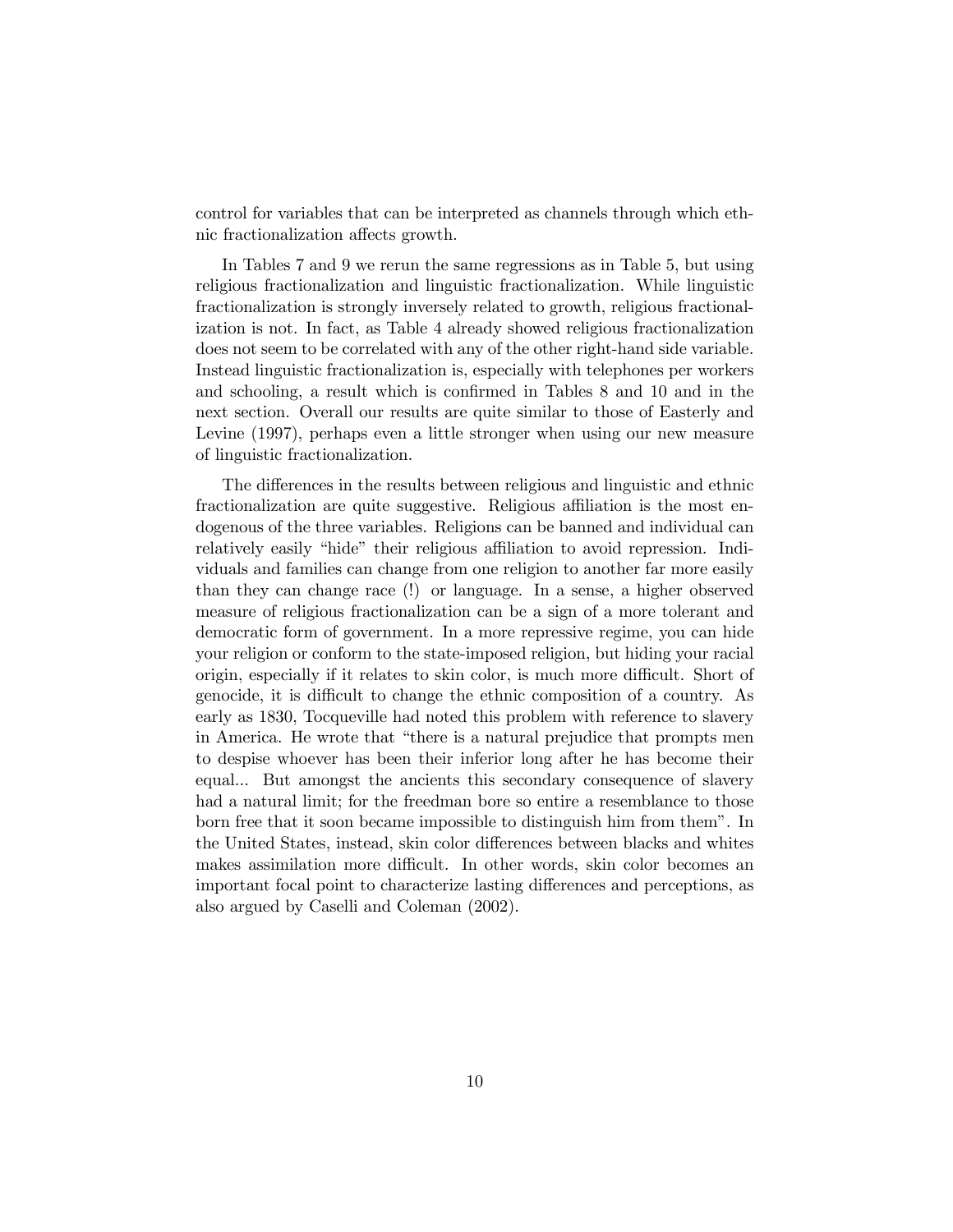control for variables that can be interpreted as channels through which ethnic fractionalization affects growth.

In Tables 7 and 9 we rerun the same regressions as in Table 5, but using religious fractionalization and linguistic fractionalization. While linguistic fractionalization is strongly inversely related to growth, religious fractionalization is not. In fact, as Table 4 already showed religious fractionalization does not seem to be correlated with any of the other right-hand side variable. Instead linguistic fractionalization is, especially with telephones per workers and schooling, a result which is confirmed in Tables 8 and 10 and in the next section. Overall our results are quite similar to those of Easterly and Levine (1997), perhaps even a little stronger when using our new measure of linguistic fractionalization.

The differences in the results between religious and linguistic and ethnic fractionalization are quite suggestive. Religious affiliation is the most endogenous of the three variables. Religions can be banned and individual can relatively easily "hide" their religious affiliation to avoid repression. Individuals and families can change from one religion to another far more easily than they can change race (!) or language. In a sense, a higher observed measure of religious fractionalization can be a sign of a more tolerant and democratic form of government. In a more repressive regime, you can hide your religion or conform to the state-imposed religion, but hiding your racial origin, especially if it relates to skin color, is much more difficult. Short of genocide, it is difficult to change the ethnic composition of a country. As early as 1830, Tocqueville had noted this problem with reference to slavery in America. He wrote that "there is a natural prejudice that prompts men to despise whoever has been their inferior long after he has become their equal... But amongst the ancients this secondary consequence of slavery had a natural limit; for the freedman bore so entire a resemblance to those born free that it soon became impossible to distinguish him from them". In the United States, instead, skin color differences between blacks and whites makes assimilation more difficult. In other words, skin color becomes an important focal point to characterize lasting differences and perceptions, as also argued by Caselli and Coleman (2002).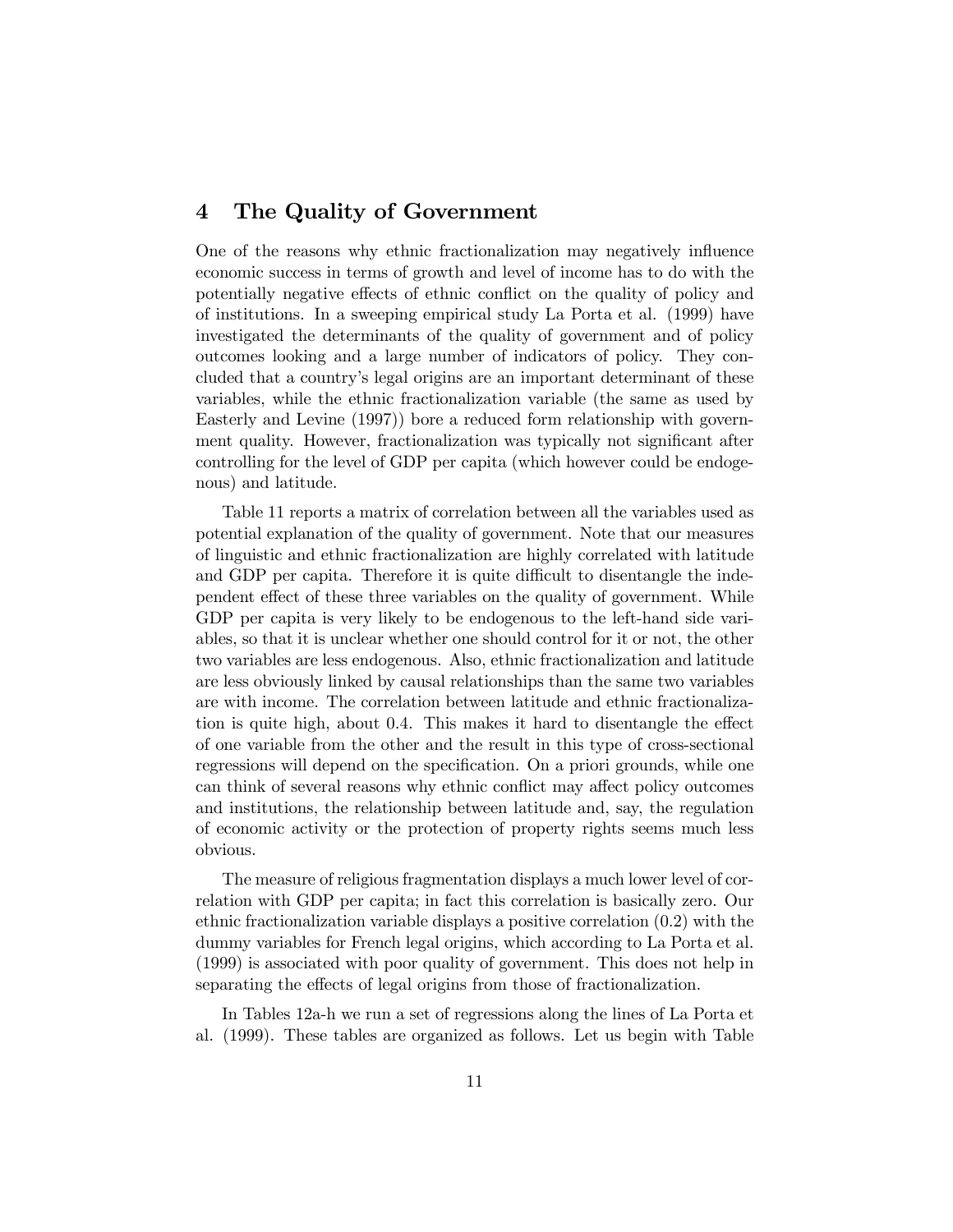## 4 The Quality of Government

One of the reasons why ethnic fractionalization may negatively influence economic success in terms of growth and level of income has to do with the potentially negative effects of ethnic conflict on the quality of policy and of institutions. In a sweeping empirical study La Porta et al. (1999) have investigated the determinants of the quality of government and of policy outcomes looking and a large number of indicators of policy. They concluded that a country's legal origins are an important determinant of these variables, while the ethnic fractionalization variable (the same as used by Easterly and Levine (1997)) bore a reduced form relationship with government quality. However, fractionalization was typically not significant after controlling for the level of GDP per capita (which however could be endogenous) and latitude.

Table 11 reports a matrix of correlation between all the variables used as potential explanation of the quality of government. Note that our measures of linguistic and ethnic fractionalization are highly correlated with latitude and GDP per capita. Therefore it is quite difficult to disentangle the independent effect of these three variables on the quality of government. While GDP per capita is very likely to be endogenous to the left-hand side variables, so that it is unclear whether one should control for it or not, the other two variables are less endogenous. Also, ethnic fractionalization and latitude are less obviously linked by causal relationships than the same two variables are with income. The correlation between latitude and ethnic fractionalization is quite high, about 0.4. This makes it hard to disentangle the effect of one variable from the other and the result in this type of cross-sectional regressions will depend on the specification. On a priori grounds, while one can think of several reasons why ethnic conflict may affect policy outcomes and institutions, the relationship between latitude and, say, the regulation of economic activity or the protection of property rights seems much less obvious.

The measure of religious fragmentation displays a much lower level of correlation with GDP per capita; in fact this correlation is basically zero. Our ethnic fractionalization variable displays a positive correlation (0.2) with the dummy variables for French legal origins, which according to La Porta et al. (1999) is associated with poor quality of government. This does not help in separating the effects of legal origins from those of fractionalization.

In Tables 12a-h we run a set of regressions along the lines of La Porta et al. (1999). These tables are organized as follows. Let us begin with Table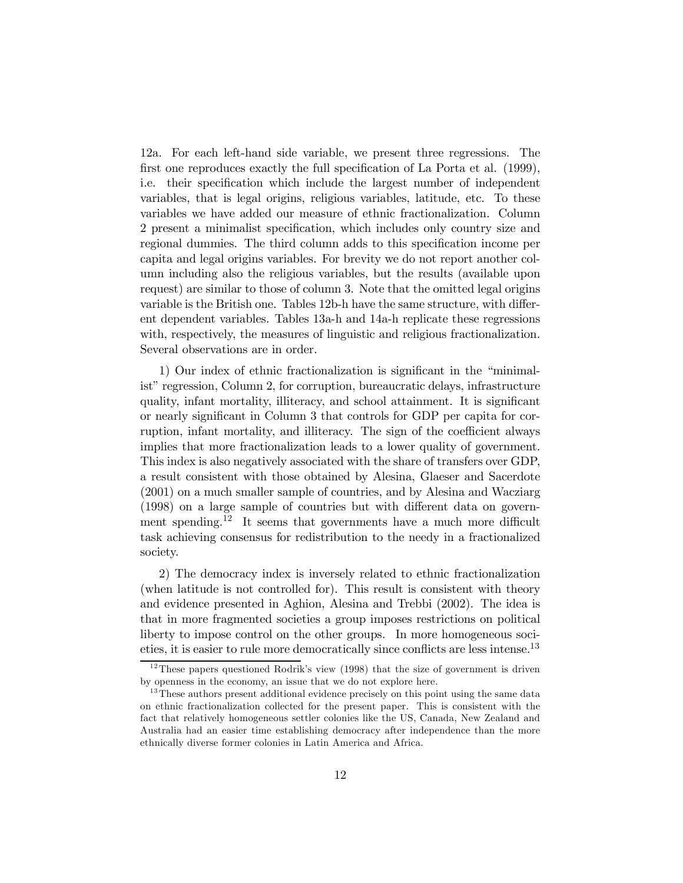12a. For each left-hand side variable, we present three regressions. The first one reproduces exactly the full specification of La Porta et al. (1999), i.e. their specification which include the largest number of independent variables, that is legal origins, religious variables, latitude, etc. To these variables we have added our measure of ethnic fractionalization. Column 2 present a minimalist specification, which includes only country size and regional dummies. The third column adds to this specification income per capita and legal origins variables. For brevity we do not report another column including also the religious variables, but the results (available upon request) are similar to those of column 3. Note that the omitted legal origins variable is the British one. Tables 12b-h have the same structure, with different dependent variables. Tables 13a-h and 14a-h replicate these regressions with, respectively, the measures of linguistic and religious fractionalization. Several observations are in order.

1) Our index of ethnic fractionalization is significant in the "minimalist" regression, Column 2, for corruption, bureaucratic delays, infrastructure quality, infant mortality, illiteracy, and school attainment. It is significant or nearly significant in Column 3 that controls for GDP per capita for corruption, infant mortality, and illiteracy. The sign of the coefficient always implies that more fractionalization leads to a lower quality of government. This index is also negatively associated with the share of transfers over GDP, a result consistent with those obtained by Alesina, Glaeser and Sacerdote (2001) on a much smaller sample of countries, and by Alesina and Wacziarg (1998) on a large sample of countries but with different data on government spending.[12] It seems that governments have a much more difficult task achieving consensus for redistribution to the needy in a fractionalized society.

2) The democracy index is inversely related to ethnic fractionalization (when latitude is not controlled for). This result is consistent with theory and evidence presented in Aghion, Alesina and Trebbi (2002). The idea is that in more fragmented societies a group imposes restrictions on political liberty to impose control on the other groups. In more homogeneous societies, it is easier to rule more democratically since conflicts are less intense.[13]

[12] These papers questioned Rodrik's view (1998) that the size of government is driven by openness in the economy, an issue that we do not explore here.

[13] These authors present additional evidence precisely on this point using the same data on ethnic fractionalization collected for the present paper. This is consistent with the fact that relatively homogeneous settler colonies like the US, Canada, New Zealand and Australia had an easier time establishing democracy after independence than the more ethnically diverse former colonies in Latin America and Africa.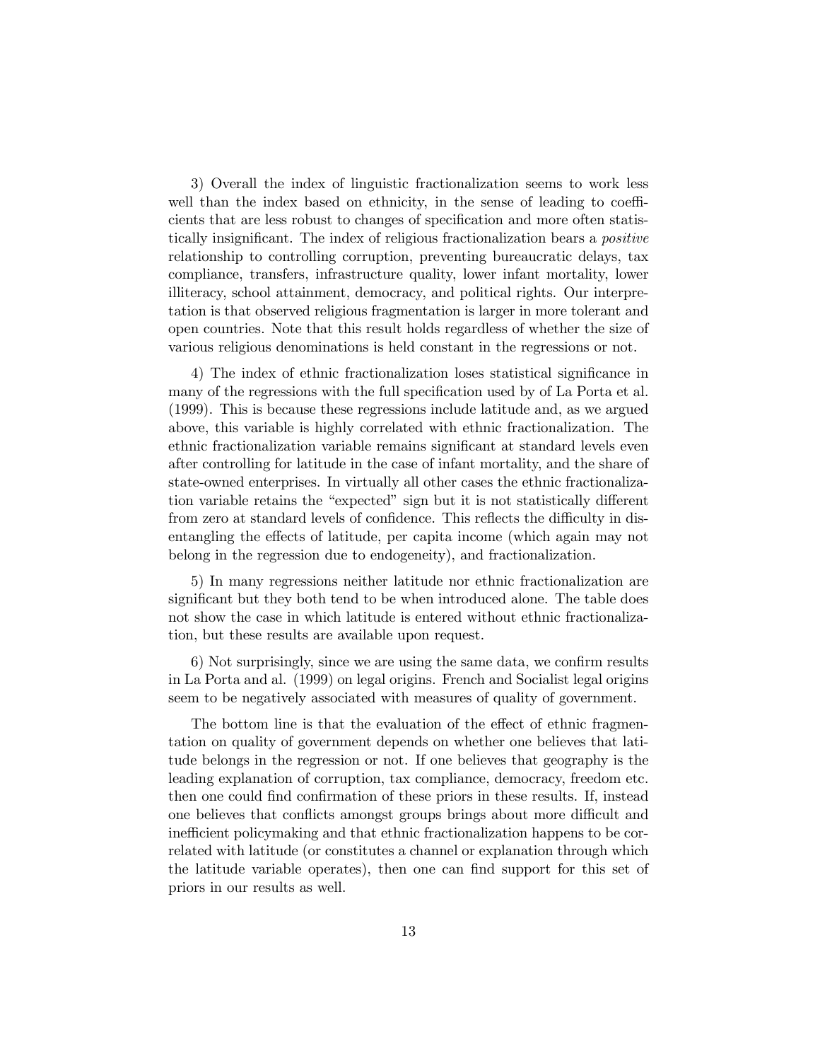3) Overall the index of linguistic fractionalization seems to work less well than the index based on ethnicity, in the sense of leading to coefficients that are less robust to changes of specification and more often statistically insignificant. The index of religious fractionalization bears a *positive* relationship to controlling corruption, preventing bureaucratic delays, tax compliance, transfers, infrastructure quality, lower infant mortality, lower illiteracy, school attainment, democracy, and political rights. Our interpretation is that observed religious fragmentation is larger in more tolerant and open countries. Note that this result holds regardless of whether the size of various religious denominations is held constant in the regressions or not.

4) The index of ethnic fractionalization loses statistical significance in many of the regressions with the full specification used by of La Porta et al. (1999). This is because these regressions include latitude and, as we argued above, this variable is highly correlated with ethnic fractionalization. The ethnic fractionalization variable remains significant at standard levels even after controlling for latitude in the case of infant mortality, and the share of state-owned enterprises. In virtually all other cases the ethnic fractionalization variable retains the "expected" sign but it is not statistically different from zero at standard levels of confidence. This reflects the difficulty in disentangling the effects of latitude, per capita income (which again may not belong in the regression due to endogeneity), and fractionalization.

5) In many regressions neither latitude nor ethnic fractionalization are significant but they both tend to be when introduced alone. The table does not show the case in which latitude is entered without ethnic fractionalization, but these results are available upon request.

6) Not surprisingly, since we are using the same data, we confirm results in La Porta and al. (1999) on legal origins. French and Socialist legal origins seem to be negatively associated with measures of quality of government.

The bottom line is that the evaluation of the effect of ethnic fragmentation on quality of government depends on whether one believes that latitude belongs in the regression or not. If one believes that geography is the leading explanation of corruption, tax compliance, democracy, freedom etc. then one could find confirmation of these priors in these results. If, instead one believes that conflicts amongst groups brings about more difficult and inefficient policymaking and that ethnic fractionalization happens to be correlated with latitude (or constitutes a channel or explanation through which the latitude variable operates), then one can find support for this set of priors in our results as well.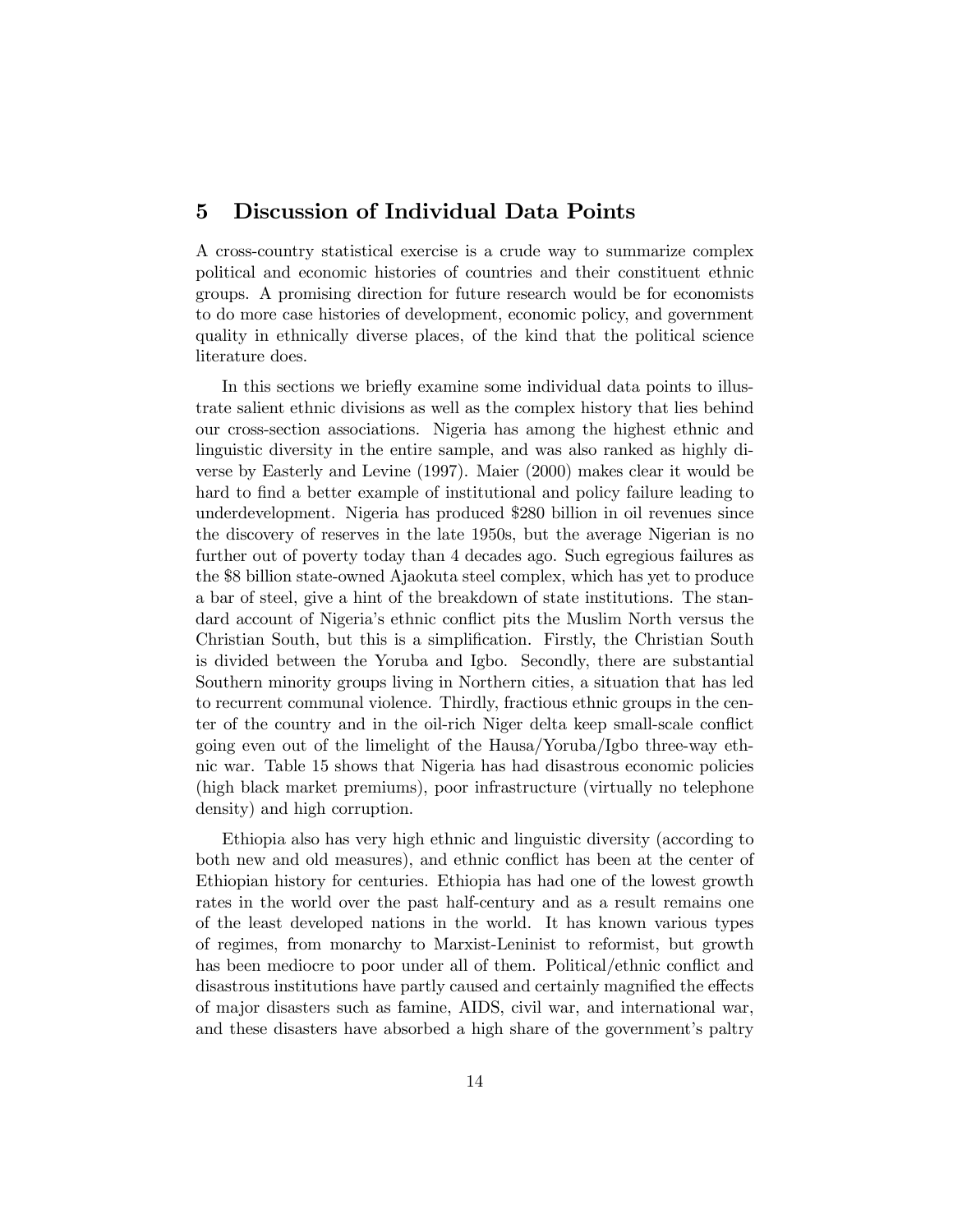## 5 Discussion of Individual Data Points

A cross-country statistical exercise is a crude way to summarize complex political and economic histories of countries and their constituent ethnic groups. A promising direction for future research would be for economists to do more case histories of development, economic policy, and government quality in ethnically diverse places, of the kind that the political science literature does.

In this sections we briefly examine some individual data points to illustrate salient ethnic divisions as well as the complex history that lies behind our cross-section associations. Nigeria has among the highest ethnic and linguistic diversity in the entire sample, and was also ranked as highly diverse by Easterly and Levine (1997). Maier (2000) makes clear it would be hard to find a better example of institutional and policy failure leading to underdevelopment. Nigeria has produced \$280 billion in oil revenues since the discovery of reserves in the late 1950s, but the average Nigerian is no further out of poverty today than 4 decades ago. Such egregious failures as the \$8 billion state-owned Ajaokuta steel complex, which has yet to produce a bar of steel, give a hint of the breakdown of state institutions. The standard account of Nigeria's ethnic conflict pits the Muslim North versus the Christian South, but this is a simplification. Firstly, the Christian South is divided between the Yoruba and Igbo. Secondly, there are substantial Southern minority groups living in Northern cities, a situation that has led to recurrent communal violence. Thirdly, fractious ethnic groups in the center of the country and in the oil-rich Niger delta keep small-scale conflict going even out of the limelight of the Hausa/Yoruba/Igbo three-way ethnic war. Table 15 shows that Nigeria has had disastrous economic policies (high black market premiums), poor infrastructure (virtually no telephone density) and high corruption.

Ethiopia also has very high ethnic and linguistic diversity (according to both new and old measures), and ethnic conflict has been at the center of Ethiopian history for centuries. Ethiopia has had one of the lowest growth rates in the world over the past half-century and as a result remains one of the least developed nations in the world. It has known various types of regimes, from monarchy to Marxist-Leninist to reformist, but growth has been mediocre to poor under all of them. Political/ethnic conflict and disastrous institutions have partly caused and certainly magnified the effects of major disasters such as famine, AIDS, civil war, and international war, and these disasters have absorbed a high share of the government's paltry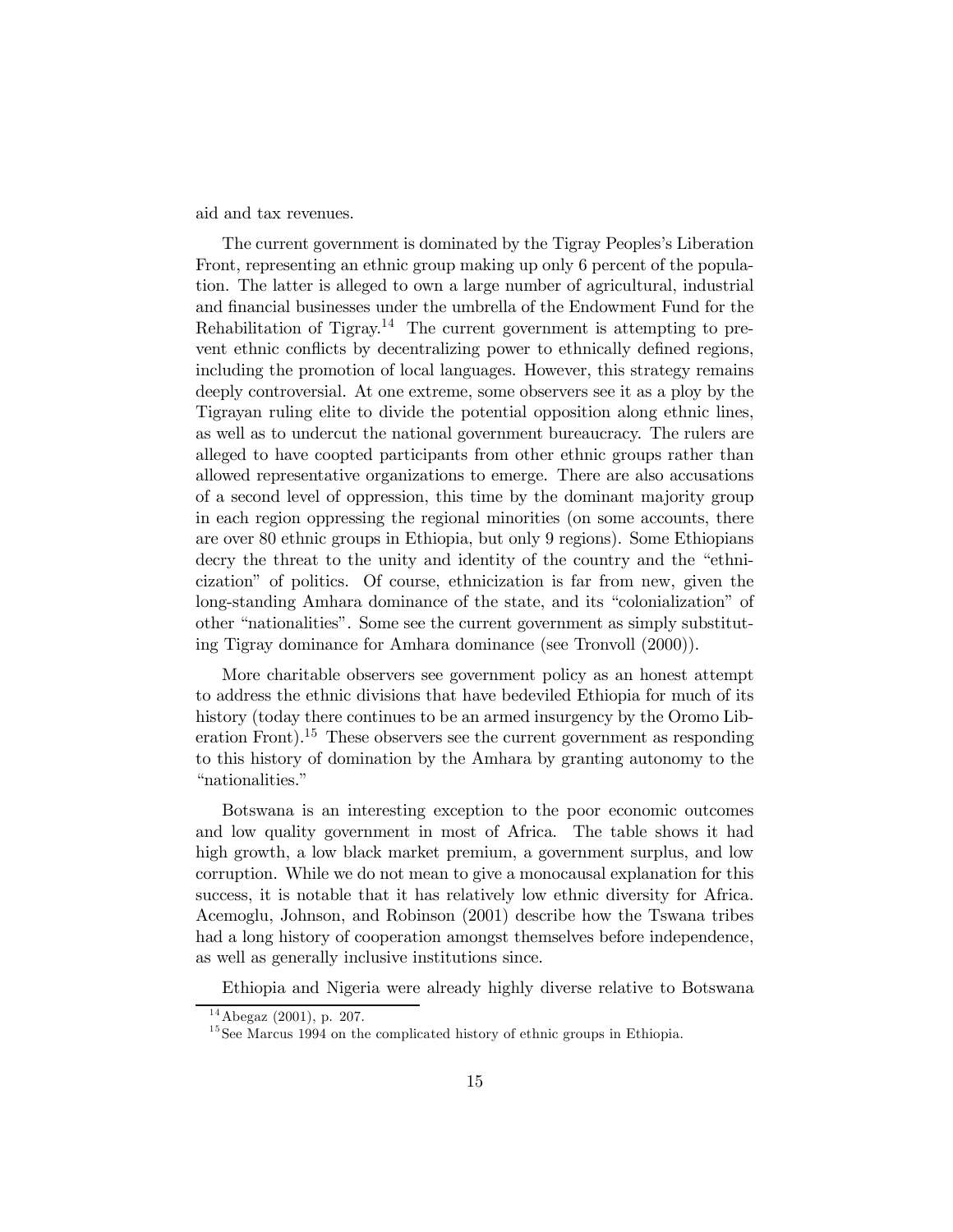aid and tax revenues.

The current government is dominated by the Tigray Peoples's Liberation Front, representing an ethnic group making up only 6 percent of the population. The latter is alleged to own a large number of agricultural, industrial and financial businesses under the umbrella of the Endowment Fund for the Rehabilitation of Tigray.[14] The current government is attempting to prevent ethnic conflicts by decentralizing power to ethnically defined regions, including the promotion of local languages. However, this strategy remains deeply controversial. At one extreme, some observers see it as a ploy by the Tigrayan ruling elite to divide the potential opposition along ethnic lines, as well as to undercut the national government bureaucracy. The rulers are alleged to have coopted participants from other ethnic groups rather than allowed representative organizations to emerge. There are also accusations of a second level of oppression, this time by the dominant majority group in each region oppressing the regional minorities (on some accounts, there are over 80 ethnic groups in Ethiopia, but only 9 regions). Some Ethiopians decry the threat to the unity and identity of the country and the "ethnicization" of politics. Of course, ethnicization is far from new, given the long-standing Amhara dominance of the state, and its "colonialization" of other "nationalities". Some see the current government as simply substituting Tigray dominance for Amhara dominance (see Tronvoll (2000)).

More charitable observers see government policy as an honest attempt to address the ethnic divisions that have bedeviled Ethiopia for much of its history (today there continues to be an armed insurgency by the Oromo Liberation Front).[15] These observers see the current government as responding to this history of domination by the Amhara by granting autonomy to the "nationalities."

Botswana is an interesting exception to the poor economic outcomes and low quality government in most of Africa. The table shows it had high growth, a low black market premium, a government surplus, and low corruption. While we do not mean to give a monocausal explanation for this success, it is notable that it has relatively low ethnic diversity for Africa. Acemoglu, Johnson, and Robinson (2001) describe how the Tswana tribes had a long history of cooperation amongst themselves before independence, as well as generally inclusive institutions since.

Ethiopia and Nigeria were already highly diverse relative to Botswana

[14] Abegaz (2001), p. 207.

[15] See Marcus 1994 on the complicated history of ethnic groups in Ethiopia.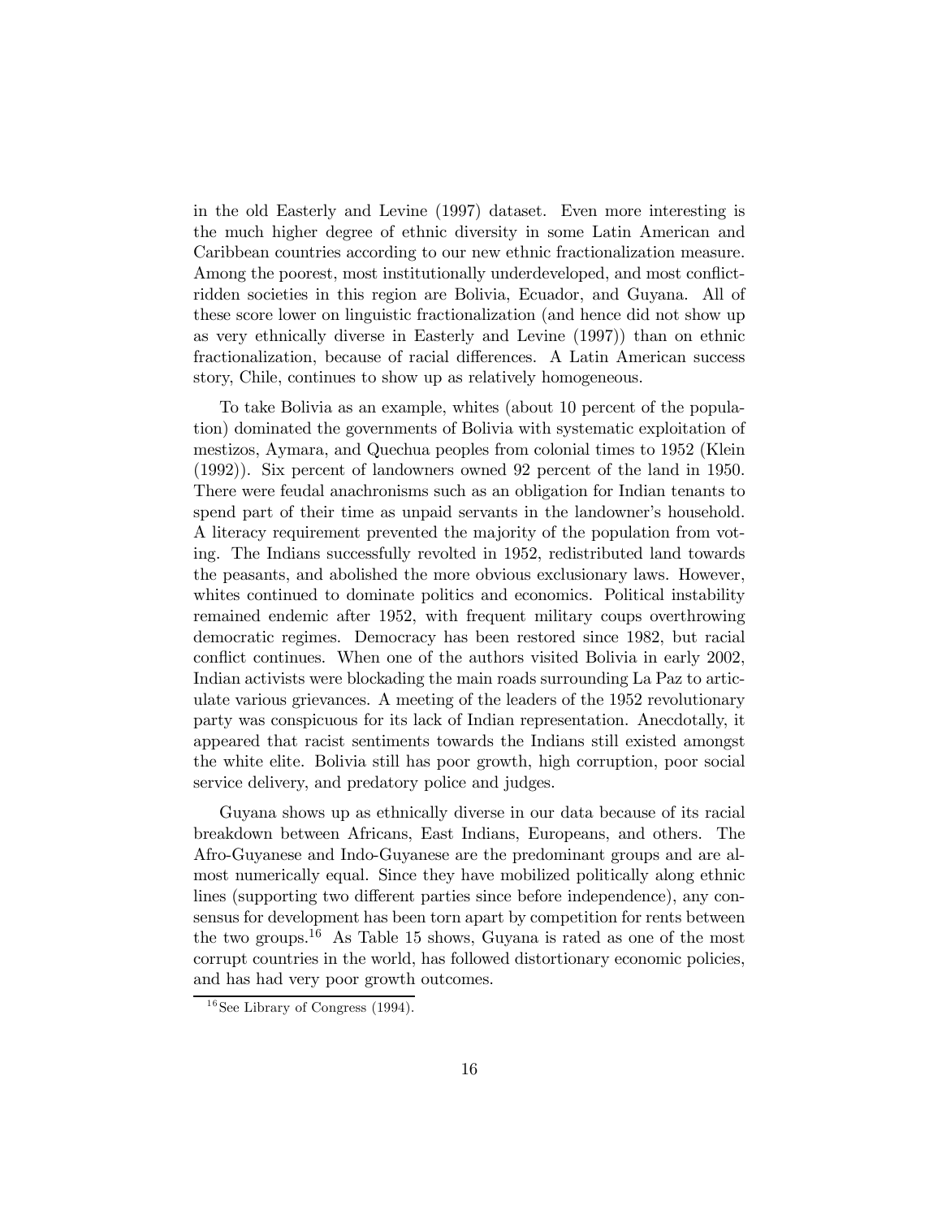in the old Easterly and Levine (1997) dataset. Even more interesting is the much higher degree of ethnic diversity in some Latin American and Caribbean countries according to our new ethnic fractionalization measure. Among the poorest, most institutionally underdeveloped, and most conflict-ridden societies in this region are Bolivia, Ecuador, and Guyana. All of these score lower on linguistic fractionalization (and hence did not show up as very ethnically diverse in Easterly and Levine (1997)) than on ethnic fractionalization, because of racial differences. A Latin American success story, Chile, continues to show up as relatively homogeneous.

To take Bolivia as an example, whites (about 10 percent of the population) dominated the governments of Bolivia with systematic exploitation of mestizos, Aymara, and Quechua peoples from colonial times to 1952 (Klein (1992)). Six percent of landowners owned 92 percent of the land in 1950. There were feudal anachronisms such as an obligation for Indian tenants to spend part of their time as unpaid servants in the landowner's household. A literacy requirement prevented the majority of the population from voting. The Indians successfully revolted in 1952, redistributed land towards the peasants, and abolished the more obvious exclusionary laws. However, whites continued to dominate politics and economics. Political instability remained endemic after 1952, with frequent military coups overthrowing democratic regimes. Democracy has been restored since 1982, but racial conflict continues. When one of the authors visited Bolivia in early 2002, Indian activists were blockading the main roads surrounding La Paz to articulate various grievances. A meeting of the leaders of the 1952 revolutionary party was conspicuous for its lack of Indian representation. Anecdotally, it appeared that racist sentiments towards the Indians still existed amongst the white elite. Bolivia still has poor growth, high corruption, poor social service delivery, and predatory police and judges.

Guyana shows up as ethnically diverse in our data because of its racial breakdown between Africans, East Indians, Europeans, and others. The Afro-Guyanese and Indo-Guyanese are the predominant groups and are almost numerically equal. Since they have mobilized politically along ethnic lines (supporting two different parties since before independence), any consensus for development has been torn apart by competition for rents between the two groups.[16] As Table 15 shows, Guyana is rated as one of the most corrupt countries in the world, has followed distortionary economic policies, and has had very poor growth outcomes.

[16] See Library of Congress (1994).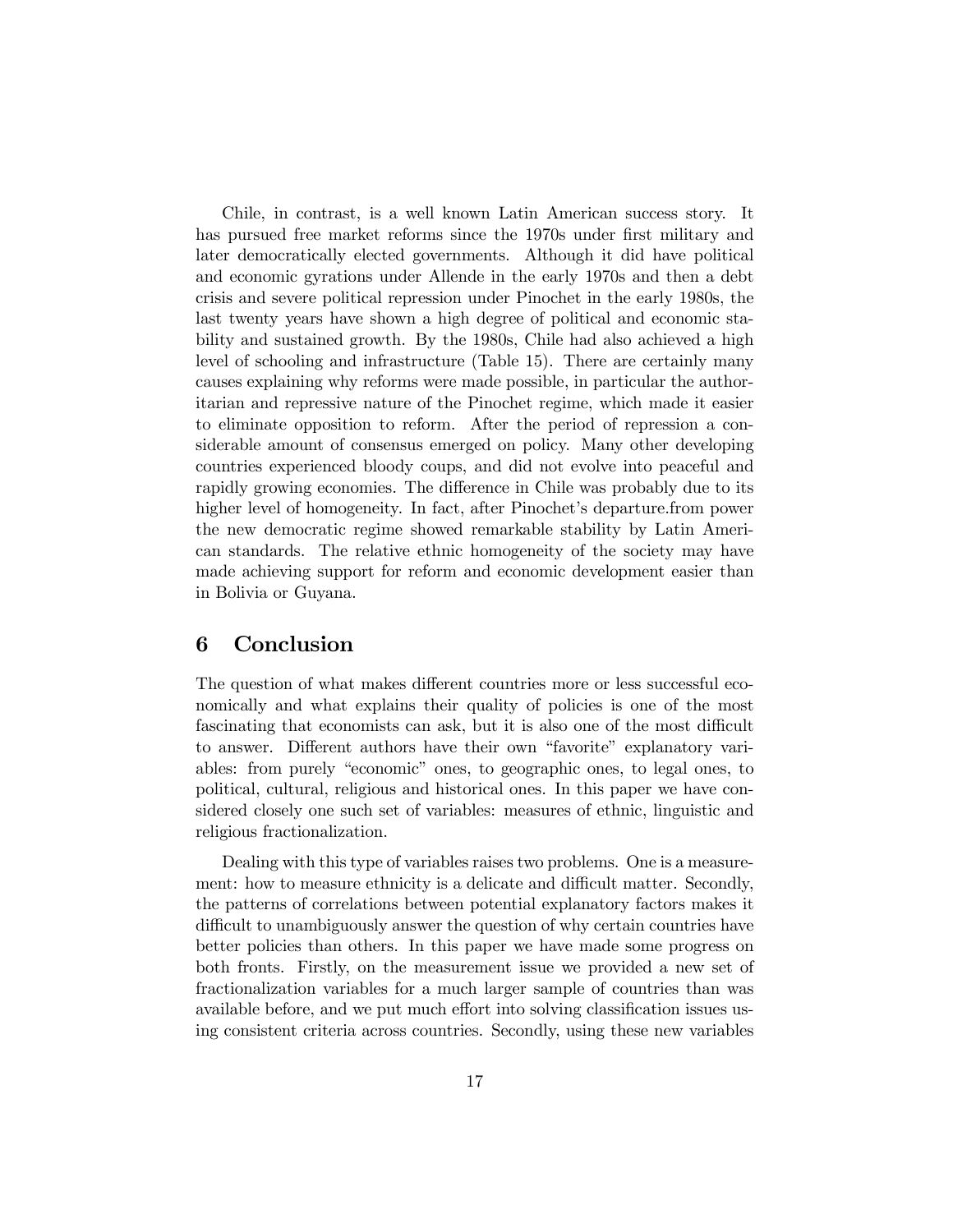Chile, in contrast, is a well known Latin American success story. It has pursued free market reforms since the 1970s under first military and later democratically elected governments. Although it did have political and economic gyrations under Allende in the early 1970s and then a debt crisis and severe political repression under Pinochet in the early 1980s, the last twenty years have shown a high degree of political and economic stability and sustained growth. By the 1980s, Chile had also achieved a high level of schooling and infrastructure (Table 15). There are certainly many causes explaining why reforms were made possible, in particular the authoritarian and repressive nature of the Pinochet regime, which made it easier to eliminate opposition to reform. After the period of repression a considerable amount of consensus emerged on policy. Many other developing countries experienced bloody coups, and did not evolve into peaceful and rapidly growing economies. The difference in Chile was probably due to its higher level of homogeneity. In fact, after Pinochet's departure.from power the new democratic regime showed remarkable stability by Latin American standards. The relative ethnic homogeneity of the society may have made achieving support for reform and economic development easier than in Bolivia or Guyana.

## 6 Conclusion

The question of what makes different countries more or less successful economically and what explains their quality of policies is one of the most fascinating that economists can ask, but it is also one of the most difficult to answer. Different authors have their own "favorite" explanatory variables: from purely "economic" ones, to geographic ones, to legal ones, to political, cultural, religious and historical ones. In this paper we have considered closely one such set of variables: measures of ethnic, linguistic and religious fractionalization.

Dealing with this type of variables raises two problems. One is a measurement: how to measure ethnicity is a delicate and difficult matter. Secondly, the patterns of correlations between potential explanatory factors makes it difficult to unambiguously answer the question of why certain countries have better policies than others. In this paper we have made some progress on both fronts. Firstly, on the measurement issue we provided a new set of fractionalization variables for a much larger sample of countries than was available before, and we put much effort into solving classification issues using consistent criteria across countries. Secondly, using these new variables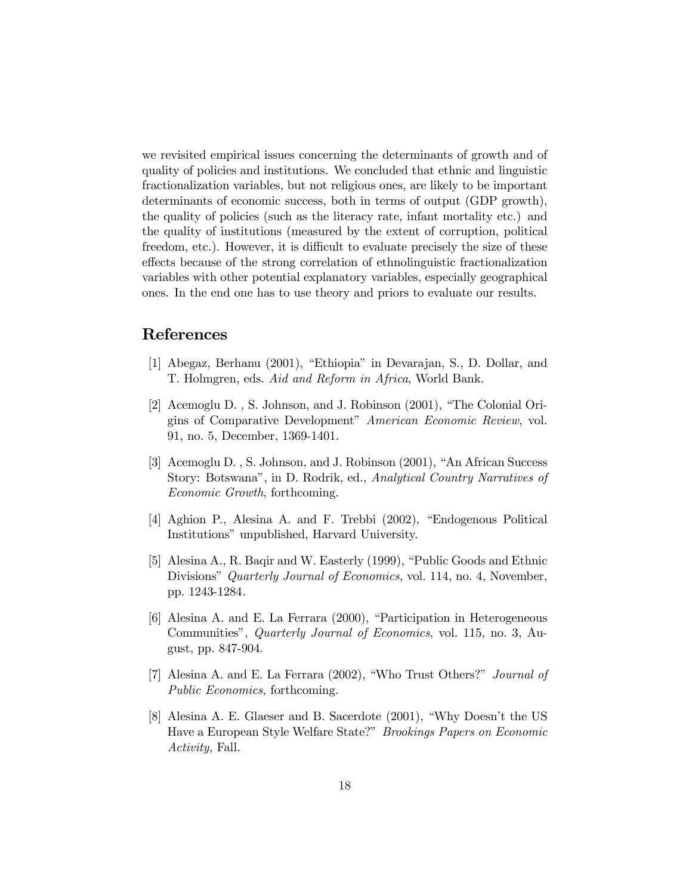we revisited empirical issues concerning the determinants of growth and of quality of policies and institutions. We concluded that ethnic and linguistic fractionalization variables, but not religious ones, are likely to be important determinants of economic success, both in terms of output (GDP growth), the quality of policies (such as the literacy rate, infant mortality etc.) and the quality of institutions (measured by the extent of corruption, political freedom, etc.). However, it is difficult to evaluate precisely the size of these effects because of the strong correlation of ethnolinguistic fractionalization variables with other potential explanatory variables, especially geographical ones. In the end one has to use theory and priors to evaluate our results.

# References

[1] Abegaz, Berhanu (2001), "Ethiopia" in Devarajan, S., D. Dollar, and T. Holmgren, eds. *Aid and Reform in Africa*, World Bank.

[2] Acemoglu D. , S. Johnson, and J. Robinson (2001), "The Colonial Origins of Comparative Development" *American Economic Review*, vol. 91, no. 5, December, 1369-1401.

[3] Acemoglu D. , S. Johnson, and J. Robinson (2001), "An African Success Story: Botswana", in D. Rodrik, ed., *Analytical Country Narratives of Economic Growth*, forthcoming.

[4] Aghion P., Alesina A. and F. Trebbi (2002), "Endogenous Political Institutions" unpublished, Harvard University.

[5] Alesina A., R. Baqir and W. Easterly (1999), "Public Goods and Ethnic Divisions" *Quarterly Journal of Economics*, vol. 114, no. 4, November, pp. 1243-1284.

[6] Alesina A. and E. La Ferrara (2000), "Participation in Heterogeneous Communities", *Quarterly Journal of Economics*, vol. 115, no. 3, August, pp. 847-904.

[7] Alesina A. and E. La Ferrara (2002), "Who Trust Others?" *Journal of Public Economics,* forthcoming.

[8] Alesina A. E. Glaeser and B. Sacerdote (2001), "Why Doesn't the US Have a European Style Welfare State?" *Brookings Papers on Economic Activity,* Fall.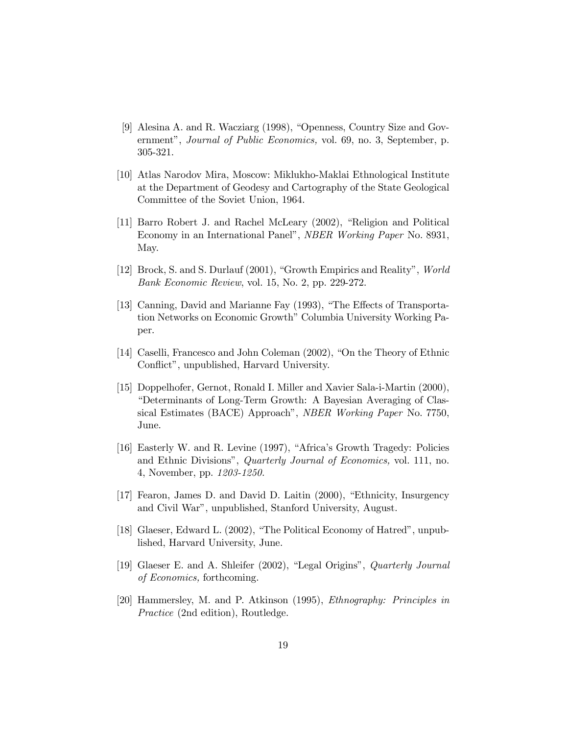[9] Alesina A. and R. Wacziarg (1998), "Openness, Country Size and Government", *Journal of Public Economics,* vol. 69, no. 3, September, p. 305-321.

[10] Atlas Narodov Mira, Moscow: Miklukho-Maklai Ethnological Institute at the Department of Geodesy and Cartography of the State Geological Committee of the Soviet Union, 1964.

[11] Barro Robert J. and Rachel McLeary (2002), "Religion and Political Economy in an International Panel", *NBER Working Paper* No. 8931, May.

[12] Brock, S. and S. Durlauf (2001), "Growth Empirics and Reality", *World Bank Economic Review*, vol. 15, No. 2, pp. 229-272.

[13] Canning, David and Marianne Fay (1993), "The Effects of Transportation Networks on Economic Growth" Columbia University Working Paper.

[14] Caselli, Francesco and John Coleman (2002), "On the Theory of Ethnic Conflict", unpublished, Harvard University.

[15] Doppelhofer, Gernot, Ronald I. Miller and Xavier Sala-i-Martin (2000), "Determinants of Long-Term Growth: A Bayesian Averaging of Classical Estimates (BACE) Approach", *NBER Working Paper* No. 7750, June.

[16] Easterly W. and R. Levine (1997), "Africa's Growth Tragedy: Policies and Ethnic Divisions", *Quarterly Journal of Economics,* vol. 111, no. 4, November, pp. *1203-1250.*

[17] Fearon, James D. and David D. Laitin (2000), "Ethnicity, Insurgency and Civil War", unpublished, Stanford University, August.

[18] Glaeser, Edward L. (2002), "The Political Economy of Hatred", unpublished, Harvard University, June.

[19] Glaeser E. and A. Shleifer (2002), "Legal Origins", *Quarterly Journal of Economics,* forthcoming.

[20] Hammersley, M. and P. Atkinson (1995), *Ethnography: Principles in Practice* (2nd edition), Routledge.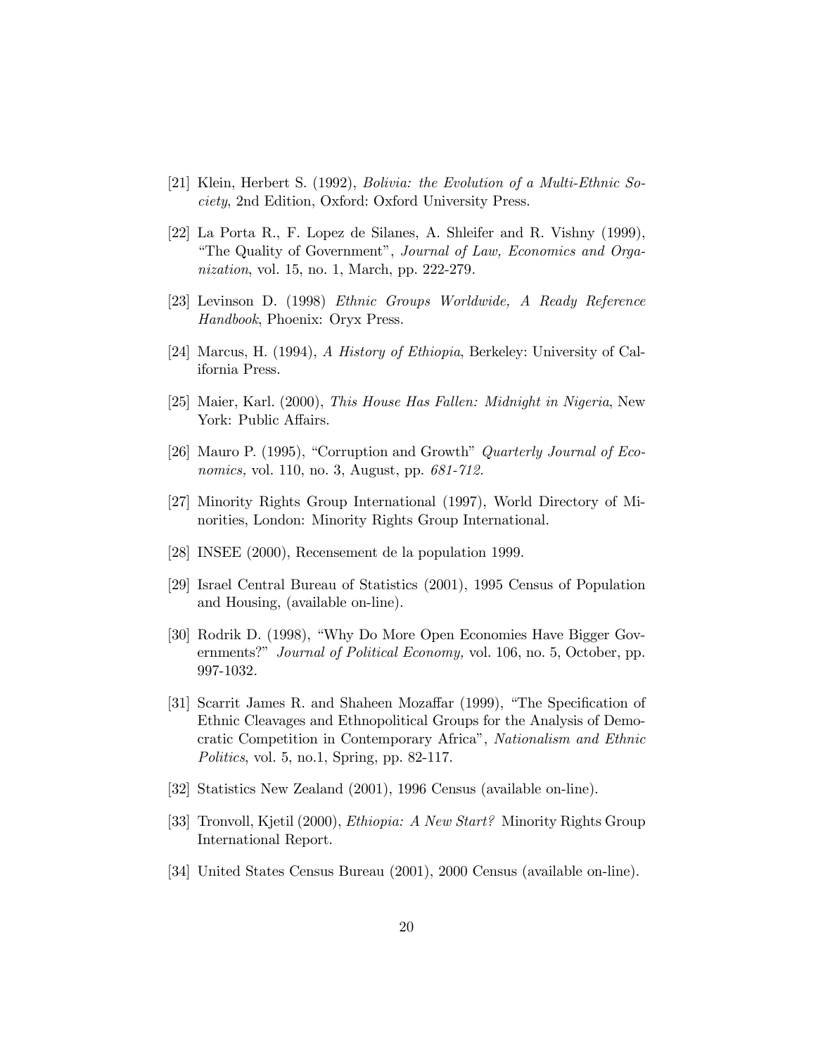[21] Klein, Herbert S. (1992), *Bolivia: the Evolution of a Multi-Ethnic Society*, 2nd Edition, Oxford: Oxford University Press.

[22] La Porta R., F. Lopez de Silanes, A. Shleifer and R. Vishny (1999), "The Quality of Government", *Journal of Law, Economics and Organization*, vol. 15, no. 1, March, pp. 222-279.

[23] Levinson D. (1998) *Ethnic Groups Worldwide, A Ready Reference Handbook*, Phoenix: Oryx Press.

[24] Marcus, H. (1994), *A History of Ethiopia*, Berkeley: University of California Press.

[25] Maier, Karl. (2000), *This House Has Fallen: Midnight in Nigeria*, New York: Public Affairs.

[26] Mauro P. (1995), "Corruption and Growth" *Quarterly Journal of Economics,* vol. 110, no. 3, August, pp. *681-712*.

[27] Minority Rights Group International (1997), World Directory of Minorities, London: Minority Rights Group International.

[28] INSEE (2000), Recensement de la population 1999.

[29] Israel Central Bureau of Statistics (2001), 1995 Census of Population and Housing, (available on-line).

[30] Rodrik D. (1998), "Why Do More Open Economies Have Bigger Governments?" *Journal of Political Economy,* vol. 106, no. 5, October, pp. 997-1032.

[31] Scarrit James R. and Shaheen Mozaffar (1999), "The Specification of Ethnic Cleavages and Ethnopolitical Groups for the Analysis of Democratic Competition in Contemporary Africa", *Nationalism and Ethnic Politics*, vol. 5, no.1, Spring, pp. 82-117.

[32] Statistics New Zealand (2001), 1996 Census (available on-line).

[33] Tronvoll, Kjetil (2000), *Ethiopia: A New Start?* Minority Rights Group International Report.

[34] United States Census Bureau (2001), 2000 Census (available on-line).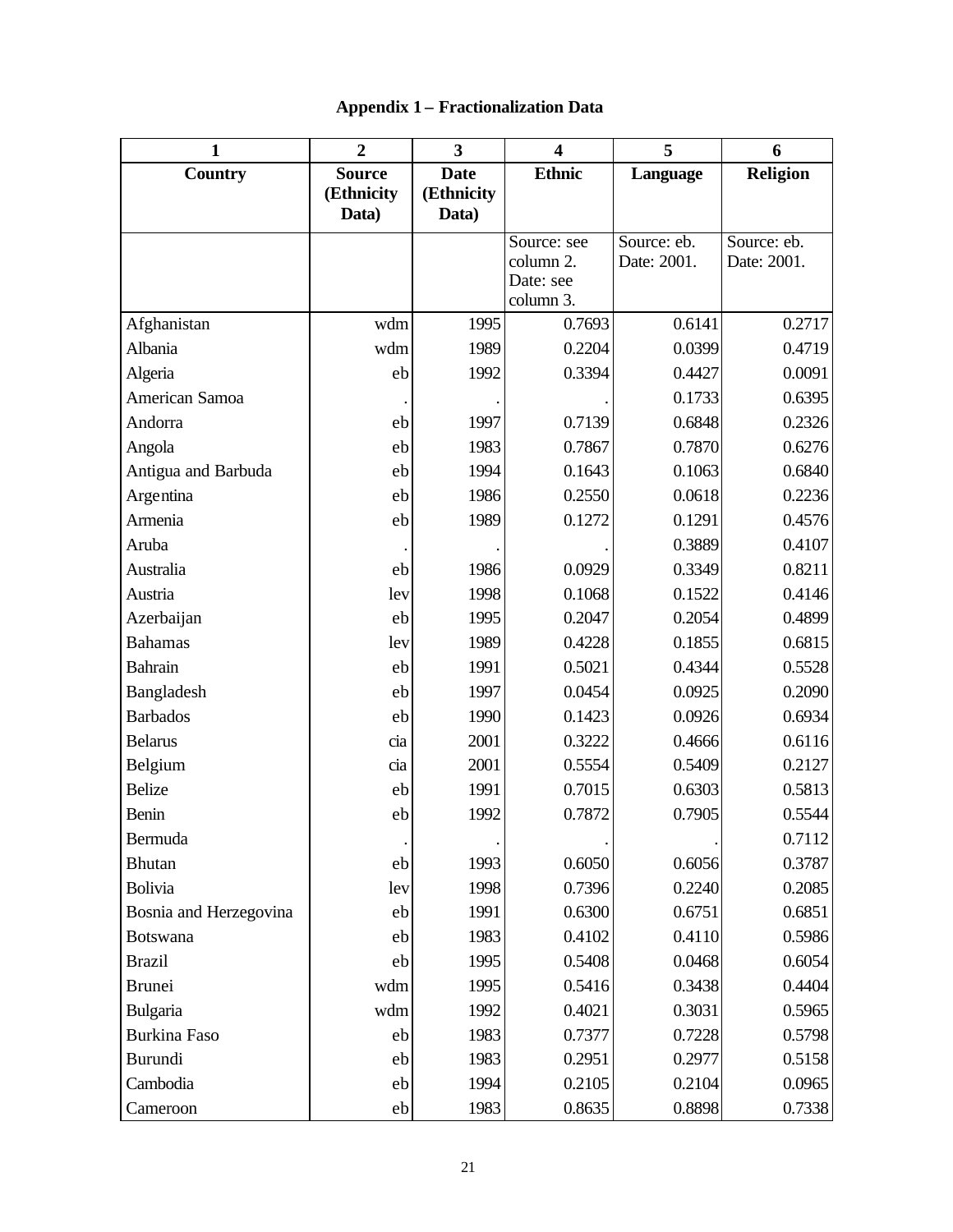## Appendix 1 – Fractionalization Data

| 1 | 2 | 3 | 4 | 5 | 6 |
|---|---|---|---|---|---|
| **Country** | **Source (Ethnicity Data)** | **Date (Ethnicity Data)** | **Ethnic** | **Language** | **Religion** |
| | | | Source: see column 2. Date: see column 3. | Source: eb. Date: 2001. | Source: eb. Date: 2001. |
| Afghanistan | wdm | 1995 | 0.7693 | 0.6141 | 0.2717 |
| Albania | wdm | 1989 | 0.2204 | 0.0399 | 0.4719 |
| Algeria | eb | 1992 | 0.3394 | 0.4427 | 0.0091 |
| American Samoa | . | . | . | 0.1733 | 0.6395 |
| Andorra | eb | 1997 | 0.7139 | 0.6848 | 0.2326 |
| Angola | eb | 1983 | 0.7867 | 0.7870 | 0.6276 |
| Antigua and Barbuda | eb | 1994 | 0.1643 | 0.1063 | 0.6840 |
| Argentina | eb | 1986 | 0.2550 | 0.0618 | 0.2236 |
| Armenia | eb | 1989 | 0.1272 | 0.1291 | 0.4576 |
| Aruba | . | . | . | 0.3889 | 0.4107 |
| Australia | eb | 1986 | 0.0929 | 0.3349 | 0.8211 |
| Austria | lev | 1998 | 0.1068 | 0.1522 | 0.4146 |
| Azerbaijan | eb | 1995 | 0.2047 | 0.2054 | 0.4899 |
| Bahamas | lev | 1989 | 0.4228 | 0.1855 | 0.6815 |
| Bahrain | eb | 1991 | 0.5021 | 0.4344 | 0.5528 |
| Bangladesh | eb | 1997 | 0.0454 | 0.0925 | 0.2090 |
| Barbados | eb | 1990 | 0.1423 | 0.0926 | 0.6934 |
| Belarus | cia | 2001 | 0.3222 | 0.4666 | 0.6116 |
| Belgium | cia | 2001 | 0.5554 | 0.5409 | 0.2127 |
| Belize | eb | 1991 | 0.7015 | 0.6303 | 0.5813 |
| Benin | eb | 1992 | 0.7872 | 0.7905 | 0.5544 |
| Bermuda | . | . | . | . | 0.7112 |
| Bhutan | eb | 1993 | 0.6050 | 0.6056 | 0.3787 |
| Bolivia | lev | 1998 | 0.7396 | 0.2240 | 0.2085 |
| Bosnia and Herzegovina | eb | 1991 | 0.6300 | 0.6751 | 0.6851 |
| Botswana | eb | 1983 | 0.4102 | 0.4110 | 0.5986 |
| Brazil | eb | 1995 | 0.5408 | 0.0468 | 0.6054 |
| Brunei | wdm | 1995 | 0.5416 | 0.3438 | 0.4404 |
| Bulgaria | wdm | 1992 | 0.4021 | 0.3031 | 0.5965 |
| Burkina Faso | eb | 1983 | 0.7377 | 0.7228 | 0.5798 |
| Burundi | eb | 1983 | 0.2951 | 0.2977 | 0.5158 |
| Cambodia | eb | 1994 | 0.2105 | 0.2104 | 0.0965 |
| Cameroon | eb | 1983 | 0.8635 | 0.8898 | 0.7338 |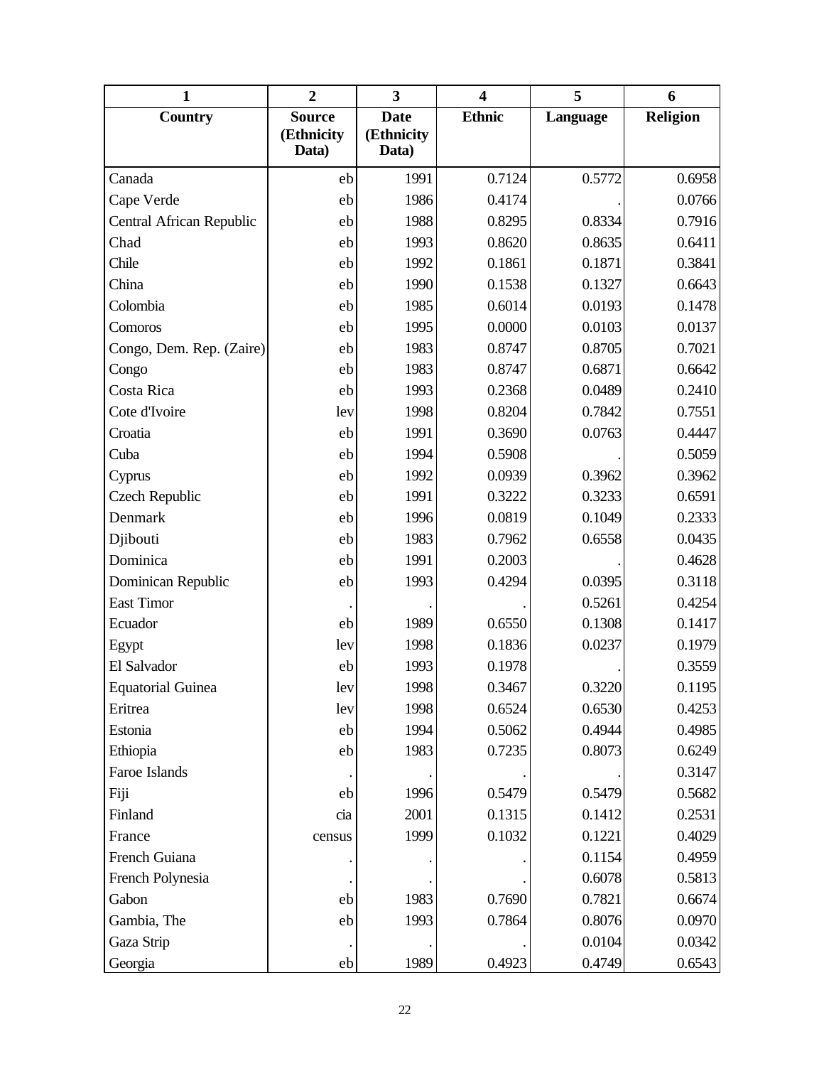| 1 | 2 | 3 | 4 | 5 | 6 |
|---|---|---|---|---|---|
| **Country** | **Source (Ethnicity Data)** | **Date (Ethnicity Data)** | **Ethnic** | **Language** | **Religion** |
| Canada | eb | 1991 | 0.7124 | 0.5772 | 0.6958 |
| Cape Verde | eb | 1986 | 0.4174 | . | 0.0766 |
| Central African Republic | eb | 1988 | 0.8295 | 0.8334 | 0.7916 |
| Chad | eb | 1993 | 0.8620 | 0.8635 | 0.6411 |
| Chile | eb | 1992 | 0.1861 | 0.1871 | 0.3841 |
| China | eb | 1990 | 0.1538 | 0.1327 | 0.6643 |
| Colombia | eb | 1985 | 0.6014 | 0.0193 | 0.1478 |
| Comoros | eb | 1995 | 0.0000 | 0.0103 | 0.0137 |
| Congo, Dem. Rep. (Zaire) | eb | 1983 | 0.8747 | 0.8705 | 0.7021 |
| Congo | eb | 1983 | 0.8747 | 0.6871 | 0.6642 |
| Costa Rica | eb | 1993 | 0.2368 | 0.0489 | 0.2410 |
| Cote d'Ivoire | lev | 1998 | 0.8204 | 0.7842 | 0.7551 |
| Croatia | eb | 1991 | 0.3690 | 0.0763 | 0.4447 |
| Cuba | eb | 1994 | 0.5908 | . | 0.5059 |
| Cyprus | eb | 1992 | 0.0939 | 0.3962 | 0.3962 |
| Czech Republic | eb | 1991 | 0.3222 | 0.3233 | 0.6591 |
| Denmark | eb | 1996 | 0.0819 | 0.1049 | 0.2333 |
| Djibouti | eb | 1983 | 0.7962 | 0.6558 | 0.0435 |
| Dominica | eb | 1991 | 0.2003 | . | 0.4628 |
| Dominican Republic | eb | 1993 | 0.4294 | 0.0395 | 0.3118 |
| East Timor | . | . | . | 0.5261 | 0.4254 |
| Ecuador | eb | 1989 | 0.6550 | 0.1308 | 0.1417 |
| Egypt | lev | 1998 | 0.1836 | 0.0237 | 0.1979 |
| El Salvador | eb | 1993 | 0.1978 | . | 0.3559 |
| Equatorial Guinea | lev | 1998 | 0.3467 | 0.3220 | 0.1195 |
| Eritrea | lev | 1998 | 0.6524 | 0.6530 | 0.4253 |
| Estonia | eb | 1994 | 0.5062 | 0.4944 | 0.4985 |
| Ethiopia | eb | 1983 | 0.7235 | 0.8073 | 0.6249 |
| Faroe Islands | . | . | . | . | 0.3147 |
| Fiji | eb | 1996 | 0.5479 | 0.5479 | 0.5682 |
| Finland | cia | 2001 | 0.1315 | 0.1412 | 0.2531 |
| France | census | 1999 | 0.1032 | 0.1221 | 0.4029 |
| French Guiana | . | . | . | 0.1154 | 0.4959 |
| French Polynesia | . | . | . | 0.6078 | 0.5813 |
| Gabon | eb | 1983 | 0.7690 | 0.7821 | 0.6674 |
| Gambia, The | eb | 1993 | 0.7864 | 0.8076 | 0.0970 |
| Gaza Strip | . | . | . | 0.0104 | 0.0342 |
| Georgia | eb | 1989 | 0.4923 | 0.4749 | 0.6543 |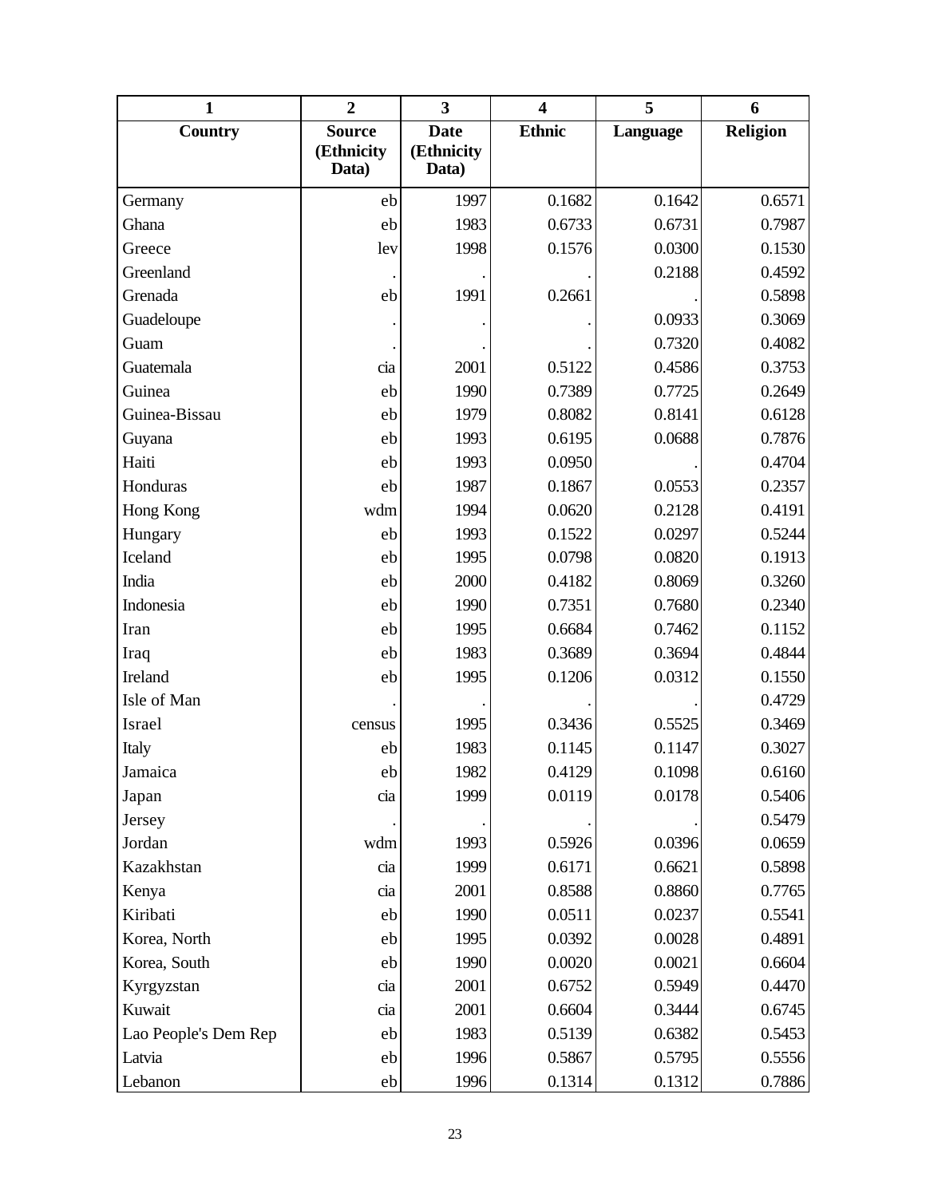| 1 | 2 | 3 | 4 | 5 | 6 |
|---|---|---|---|---|---|
| **Country** | **Source (Ethnicity Data)** | **Date (Ethnicity Data)** | **Ethnic** | **Language** | **Religion** |
| Germany | eb | 1997 | 0.1682 | 0.1642 | 0.6571 |
| Ghana | eb | 1983 | 0.6733 | 0.6731 | 0.7987 |
| Greece | lev | 1998 | 0.1576 | 0.0300 | 0.1530 |
| Greenland | . | . | . | 0.2188 | 0.4592 |
| Grenada | eb | 1991 | 0.2661 | . | 0.5898 |
| Guadeloupe | . | . | . | 0.0933 | 0.3069 |
| Guam | . | . | . | 0.7320 | 0.4082 |
| Guatemala | cia | 2001 | 0.5122 | 0.4586 | 0.3753 |
| Guinea | eb | 1990 | 0.7389 | 0.7725 | 0.2649 |
| Guinea-Bissau | eb | 1979 | 0.8082 | 0.8141 | 0.6128 |
| Guyana | eb | 1993 | 0.6195 | 0.0688 | 0.7876 |
| Haiti | eb | 1993 | 0.0950 | . | 0.4704 |
| Honduras | eb | 1987 | 0.1867 | 0.0553 | 0.2357 |
| Hong Kong | wdm | 1994 | 0.0620 | 0.2128 | 0.4191 |
| Hungary | eb | 1993 | 0.1522 | 0.0297 | 0.5244 |
| Iceland | eb | 1995 | 0.0798 | 0.0820 | 0.1913 |
| India | eb | 2000 | 0.4182 | 0.8069 | 0.3260 |
| Indonesia | eb | 1990 | 0.7351 | 0.7680 | 0.2340 |
| Iran | eb | 1995 | 0.6684 | 0.7462 | 0.1152 |
| Iraq | eb | 1983 | 0.3689 | 0.3694 | 0.4844 |
| Ireland | eb | 1995 | 0.1206 | 0.0312 | 0.1550 |
| Isle of Man | . | . | . | . | 0.4729 |
| Israel | census | 1995 | 0.3436 | 0.5525 | 0.3469 |
| Italy | eb | 1983 | 0.1145 | 0.1147 | 0.3027 |
| Jamaica | eb | 1982 | 0.4129 | 0.1098 | 0.6160 |
| Japan | cia | 1999 | 0.0119 | 0.0178 | 0.5406 |
| Jersey | . | . | . | . | 0.5479 |
| Jordan | wdm | 1993 | 0.5926 | 0.0396 | 0.0659 |
| Kazakhstan | cia | 1999 | 0.6171 | 0.6621 | 0.5898 |
| Kenya | cia | 2001 | 0.8588 | 0.8860 | 0.7765 |
| Kiribati | eb | 1990 | 0.0511 | 0.0237 | 0.5541 |
| Korea, North | eb | 1995 | 0.0392 | 0.0028 | 0.4891 |
| Korea, South | eb | 1990 | 0.0020 | 0.0021 | 0.6604 |
| Kyrgyzstan | cia | 2001 | 0.6752 | 0.5949 | 0.4470 |
| Kuwait | cia | 2001 | 0.6604 | 0.3444 | 0.6745 |
| Lao People's Dem Rep | eb | 1983 | 0.5139 | 0.6382 | 0.5453 |
| Latvia | eb | 1996 | 0.5867 | 0.5795 | 0.5556 |
| Lebanon | eb | 1996 | 0.1314 | 0.1312 | 0.7886 |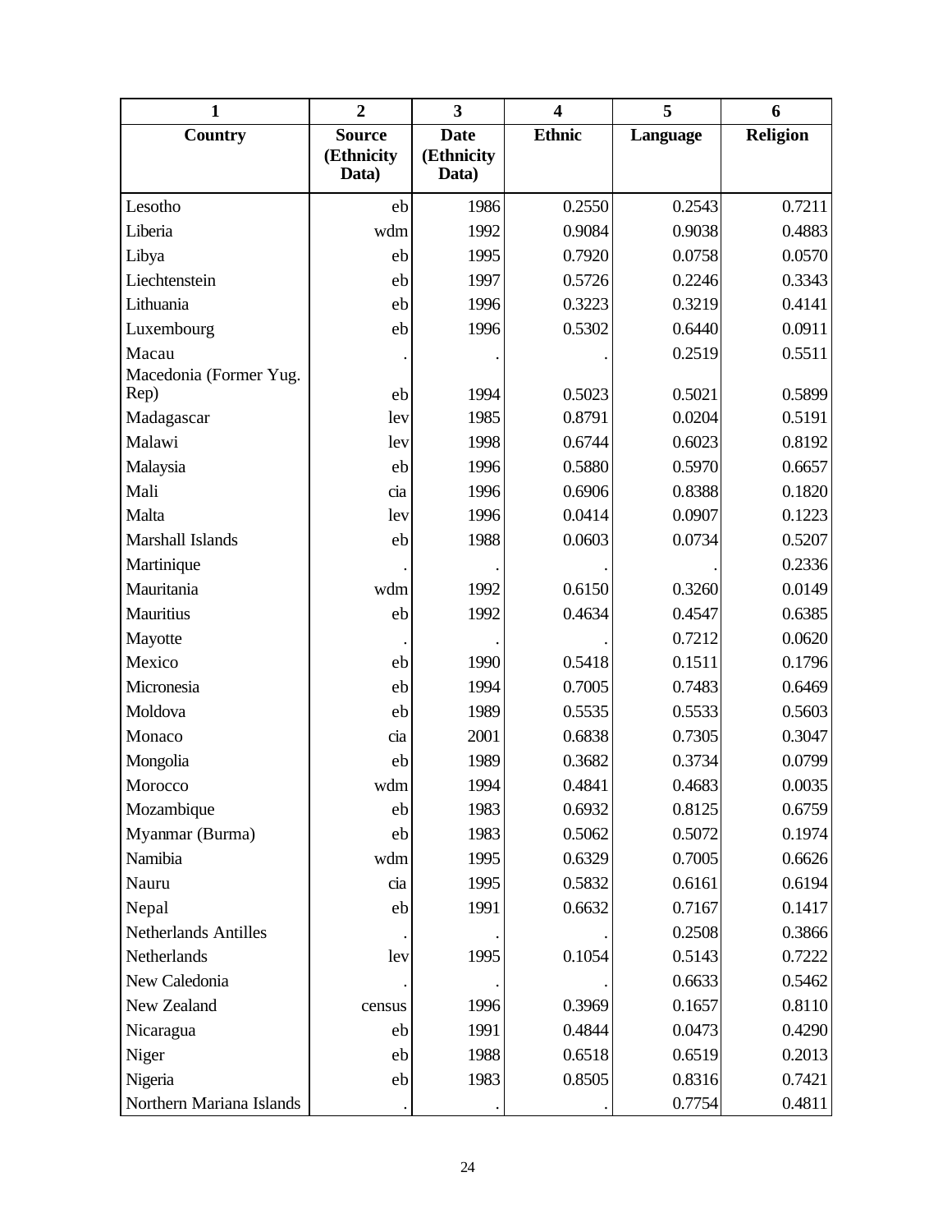| 1 | 2 | 3 | 4 | 5 | 6 |
|---|---|---|---|---|---|
| **Country** | **Source (Ethnicity Data)** | **Date (Ethnicity Data)** | **Ethnic** | **Language** | **Religion** |
| Lesotho | eb | 1986 | 0.2550 | 0.2543 | 0.7211 |
| Liberia | wdm | 1992 | 0.9084 | 0.9038 | 0.4883 |
| Libya | eb | 1995 | 0.7920 | 0.0758 | 0.0570 |
| Liechtenstein | eb | 1997 | 0.5726 | 0.2246 | 0.3343 |
| Lithuania | eb | 1996 | 0.3223 | 0.3219 | 0.4141 |
| Luxembourg | eb | 1996 | 0.5302 | 0.6440 | 0.0911 |
| Macau | . | . | . | 0.2519 | 0.5511 |
| Macedonia (Former Yug. Rep) | eb | 1994 | 0.5023 | 0.5021 | 0.5899 |
| Madagascar | lev | 1985 | 0.8791 | 0.0204 | 0.5191 |
| Malawi | lev | 1998 | 0.6744 | 0.6023 | 0.8192 |
| Malaysia | eb | 1996 | 0.5880 | 0.5970 | 0.6657 |
| Mali | cia | 1996 | 0.6906 | 0.8388 | 0.1820 |
| Malta | lev | 1996 | 0.0414 | 0.0907 | 0.1223 |
| Marshall Islands | eb | 1988 | 0.0603 | 0.0734 | 0.5207 |
| Martinique | . | . | . | . | 0.2336 |
| Mauritania | wdm | 1992 | 0.6150 | 0.3260 | 0.0149 |
| Mauritius | eb | 1992 | 0.4634 | 0.4547 | 0.6385 |
| Mayotte | . | . | . | 0.7212 | 0.0620 |
| Mexico | eb | 1990 | 0.5418 | 0.1511 | 0.1796 |
| Micronesia | eb | 1994 | 0.7005 | 0.7483 | 0.6469 |
| Moldova | eb | 1989 | 0.5535 | 0.5533 | 0.5603 |
| Monaco | cia | 2001 | 0.6838 | 0.7305 | 0.3047 |
| Mongolia | eb | 1989 | 0.3682 | 0.3734 | 0.0799 |
| Morocco | wdm | 1994 | 0.4841 | 0.4683 | 0.0035 |
| Mozambique | eb | 1983 | 0.6932 | 0.8125 | 0.6759 |
| Myanmar (Burma) | eb | 1983 | 0.5062 | 0.5072 | 0.1974 |
| Namibia | wdm | 1995 | 0.6329 | 0.7005 | 0.6626 |
| Nauru | cia | 1995 | 0.5832 | 0.6161 | 0.6194 |
| Nepal | eb | 1991 | 0.6632 | 0.7167 | 0.1417 |
| Netherlands Antilles | . | . | . | 0.2508 | 0.3866 |
| Netherlands | lev | 1995 | 0.1054 | 0.5143 | 0.7222 |
| New Caledonia | . | . | . | 0.6633 | 0.5462 |
| New Zealand | census | 1996 | 0.3969 | 0.1657 | 0.8110 |
| Nicaragua | eb | 1991 | 0.4844 | 0.0473 | 0.4290 |
| Niger | eb | 1988 | 0.6518 | 0.6519 | 0.2013 |
| Nigeria | eb | 1983 | 0.8505 | 0.8316 | 0.7421 |
| Northern Mariana Islands | . | . | . | 0.7754 | 0.4811 |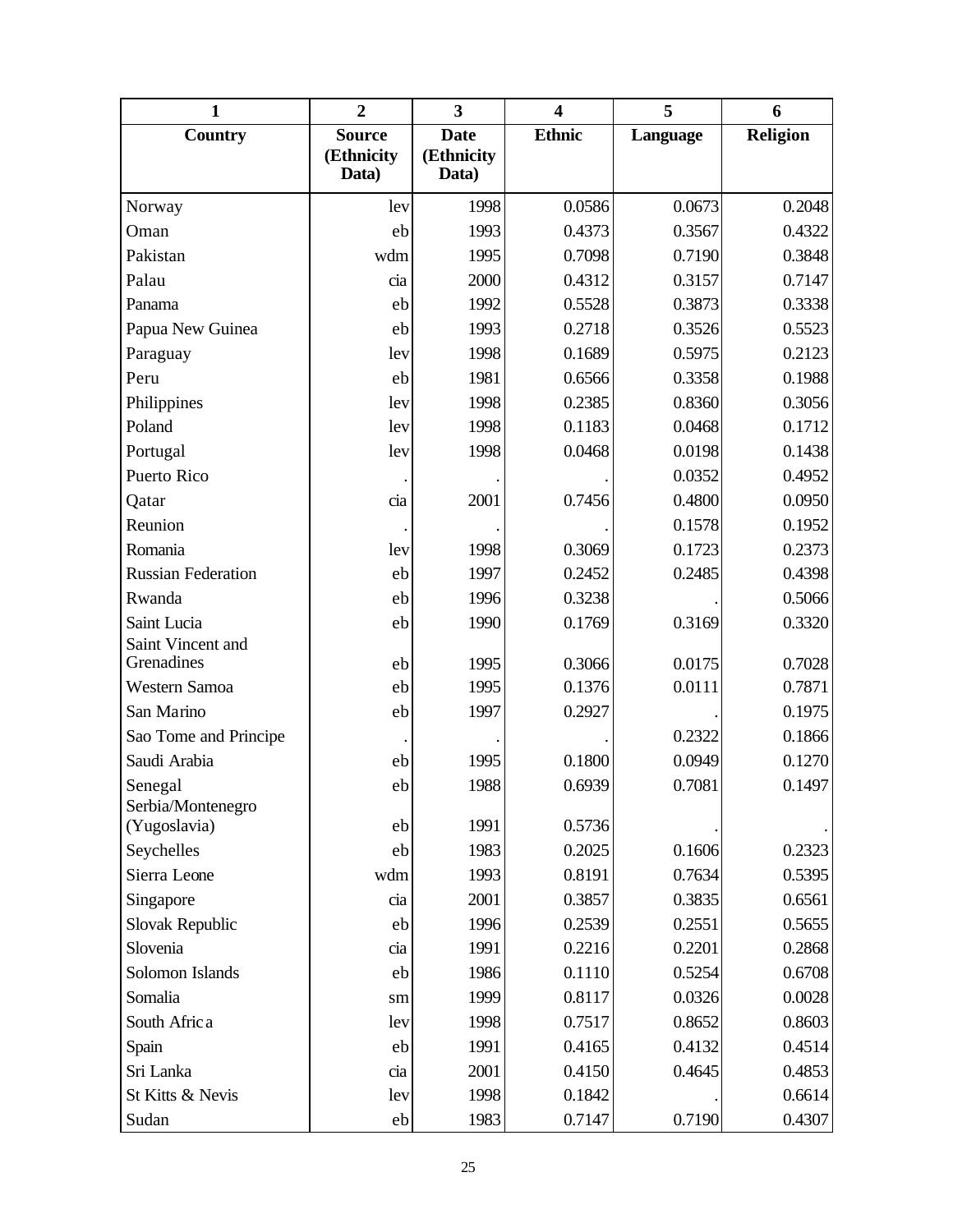| 1 | 2 | 3 | 4 | 5 | 6 |
|---|---|---|---|---|---|
| **Country** | **Source (Ethnicity Data)** | **Date (Ethnicity Data)** | **Ethnic** | **Language** | **Religion** |
| Norway | lev | 1998 | 0.0586 | 0.0673 | 0.2048 |
| Oman | eb | 1993 | 0.4373 | 0.3567 | 0.4322 |
| Pakistan | wdm | 1995 | 0.7098 | 0.7190 | 0.3848 |
| Palau | cia | 2000 | 0.4312 | 0.3157 | 0.7147 |
| Panama | eb | 1992 | 0.5528 | 0.3873 | 0.3338 |
| Papua New Guinea | eb | 1993 | 0.2718 | 0.3526 | 0.5523 |
| Paraguay | lev | 1998 | 0.1689 | 0.5975 | 0.2123 |
| Peru | eb | 1981 | 0.6566 | 0.3358 | 0.1988 |
| Philippines | lev | 1998 | 0.2385 | 0.8360 | 0.3056 |
| Poland | lev | 1998 | 0.1183 | 0.0468 | 0.1712 |
| Portugal | lev | 1998 | 0.0468 | 0.0198 | 0.1438 |
| Puerto Rico | . | . | . | 0.0352 | 0.4952 |
| Qatar | cia | 2001 | 0.7456 | 0.4800 | 0.0950 |
| Reunion | . | . | . | 0.1578 | 0.1952 |
| Romania | lev | 1998 | 0.3069 | 0.1723 | 0.2373 |
| Russian Federation | eb | 1997 | 0.2452 | 0.2485 | 0.4398 |
| Rwanda | eb | 1996 | 0.3238 | . | 0.5066 |
| Saint Lucia | eb | 1990 | 0.1769 | 0.3169 | 0.3320 |
| Saint Vincent and Grenadines | eb | 1995 | 0.3066 | 0.0175 | 0.7028 |
| Western Samoa | eb | 1995 | 0.1376 | 0.0111 | 0.7871 |
| San Marino | eb | 1997 | 0.2927 | . | 0.1975 |
| Sao Tome and Principe | . | . | . | 0.2322 | 0.1866 |
| Saudi Arabia | eb | 1995 | 0.1800 | 0.0949 | 0.1270 |
| Senegal | eb | 1988 | 0.6939 | 0.7081 | 0.1497 |
| Serbia/Montenegro (Yugoslavia) | eb | 1991 | 0.5736 | . | . |
| Seychelles | eb | 1983 | 0.2025 | 0.1606 | 0.2323 |
| Sierra Leone | wdm | 1993 | 0.8191 | 0.7634 | 0.5395 |
| Singapore | cia | 2001 | 0.3857 | 0.3835 | 0.6561 |
| Slovak Republic | eb | 1996 | 0.2539 | 0.2551 | 0.5655 |
| Slovenia | cia | 1991 | 0.2216 | 0.2201 | 0.2868 |
| Solomon Islands | eb | 1986 | 0.1110 | 0.5254 | 0.6708 |
| Somalia | sm | 1999 | 0.8117 | 0.0326 | 0.0028 |
| South Africa | lev | 1998 | 0.7517 | 0.8652 | 0.8603 |
| Spain | eb | 1991 | 0.4165 | 0.4132 | 0.4514 |
| Sri Lanka | cia | 2001 | 0.4150 | 0.4645 | 0.4853 |
| St Kitts & Nevis | lev | 1998 | 0.1842 | . | 0.6614 |
| Sudan | eb | 1983 | 0.7147 | 0.7190 | 0.4307 |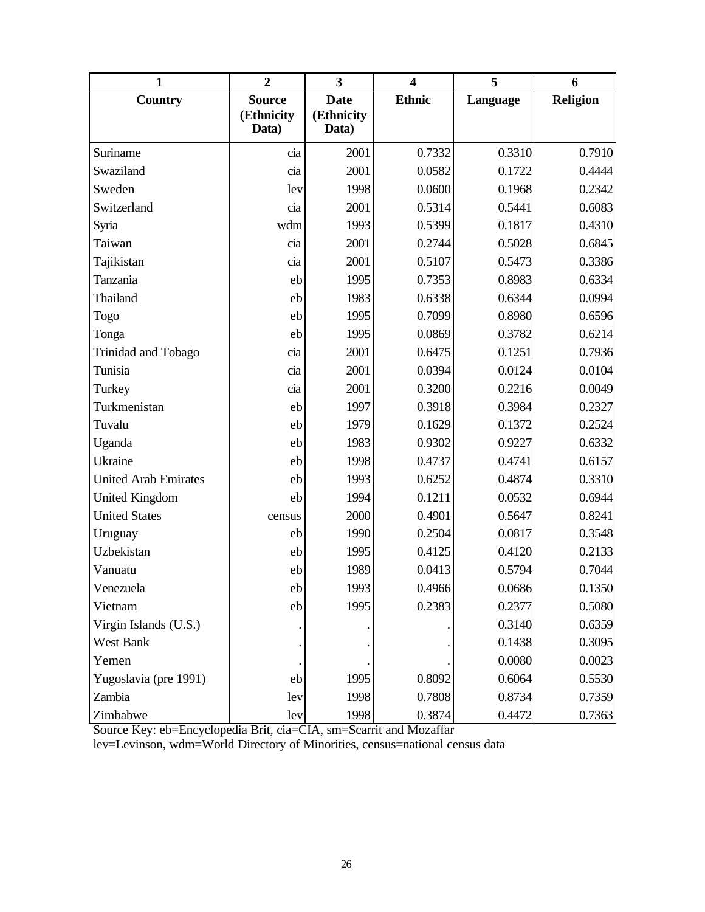| 1 | 2 | 3 | 4 | 5 | 6 |
|---|---|---|---|---|---|
| **Country** | **Source (Ethnicity Data)** | **Date (Ethnicity Data)** | **Ethnic** | **Language** | **Religion** |
| Suriname | cia | 2001 | 0.7332 | 0.3310 | 0.7910 |
| Swaziland | cia | 2001 | 0.0582 | 0.1722 | 0.4444 |
| Sweden | lev | 1998 | 0.0600 | 0.1968 | 0.2342 |
| Switzerland | cia | 2001 | 0.5314 | 0.5441 | 0.6083 |
| Syria | wdm | 1993 | 0.5399 | 0.1817 | 0.4310 |
| Taiwan | cia | 2001 | 0.2744 | 0.5028 | 0.6845 |
| Tajikistan | cia | 2001 | 0.5107 | 0.5473 | 0.3386 |
| Tanzania | eb | 1995 | 0.7353 | 0.8983 | 0.6334 |
| Thailand | eb | 1983 | 0.6338 | 0.6344 | 0.0994 |
| Togo | eb | 1995 | 0.7099 | 0.8980 | 0.6596 |
| Tonga | eb | 1995 | 0.0869 | 0.3782 | 0.6214 |
| Trinidad and Tobago | cia | 2001 | 0.6475 | 0.1251 | 0.7936 |
| Tunisia | cia | 2001 | 0.0394 | 0.0124 | 0.0104 |
| Turkey | cia | 2001 | 0.3200 | 0.2216 | 0.0049 |
| Turkmenistan | eb | 1997 | 0.3918 | 0.3984 | 0.2327 |
| Tuvalu | eb | 1979 | 0.1629 | 0.1372 | 0.2524 |
| Uganda | eb | 1983 | 0.9302 | 0.9227 | 0.6332 |
| Ukraine | eb | 1998 | 0.4737 | 0.4741 | 0.6157 |
| United Arab Emirates | eb | 1993 | 0.6252 | 0.4874 | 0.3310 |
| United Kingdom | eb | 1994 | 0.1211 | 0.0532 | 0.6944 |
| United States | census | 2000 | 0.4901 | 0.5647 | 0.8241 |
| Uruguay | eb | 1990 | 0.2504 | 0.0817 | 0.3548 |
| Uzbekistan | eb | 1995 | 0.4125 | 0.4120 | 0.2133 |
| Vanuatu | eb | 1989 | 0.0413 | 0.5794 | 0.7044 |
| Venezuela | eb | 1993 | 0.4966 | 0.0686 | 0.1350 |
| Vietnam | eb | 1995 | 0.2383 | 0.2377 | 0.5080 |
| Virgin Islands (U.S.) | . | . | . | 0.3140 | 0.6359 |
| West Bank | . | . | . | 0.1438 | 0.3095 |
| Yemen | . | . | . | 0.0080 | 0.0023 |
| Yugoslavia (pre 1991) | eb | 1995 | 0.8092 | 0.6064 | 0.5530 |
| Zambia | lev | 1998 | 0.7808 | 0.8734 | 0.7359 |
| Zimbabwe | lev | 1998 | 0.3874 | 0.4472 | 0.7363 |

Source Key: eb=Encyclopedia Brit, cia=CIA, sm=Scarrit and Mozaffar
lev=Levinson, wdm=World Directory of Minorities, census=national census data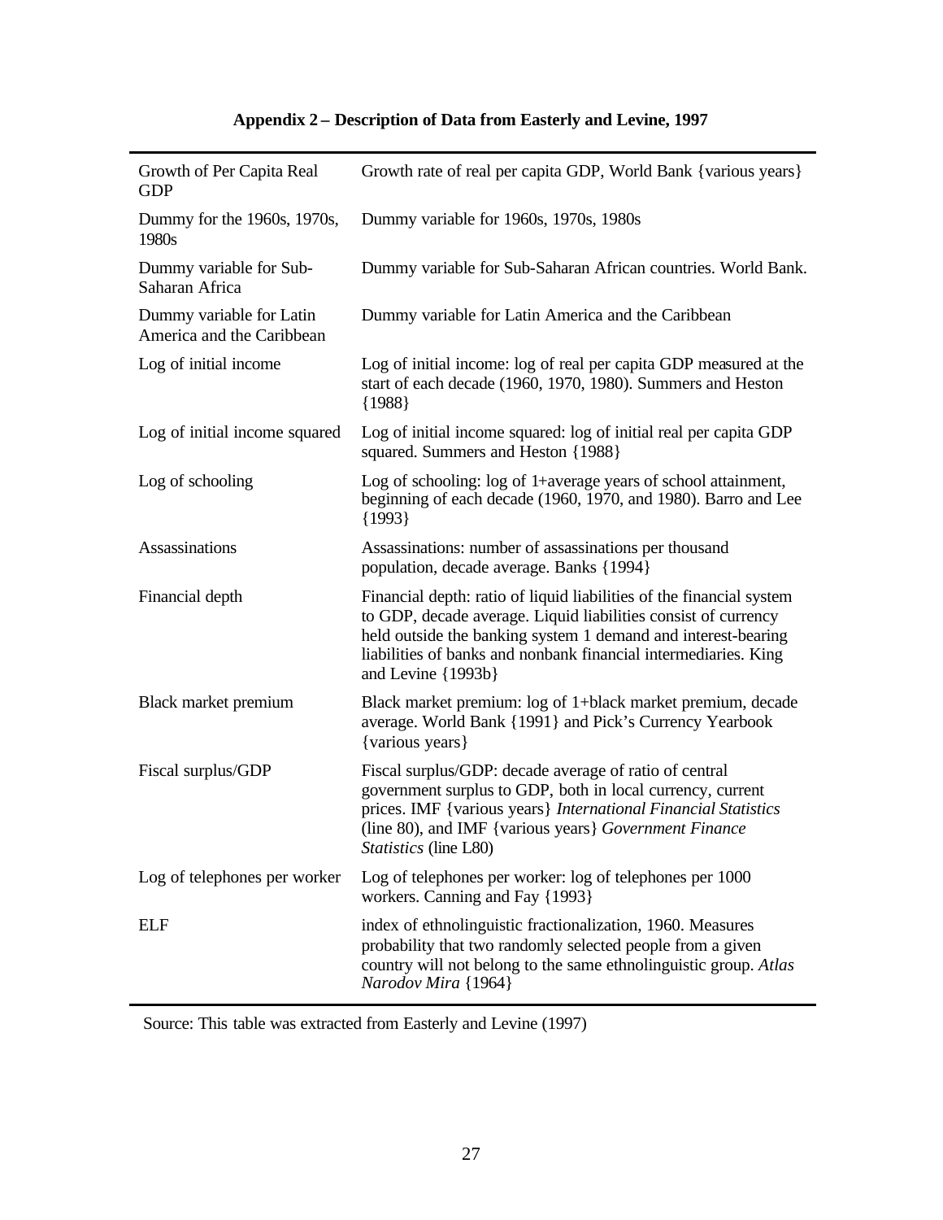**Appendix 2 – Description of Data from Easterly and Levine, 1997**

| | |
|---|---|
| Growth of Per Capita Real GDP | Growth rate of real per capita GDP, World Bank {various years} |
| Dummy for the 1960s, 1970s, 1980s | Dummy variable for 1960s, 1970s, 1980s |
| Dummy variable for Sub-Saharan Africa | Dummy variable for Sub-Saharan African countries. World Bank. |
| Dummy variable for Latin America and the Caribbean | Dummy variable for Latin America and the Caribbean |
| Log of initial income | Log of initial income: log of real per capita GDP measured at the start of each decade (1960, 1970, 1980). Summers and Heston {1988} |
| Log of initial income squared | Log of initial income squared: log of initial real per capita GDP squared. Summers and Heston {1988} |
| Log of schooling | Log of schooling: log of 1+average years of school attainment, beginning of each decade (1960, 1970, and 1980). Barro and Lee {1993} |
| Assassinations | Assassinations: number of assassinations per thousand population, decade average. Banks {1994} |
| Financial depth | Financial depth: ratio of liquid liabilities of the financial system to GDP, decade average. Liquid liabilities consist of currency held outside the banking system 1 demand and interest-bearing liabilities of banks and nonbank financial intermediaries. King and Levine {1993b} |
| Black market premium | Black market premium: log of 1+black market premium, decade average. World Bank {1991} and Pick's Currency Yearbook {various years} |
| Fiscal surplus/GDP | Fiscal surplus/GDP: decade average of ratio of central government surplus to GDP, both in local currency, current prices. IMF {various years} *International Financial Statistics* (line 80), and IMF {various years} *Government Finance Statistics* (line L80) |
| Log of telephones per worker | Log of telephones per worker: log of telephones per 1000 workers. Canning and Fay {1993} |
| ELF | index of ethnolinguistic fractionalization, 1960. Measures probability that two randomly selected people from a given country will not belong to the same ethnolinguistic group. *Atlas Narodov Mira* {1964} |

Source: This table was extracted from Easterly and Levine (1997)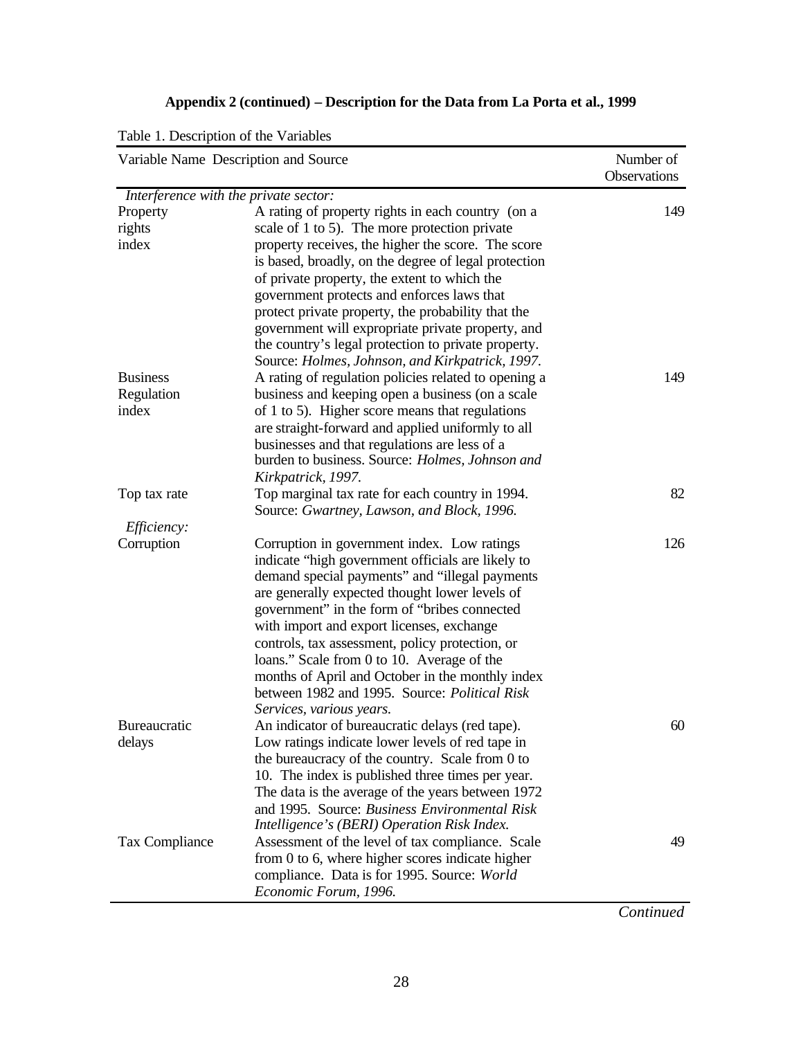**Appendix 2 (continued) – Description for the Data from La Porta et al., 1999**

Table 1. Description of the Variables

| Variable Name | Description and Source | Number of Observations |
|---|---|---|
| *Interference with the private sector:* | | |
| Property rights index | A rating of property rights in each country (on a scale of 1 to 5). The more protection private property receives, the higher the score. The score is based, broadly, on the degree of legal protection of private property, the extent to which the government protects and enforces laws that protect private property, the probability that the government will expropriate private property, and the country's legal protection to private property. Source: *Holmes, Johnson, and Kirkpatrick, 1997.* | 149 |
| Business Regulation index | A rating of regulation policies related to opening a business and keeping open a business (on a scale of 1 to 5). Higher score means that regulations are straight-forward and applied uniformly to all businesses and that regulations are less of a burden to business. Source: *Holmes, Johnson and Kirkpatrick, 1997.* | 149 |
| Top tax rate | Top marginal tax rate for each country in 1994. Source: *Gwartney, Lawson, and Block, 1996.* | 82 |
| *Efficiency:* | | |
| Corruption | Corruption in government index. Low ratings indicate "high government officials are likely to demand special payments" and "illegal payments are generally expected thought lower levels of government" in the form of "bribes connected with import and export licenses, exchange controls, tax assessment, policy protection, or loans." Scale from 0 to 10. Average of the months of April and October in the monthly index between 1982 and 1995. Source: *Political Risk Services, various years.* | 126 |
| Bureaucratic delays | An indicator of bureaucratic delays (red tape). Low ratings indicate lower levels of red tape in the bureaucracy of the country. Scale from 0 to 10. The index is published three times per year. The data is the average of the years between 1972 and 1995. Source: *Business Environmental Risk Intelligence's (BERI) Operation Risk Index.* | 60 |
| Tax Compliance | Assessment of the level of tax compliance. Scale from 0 to 6, where higher scores indicate higher compliance. Data is for 1995. Source: *World Economic Forum, 1996.* | 49 |

*Continued*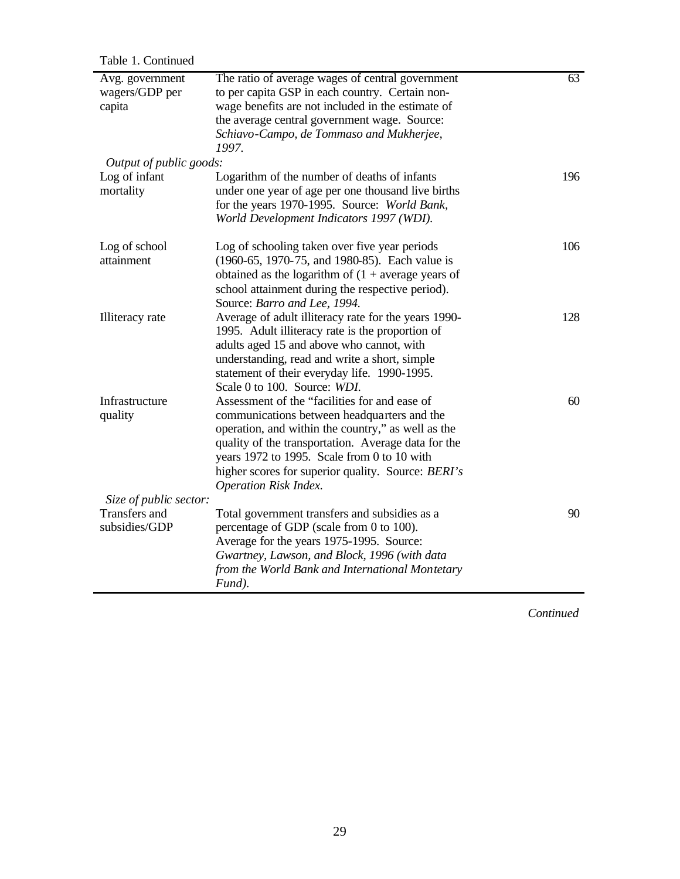Table 1. Continued

| | | |
|---|---|---|
| Avg. government wagers/GDP per capita | The ratio of average wages of central government to per capita GSP in each country. Certain non-wage benefits are not included in the estimate of the average central government wage. Source: *Schiavo-Campo, de Tommaso and Mukherjee, 1997.* | 63 |
| *Output of public goods:* | | |
| Log of infant mortality | Logarithm of the number of deaths of infants under one year of age per one thousand live births for the years 1970-1995. Source: *World Bank, World Development Indicators 1997 (WDI).* | 196 |
| Log of school attainment | Log of schooling taken over five year periods (1960-65, 1970-75, and 1980-85). Each value is obtained as the logarithm of (1 + average years of school attainment during the respective period). Source: *Barro and Lee, 1994.* | 106 |
| Illiteracy rate | Average of adult illiteracy rate for the years 1990-1995. Adult illiteracy rate is the proportion of adults aged 15 and above who cannot, with understanding, read and write a short, simple statement of their everyday life. 1990-1995. Scale 0 to 100. Source: *WDI.* | 128 |
| Infrastructure quality | Assessment of the "facilities for and ease of communications between headquarters and the operation, and within the country," as well as the quality of the transportation. Average data for the years 1972 to 1995. Scale from 0 to 10 with higher scores for superior quality. Source: *BERI's Operation Risk Index.* | 60 |
| *Size of public sector:* | | |
| Transfers and subsidies/GDP | Total government transfers and subsidies as a percentage of GDP (scale from 0 to 100). Average for the years 1975-1995. Source: *Gwartney, Lawson, and Block, 1996 (with data from the World Bank and International Montetary Fund).* | 90 |

*Continued*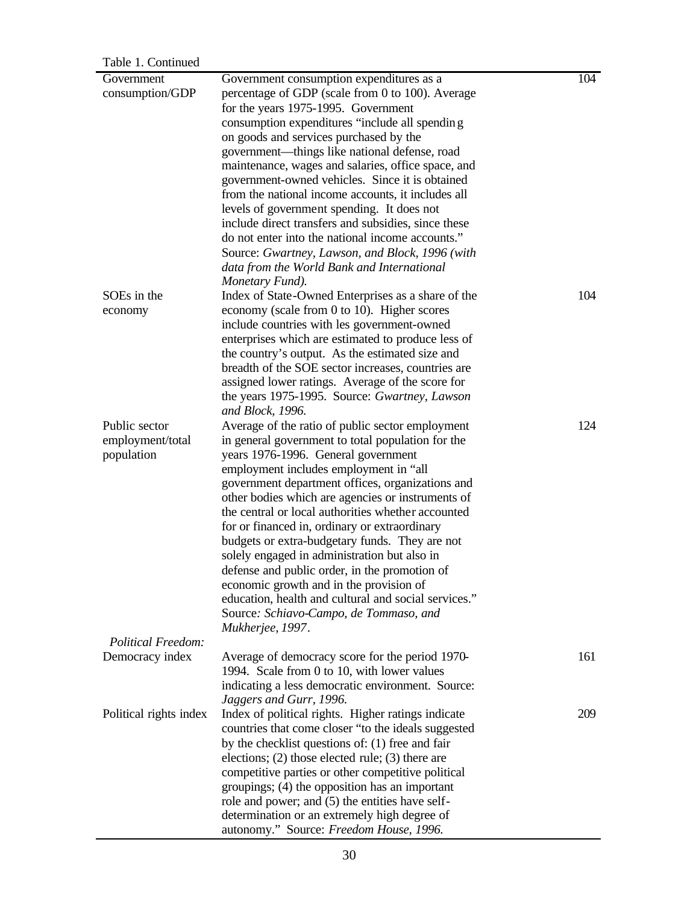Table 1. Continued

| | | |
|---|---|---|
| Government consumption/GDP | Government consumption expenditures as a percentage of GDP (scale from 0 to 100). Average for the years 1975-1995. Government consumption expenditures "include all spending on goods and services purchased by the government—things like national defense, road maintenance, wages and salaries, office space, and government-owned vehicles. Since it is obtained from the national income accounts, it includes all levels of government spending. It does not include direct transfers and subsidies, since these do not enter into the national income accounts." Source: *Gwartney, Lawson, and Block, 1996 (with data from the World Bank and International Monetary Fund).* | 104 |
| SOEs in the economy | Index of State-Owned Enterprises as a share of the economy (scale from 0 to 10). Higher scores include countries with les government-owned enterprises which are estimated to produce less of the country's output. As the estimated size and breadth of the SOE sector increases, countries are assigned lower ratings. Average of the score for the years 1975-1995. Source: *Gwartney, Lawson and Block, 1996.* | 104 |
| Public sector employment/total population | Average of the ratio of public sector employment in general government to total population for the years 1976-1996. General government employment includes employment in "all government department offices, organizations and other bodies which are agencies or instruments of the central or local authorities whether accounted for or financed in, ordinary or extraordinary budgets or extra-budgetary funds. They are not solely engaged in administration but also in defense and public order, in the promotion of economic growth and in the provision of education, health and cultural and social services." Source*: Schiavo-Campo, de Tommaso, and Mukherjee, 1997*. | 124 |
| *Political Freedom:* | | |
| Democracy index | Average of democracy score for the period 1970-1994. Scale from 0 to 10, with lower values indicating a less democratic environment. Source: *Jaggers and Gurr, 1996.* | 161 |
| Political rights index | Index of political rights. Higher ratings indicate countries that come closer "to the ideals suggested by the checklist questions of: (1) free and fair elections; (2) those elected rule; (3) there are competitive parties or other competitive political groupings; (4) the opposition has an important role and power; and (5) the entities have self-determination or an extremely high degree of autonomy." Source: *Freedom House, 1996.* | 209 |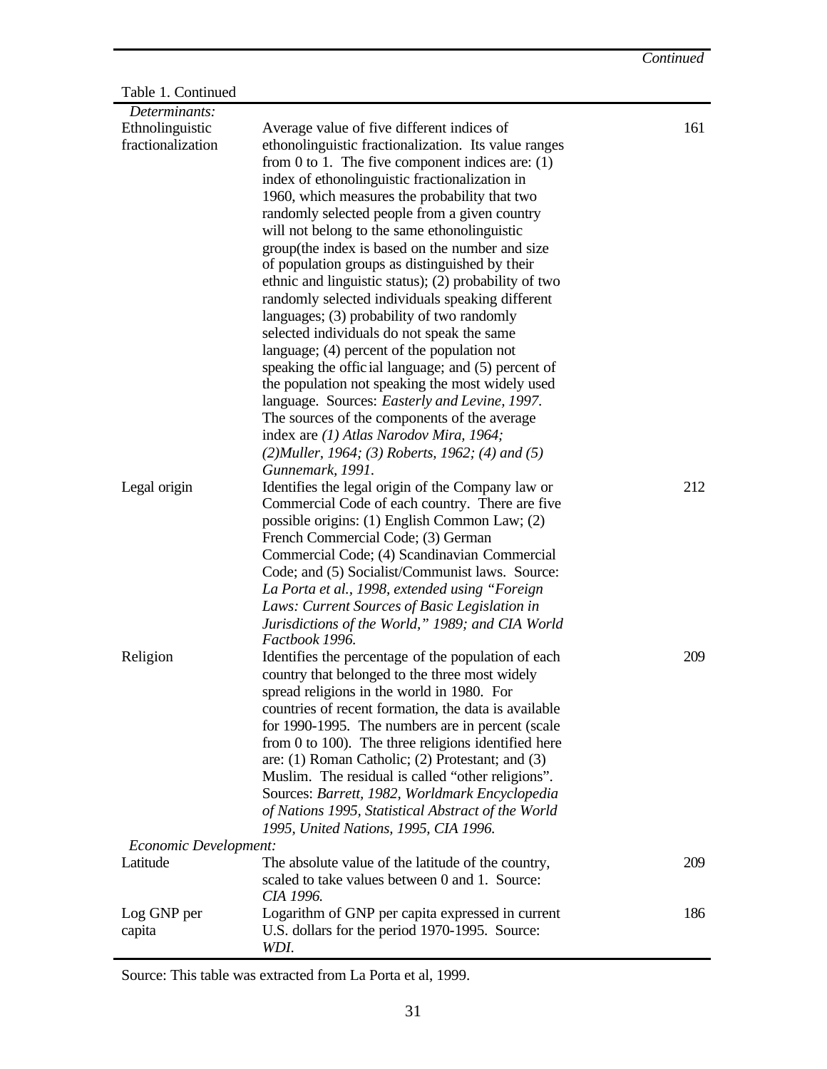*Continued*

Table 1. Continued

| | | |
|---|---|---|
| *Determinants:* | | |
| Ethnolinguistic fractionalization | Average value of five different indices of ethonolinguistic fractionalization. Its value ranges from 0 to 1. The five component indices are: (1) index of ethonolinguistic fractionalization in 1960, which measures the probability that two randomly selected people from a given country will not belong to the same ethonolinguistic group(the index is based on the number and size of population groups as distinguished by their ethnic and linguistic status); (2) probability of two randomly selected individuals speaking different languages; (3) probability of two randomly selected individuals do not speak the same language; (4) percent of the population not speaking the offic ial language; and (5) percent of the population not speaking the most widely used language. Sources: *Easterly and Levine, 1997*. The sources of the components of the average index are *(1) Atlas Narodov Mira, 1964; (2)Muller, 1964; (3) Roberts, 1962; (4) and (5) Gunnemark, 1991*. | 161 |
| Legal origin | Identifies the legal origin of the Company law or Commercial Code of each country. There are five possible origins: (1) English Common Law; (2) French Commercial Code; (3) German Commercial Code; (4) Scandinavian Commercial Code; and (5) Socialist/Communist laws. Source: *La Porta et al., 1998, extended using "Foreign Laws: Current Sources of Basic Legislation in Jurisdictions of the World," 1989; and CIA World Factbook 1996.* | 212 |
| Religion | Identifies the percentage of the population of each country that belonged to the three most widely spread religions in the world in 1980. For countries of recent formation, the data is available for 1990-1995. The numbers are in percent (scale from 0 to 100). The three religions identified here are: (1) Roman Catholic; (2) Protestant; and (3) Muslim. The residual is called "other religions". Sources: *Barrett, 1982, Worldmark Encyclopedia of Nations 1995, Statistical Abstract of the World 1995, United Nations, 1995, CIA 1996.* | 209 |
| *Economic Development:* | | |
| Latitude | The absolute value of the latitude of the country, scaled to take values between 0 and 1. Source: *CIA 1996.* | 209 |
| Log GNP per capita | Logarithm of GNP per capita expressed in current U.S. dollars for the period 1970-1995. Source: *WDI.* | 186 |

Source: This table was extracted from La Porta et al, 1999.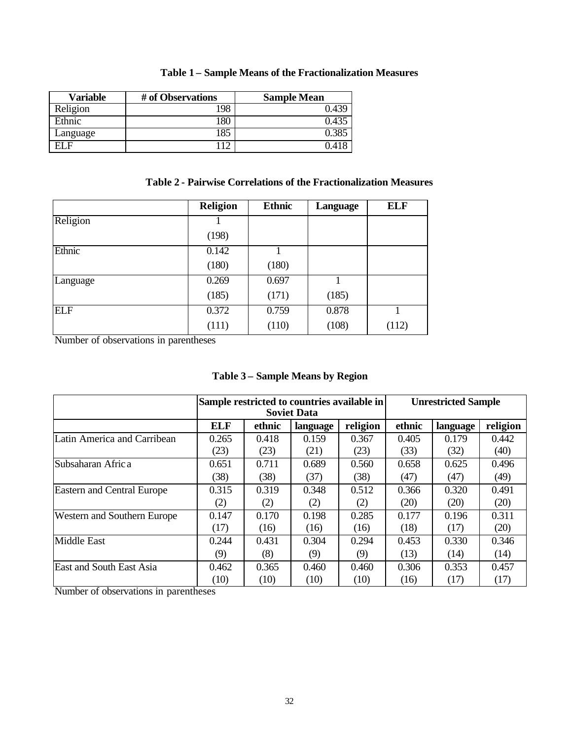**Table 1 – Sample Means of the Fractionalization Measures**

| Variable | # of Observations | Sample Mean |
|---|---|---|
| Religion | 198 | 0.439 |
| Ethnic | 180 | 0.435 |
| Language | 185 | 0.385 |
| ELF | 112 | 0.418 |

**Table 2 - Pairwise Correlations of the Fractionalization Measures**

| | Religion | Ethnic | Language | ELF |
|---|---|---|---|---|
| Religion | 1 | | | |
| | (198) | | | |
| Ethnic | 0.142 | 1 | | |
| | (180) | (180) | | |
| Language | 0.269 | 0.697 | 1 | |
| | (185) | (171) | (185) | |
| ELF | 0.372 | 0.759 | 0.878 | 1 |
| | (111) | (110) | (108) | (112) |

Number of observations in parentheses

**Table 3 – Sample Means by Region**

| | Sample restricted to countries available in Soviet Data | | | | Unrestricted Sample | | |
|---|---|---|---|---|---|---|---|
| | ELF | ethnic | language | religion | ethnic | language | religion |
| Latin America and Carribean | 0.265 | 0.418 | 0.159 | 0.367 | 0.405 | 0.179 | 0.442 |
| | (23) | (23) | (21) | (23) | (33) | (32) | (40) |
| Subsaharan Africa | 0.651 | 0.711 | 0.689 | 0.560 | 0.658 | 0.625 | 0.496 |
| | (38) | (38) | (37) | (38) | (47) | (47) | (49) |
| Eastern and Central Europe | 0.315 | 0.319 | 0.348 | 0.512 | 0.366 | 0.320 | 0.491 |
| | (2) | (2) | (2) | (2) | (20) | (20) | (20) |
| Western and Southern Europe | 0.147 | 0.170 | 0.198 | 0.285 | 0.177 | 0.196 | 0.311 |
| | (17) | (16) | (16) | (16) | (18) | (17) | (20) |
| Middle East | 0.244 | 0.431 | 0.304 | 0.294 | 0.453 | 0.330 | 0.346 |
| | (9) | (8) | (9) | (9) | (13) | (14) | (14) |
| East and South East Asia | 0.462 | 0.365 | 0.460 | 0.460 | 0.306 | 0.353 | 0.457 |
| | (10) | (10) | (10) | (10) | (16) | (17) | (17) |

Number of observations in parentheses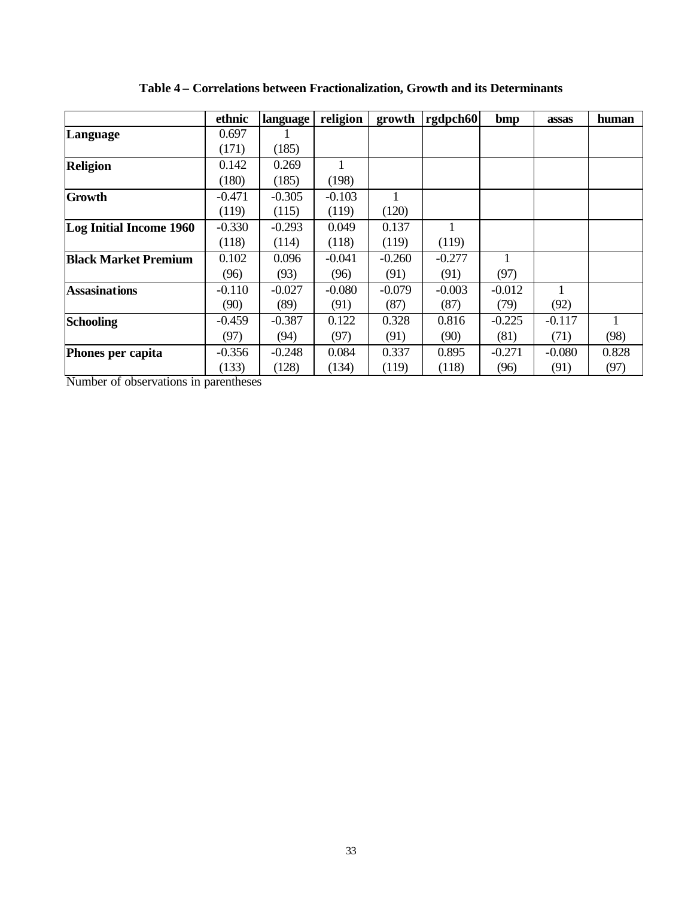**Table 4 – Correlations between Fractionalization, Growth and its Determinants**

| | ethnic | language | religion | growth | rgdpch60 | bmp | assas | human |
|---|---|---|---|---|---|---|---|---|
| **Language** | 0.697 | 1 | | | | | | |
| | (171) | (185) | | | | | | |
| **Religion** | 0.142 | 0.269 | 1 | | | | | |
| | (180) | (185) | (198) | | | | | |
| **Growth** | -0.471 | -0.305 | -0.103 | 1 | | | | |
| | (119) | (115) | (119) | (120) | | | | |
| **Log Initial Income 1960** | -0.330 | -0.293 | 0.049 | 0.137 | 1 | | | |
| | (118) | (114) | (118) | (119) | (119) | | | |
| **Black Market Premium** | 0.102 | 0.096 | -0.041 | -0.260 | -0.277 | 1 | | |
| | (96) | (93) | (96) | (91) | (91) | (97) | | |
| **Assasinations** | -0.110 | -0.027 | -0.080 | -0.079 | -0.003 | -0.012 | 1 | |
| | (90) | (89) | (91) | (87) | (87) | (79) | (92) | |
| **Schooling** | -0.459 | -0.387 | 0.122 | 0.328 | 0.816 | -0.225 | -0.117 | 1 |
| | (97) | (94) | (97) | (91) | (90) | (81) | (71) | (98) |
| **Phones per capita** | -0.356 | -0.248 | 0.084 | 0.337 | 0.895 | -0.271 | -0.080 | 0.828 |
| | (133) | (128) | (134) | (119) | (118) | (96) | (91) | (97) |

Number of observations in parentheses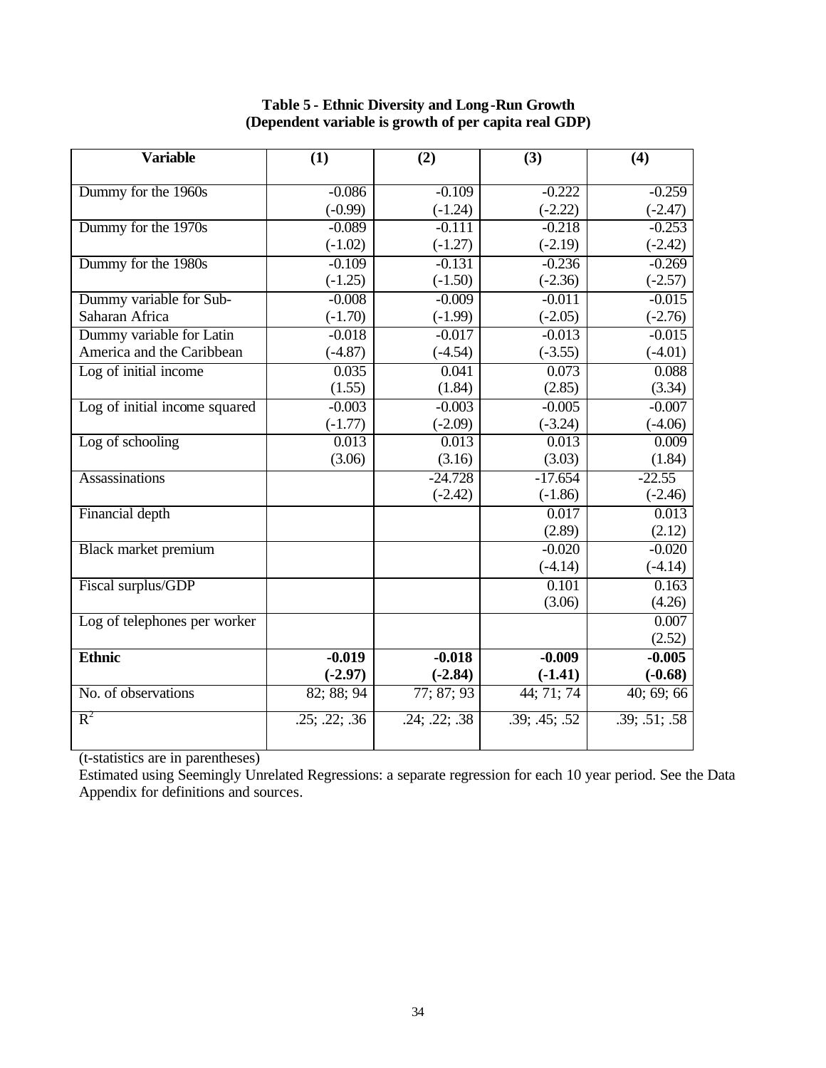**Table 5 - Ethnic Diversity and Long-Run Growth**
**(Dependent variable is growth of per capita real GDP)**

| Variable | (1) | (2) | (3) | (4) |
|---|---|---|---|---|
| Dummy for the 1960s | -0.086<br>(-0.99) | -0.109<br>(-1.24) | -0.222<br>(-2.22) | -0.259<br>(-2.47) |
| Dummy for the 1970s | -0.089<br>(-1.02) | -0.111<br>(-1.27) | -0.218<br>(-2.19) | -0.253<br>(-2.42) |
| Dummy for the 1980s | -0.109<br>(-1.25) | -0.131<br>(-1.50) | -0.236<br>(-2.36) | -0.269<br>(-2.57) |
| Dummy variable for Sub-Saharan Africa | -0.008<br>(-1.70) | -0.009<br>(-1.99) | -0.011<br>(-2.05) | -0.015<br>(-2.76) |
| Dummy variable for Latin America and the Caribbean | -0.018<br>(-4.87) | -0.017<br>(-4.54) | -0.013<br>(-3.55) | -0.015<br>(-4.01) |
| Log of initial income | 0.035<br>(1.55) | 0.041<br>(1.84) | 0.073<br>(2.85) | 0.088<br>(3.34) |
| Log of initial income squared | -0.003<br>(-1.77) | -0.003<br>(-2.09) | -0.005<br>(-3.24) | -0.007<br>(-4.06) |
| Log of schooling | 0.013<br>(3.06) | 0.013<br>(3.16) | 0.013<br>(3.03) | 0.009<br>(1.84) |
| Assassinations | | -24.728<br>(-2.42) | -17.654<br>(-1.86) | -22.55<br>(-2.46) |
| Financial depth | | | 0.017<br>(2.89) | 0.013<br>(2.12) |
| Black market premium | | | -0.020<br>(-4.14) | -0.020<br>(-4.14) |
| Fiscal surplus/GDP | | | 0.101<br>(3.06) | 0.163<br>(4.26) |
| Log of telephones per worker | | | | 0.007<br>(2.52) |
| **Ethnic** | **-0.019**<br>**(-2.97)** | **-0.018**<br>**(-2.84)** | **-0.009**<br>**(-1.41)** | **-0.005**<br>**(-0.68)** |
| No. of observations | 82; 88; 94 | 77; 87; 93 | 44; 71; 74 | 40; 69; 66 |
| $R^2$ | .25; .22; .36 | .24; .22; .38 | .39; .45; .52 | .39; .51; .58 |

(t-statistics are in parentheses)

Estimated using Seemingly Unrelated Regressions: a separate regression for each 10 year period. See the Data Appendix for definitions and sources.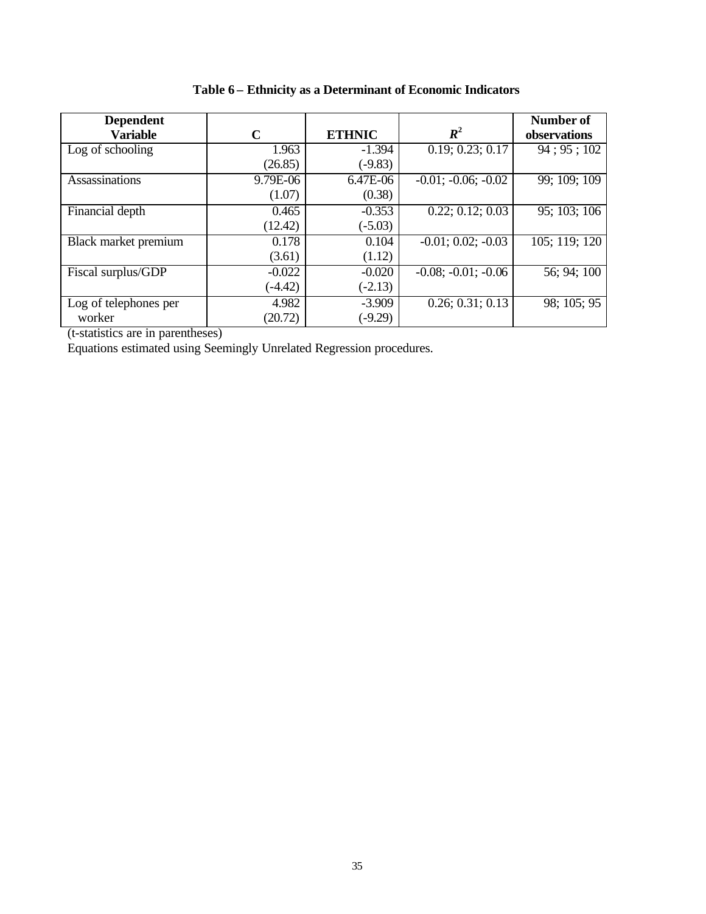**Table 6 – Ethnicity as a Determinant of Economic Indicators**

| Dependent Variable | C | ETHNIC | $R^2$ | Number of observations |
|---|---|---|---|---|
| Log of schooling | 1.963 | -1.394 | 0.19; 0.23; 0.17 | 94 ; 95 ; 102 |
| | (26.85) | (-9.83) | | |
| Assassinations | 9.79E-06 | 6.47E-06 | -0.01; -0.06; -0.02 | 99; 109; 109 |
| | (1.07) | (0.38) | | |
| Financial depth | 0.465 | -0.353 | 0.22; 0.12; 0.03 | 95; 103; 106 |
| | (12.42) | (-5.03) | | |
| Black market premium | 0.178 | 0.104 | -0.01; 0.02; -0.03 | 105; 119; 120 |
| | (3.61) | (1.12) | | |
| Fiscal surplus/GDP | -0.022 | -0.020 | -0.08; -0.01; -0.06 | 56; 94; 100 |
| | (-4.42) | (-2.13) | | |
| Log of telephones per worker | 4.982 | -3.909 | 0.26; 0.31; 0.13 | 98; 105; 95 |
| | (20.72) | (-9.29) | | |

(t-statistics are in parentheses)

Equations estimated using Seemingly Unrelated Regression procedures.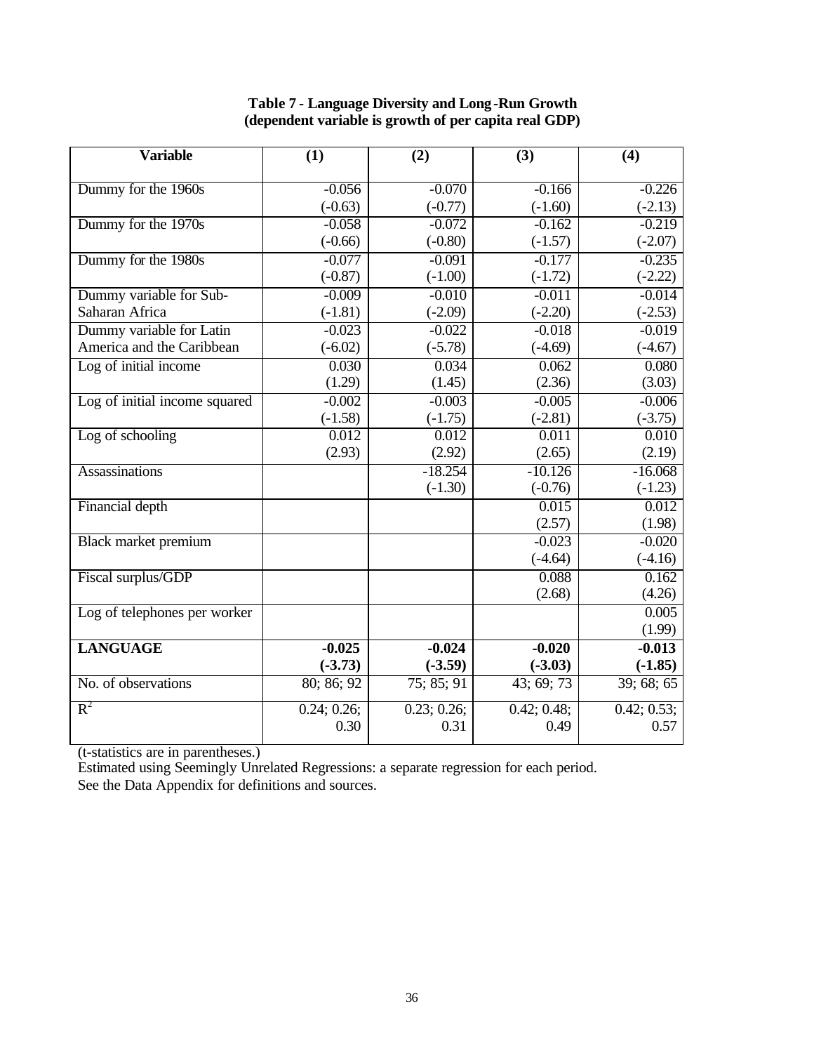**Table 7 - Language Diversity and Long-Run Growth (dependent variable is growth of per capita real GDP)**

| Variable | (1) | (2) | (3) | (4) |
|---|---|---|---|---|
| Dummy for the 1960s | -0.056 | -0.070 | -0.166 | -0.226 |
| | (-0.63) | (-0.77) | (-1.60) | (-2.13) |
| Dummy for the 1970s | -0.058 | -0.072 | -0.162 | -0.219 |
| | (-0.66) | (-0.80) | (-1.57) | (-2.07) |
| Dummy for the 1980s | -0.077 | -0.091 | -0.177 | -0.235 |
| | (-0.87) | (-1.00) | (-1.72) | (-2.22) |
| Dummy variable for Sub-Saharan Africa | -0.009 | -0.010 | -0.011 | -0.014 |
| | (-1.81) | (-2.09) | (-2.20) | (-2.53) |
| Dummy variable for Latin America and the Caribbean | -0.023 | -0.022 | -0.018 | -0.019 |
| | (-6.02) | (-5.78) | (-4.69) | (-4.67) |
| Log of initial income | 0.030 | 0.034 | 0.062 | 0.080 |
| | (1.29) | (1.45) | (2.36) | (3.03) |
| Log of initial income squared | -0.002 | -0.003 | -0.005 | -0.006 |
| | (-1.58) | (-1.75) | (-2.81) | (-3.75) |
| Log of schooling | 0.012 | 0.012 | 0.011 | 0.010 |
| | (2.93) | (2.92) | (2.65) | (2.19) |
| Assassinations | | -18.254 | -10.126 | -16.068 |
| | | (-1.30) | (-0.76) | (-1.23) |
| Financial depth | | | 0.015 | 0.012 |
| | | | (2.57) | (1.98) |
| Black market premium | | | -0.023 | -0.020 |
| | | | (-4.64) | (-4.16) |
| Fiscal surplus/GDP | | | 0.088 | 0.162 |
| | | | (2.68) | (4.26) |
| Log of telephones per worker | | | | 0.005 |
| | | | | (1.99) |
| **LANGUAGE** | **-0.025** | **-0.024** | **-0.020** | **-0.013** |
| | **(-3.73)** | **(-3.59)** | **(-3.03)** | **(-1.85)** |
| No. of observations | 80; 86; 92 | 75; 85; 91 | 43; 69; 73 | 39; 68; 65 |
| $R^2$ | 0.24; 0.26; 0.30 | 0.23; 0.26; 0.31 | 0.42; 0.48; 0.49 | 0.42; 0.53; 0.57 |

(t-statistics are in parentheses.)

Estimated using Seemingly Unrelated Regressions: a separate regression for each period.

See the Data Appendix for definitions and sources.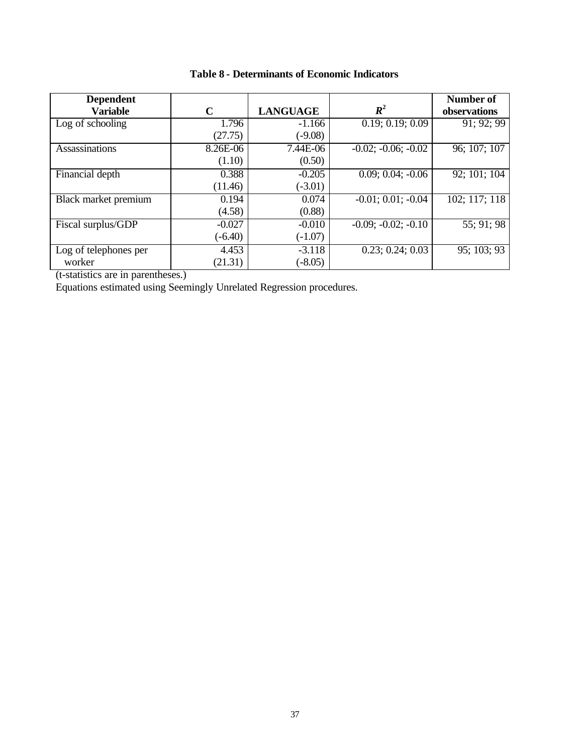**Table 8 - Determinants of Economic Indicators**

| Dependent Variable | C | LANGUAGE | $R^2$ | Number of observations |
|---|---|---|---|---|
| Log of schooling | 1.796 | -1.166 | 0.19; 0.19; 0.09 | 91; 92; 99 |
| | (27.75) | (-9.08) | | |
| Assassinations | 8.26E-06 | 7.44E-06 | -0.02; -0.06; -0.02 | 96; 107; 107 |
| | (1.10) | (0.50) | | |
| Financial depth | 0.388 | -0.205 | 0.09; 0.04; -0.06 | 92; 101; 104 |
| | (11.46) | (-3.01) | | |
| Black market premium | 0.194 | 0.074 | -0.01; 0.01; -0.04 | 102; 117; 118 |
| | (4.58) | (0.88) | | |
| Fiscal surplus/GDP | -0.027 | -0.010 | -0.09; -0.02; -0.10 | 55; 91; 98 |
| | (-6.40) | (-1.07) | | |
| Log of telephones per worker | 4.453 | -3.118 | 0.23; 0.24; 0.03 | 95; 103; 93 |
| | (21.31) | (-8.05) | | |

(t-statistics are in parentheses.)

Equations estimated using Seemingly Unrelated Regression procedures.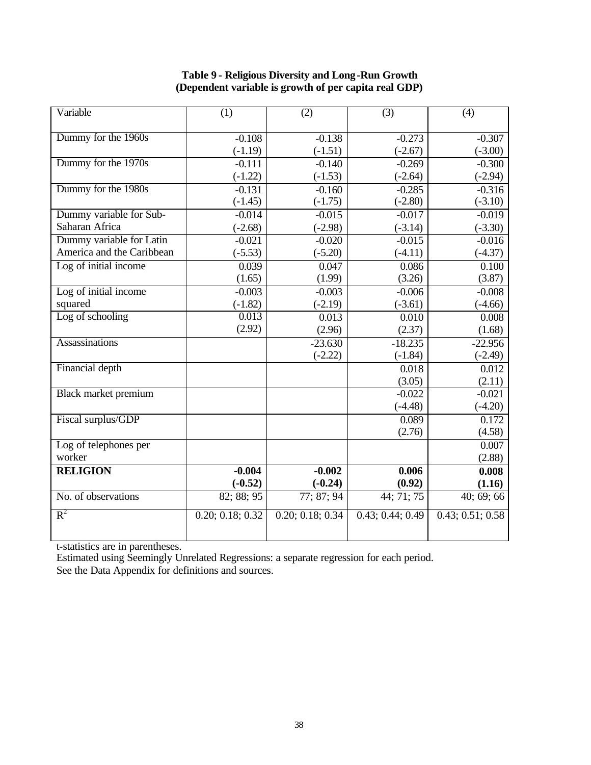**Table 9 - Religious Diversity and Long-Run Growth**
**(Dependent variable is growth of per capita real GDP)**

| Variable | (1) | (2) | (3) | (4) |
|---|---|---|---|---|
| Dummy for the 1960s | -0.108 | -0.138 | -0.273 | -0.307 |
| | (-1.19) | (-1.51) | (-2.67) | (-3.00) |
| Dummy for the 1970s | -0.111 | -0.140 | -0.269 | -0.300 |
| | (-1.22) | (-1.53) | (-2.64) | (-2.94) |
| Dummy for the 1980s | -0.131 | -0.160 | -0.285 | -0.316 |
| | (-1.45) | (-1.75) | (-2.80) | (-3.10) |
| Dummy variable for Sub-Saharan Africa | -0.014 | -0.015 | -0.017 | -0.019 |
| | (-2.68) | (-2.98) | (-3.14) | (-3.30) |
| Dummy variable for Latin America and the Caribbean | -0.021 | -0.020 | -0.015 | -0.016 |
| | (-5.53) | (-5.20) | (-4.11) | (-4.37) |
| Log of initial income | 0.039 | 0.047 | 0.086 | 0.100 |
| | (1.65) | (1.99) | (3.26) | (3.87) |
| Log of initial income squared | -0.003 | -0.003 | -0.006 | -0.008 |
| | (-1.82) | (-2.19) | (-3.61) | (-4.66) |
| Log of schooling | 0.013 | 0.013 | 0.010 | 0.008 |
| | (2.92) | (2.96) | (2.37) | (1.68) |
| Assassinations | | -23.630 | -18.235 | -22.956 |
| | | (-2.22) | (-1.84) | (-2.49) |
| Financial depth | | | 0.018 | 0.012 |
| | | | (3.05) | (2.11) |
| Black market premium | | | -0.022 | -0.021 |
| | | | (-4.48) | (-4.20) |
| Fiscal surplus/GDP | | | 0.089 | 0.172 |
| | | | (2.76) | (4.58) |
| Log of telephones per worker | | | | 0.007 |
| | | | | (2.88) |
| **RELIGION** | **-0.004** | **-0.002** | **0.006** | **0.008** |
| | **(-0.52)** | **(-0.24)** | **(0.92)** | **(1.16)** |
| No. of observations | 82; 88; 95 | 77; 87; 94 | 44; 71; 75 | 40; 69; 66 |
| $R^2$ | 0.20; 0.18; 0.32 | 0.20; 0.18; 0.34 | 0.43; 0.44; 0.49 | 0.43; 0.51; 0.58 |

t-statistics are in parentheses.
Estimated using Seemingly Unrelated Regressions: a separate regression for each period.
See the Data Appendix for definitions and sources.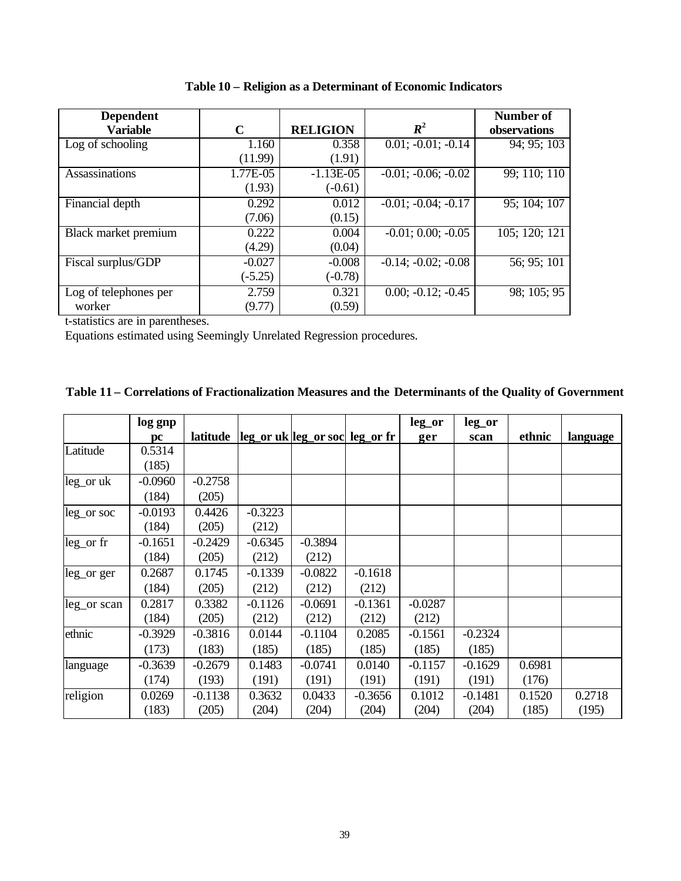**Table 10 – Religion as a Determinant of Economic Indicators**

| Dependent Variable | C | RELIGION | $R^2$ | Number of observations |
|---|---|---|---|---|
| Log of schooling | 1.160 | 0.358 | 0.01; -0.01; -0.14 | 94; 95; 103 |
| | (11.99) | (1.91) | | |
| Assassinations | 1.77E-05 | -1.13E-05 | -0.01; -0.06; -0.02 | 99; 110; 110 |
| | (1.93) | (-0.61) | | |
| Financial depth | 0.292 | 0.012 | -0.01; -0.04; -0.17 | 95; 104; 107 |
| | (7.06) | (0.15) | | |
| Black market premium | 0.222 | 0.004 | -0.01; 0.00; -0.05 | 105; 120; 121 |
| | (4.29) | (0.04) | | |
| Fiscal surplus/GDP | -0.027 | -0.008 | -0.14; -0.02; -0.08 | 56; 95; 101 |
| | (-5.25) | (-0.78) | | |
| Log of telephones per worker | 2.759 | 0.321 | 0.00; -0.12; -0.45 | 98; 105; 95 |
| | (9.77) | (0.59) | | |

t-statistics are in parentheses.

Equations estimated using Seemingly Unrelated Regression procedures.

**Table 11 – Correlations of Fractionalization Measures and the Determinants of the Quality of Government**

| | log gnp pc | latitude | leg_or uk | leg_or soc | leg_or fr | leg_or ger | leg_or scan | ethnic | language |
|---|---|---|---|---|---|---|---|---|---|
| Latitude | 0.5314 | | | | | | | | |
| | (185) | | | | | | | | |
| leg_or uk | -0.0960 | -0.2758 | | | | | | | |
| | (184) | (205) | | | | | | | |
| leg_or soc | -0.0193 | 0.4426 | -0.3223 | | | | | | |
| | (184) | (205) | (212) | | | | | | |
| leg_or fr | -0.1651 | -0.2429 | -0.6345 | -0.3894 | | | | | |
| | (184) | (205) | (212) | (212) | | | | | |
| leg_or ger | 0.2687 | 0.1745 | -0.1339 | -0.0822 | -0.1618 | | | | |
| | (184) | (205) | (212) | (212) | (212) | | | | |
| leg_or scan | 0.2817 | 0.3382 | -0.1126 | -0.0691 | -0.1361 | -0.0287 | | | |
| | (184) | (205) | (212) | (212) | (212) | (212) | | | |
| ethnic | -0.3929 | -0.3816 | 0.0144 | -0.1104 | 0.2085 | -0.1561 | -0.2324 | | |
| | (173) | (183) | (185) | (185) | (185) | (185) | (185) | | |
| language | -0.3639 | -0.2679 | 0.1483 | -0.0741 | 0.0140 | -0.1157 | -0.1629 | 0.6981 | |
| | (174) | (193) | (191) | (191) | (191) | (191) | (191) | (176) | |
| religion | 0.0269 | -0.1138 | 0.3632 | 0.0433 | -0.3656 | 0.1012 | -0.1481 | 0.1520 | 0.2718 |
| | (183) | (205) | (204) | (204) | (204) | (204) | (204) | (185) | (195) |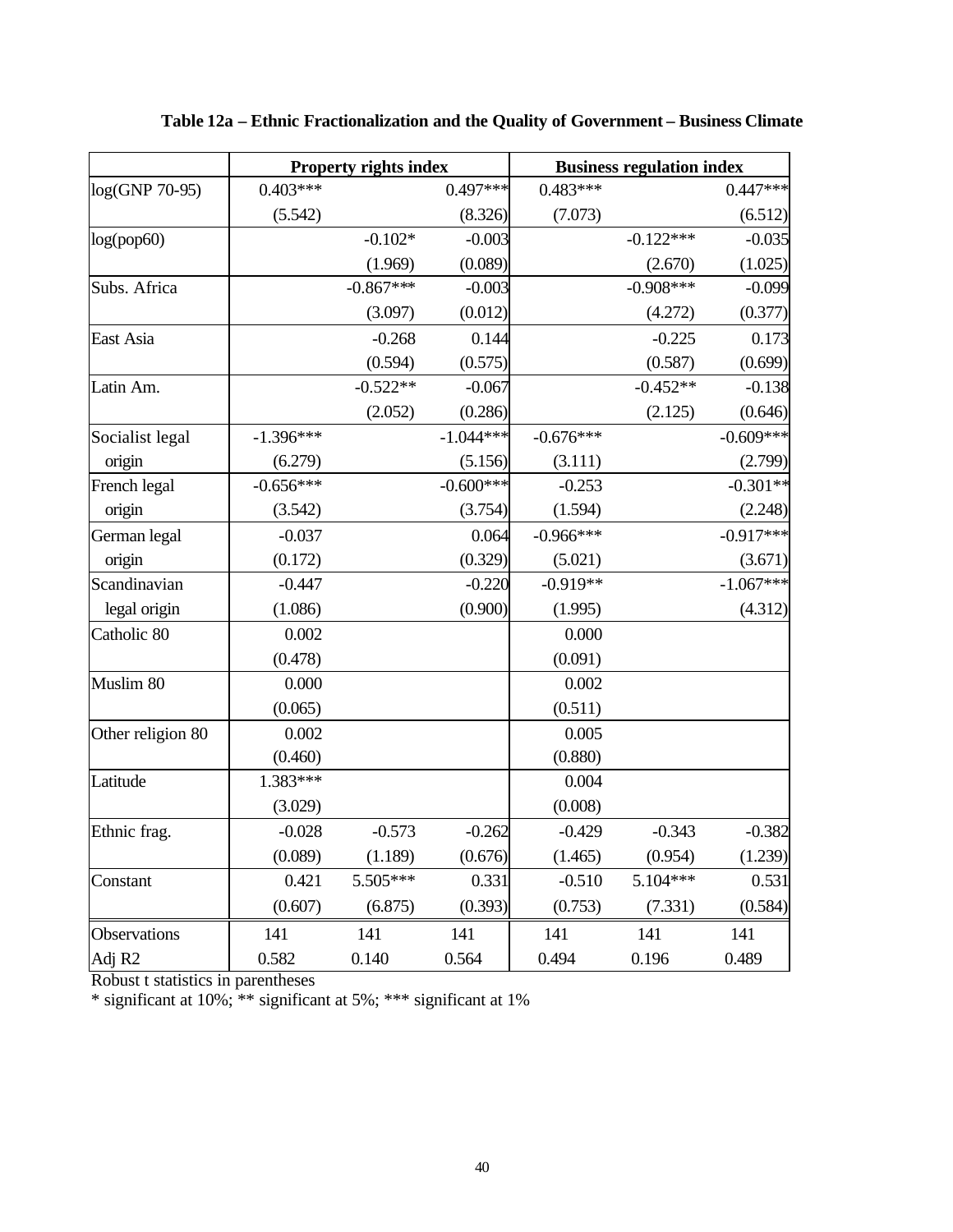**Table 12a – Ethnic Fractionalization and the Quality of Government – Business Climate**

| | Property rights index | | | Business regulation index | | |
|---|---|---|---|---|---|---|
| log(GNP 70-95) | 0.403*** | | 0.497*** | 0.483*** | | 0.447*** |
| | (5.542) | | (8.326) | (7.073) | | (6.512) |
| log(pop60) | | -0.102* | -0.003 | | -0.122*** | -0.035 |
| | | (1.969) | (0.089) | | (2.670) | (1.025) |
| Subs. Africa | | -0.867*** | -0.003 | | -0.908*** | -0.099 |
| | | (3.097) | (0.012) | | (4.272) | (0.377) |
| East Asia | | -0.268 | 0.144 | | -0.225 | 0.173 |
| | | (0.594) | (0.575) | | (0.587) | (0.699) |
| Latin Am. | | -0.522** | -0.067 | | -0.452** | -0.138 |
| | | (2.052) | (0.286) | | (2.125) | (0.646) |
| Socialist legal origin | -1.396*** | | -1.044*** | -0.676*** | | -0.609*** |
| | (6.279) | | (5.156) | (3.111) | | (2.799) |
| French legal origin | -0.656*** | | -0.600*** | -0.253 | | -0.301** |
| | (3.542) | | (3.754) | (1.594) | | (2.248) |
| German legal origin | -0.037 | | 0.064 | -0.966*** | | -0.917*** |
| | (0.172) | | (0.329) | (5.021) | | (3.671) |
| Scandinavian legal origin | -0.447 | | -0.220 | -0.919** | | -1.067*** |
| | (1.086) | | (0.900) | (1.995) | | (4.312) |
| Catholic 80 | 0.002 | | | 0.000 | | |
| | (0.478) | | | (0.091) | | |
| Muslim 80 | 0.000 | | | 0.002 | | |
| | (0.065) | | | (0.511) | | |
| Other religion 80 | 0.002 | | | 0.005 | | |
| | (0.460) | | | (0.880) | | |
| Latitude | 1.383*** | | | 0.004 | | |
| | (3.029) | | | (0.008) | | |
| Ethnic frag. | -0.028 | -0.573 | -0.262 | -0.429 | -0.343 | -0.382 |
| | (0.089) | (1.189) | (0.676) | (1.465) | (0.954) | (1.239) |
| Constant | 0.421 | 5.505*** | 0.331 | -0.510 | 5.104*** | 0.531 |
| | (0.607) | (6.875) | (0.393) | (0.753) | (7.331) | (0.584) |
| Observations | 141 | 141 | 141 | 141 | 141 | 141 |
| Adj R2 | 0.582 | 0.140 | 0.564 | 0.494 | 0.196 | 0.489 |

Robust t statistics in parentheses

* significant at 10%; ** significant at 5%; *** significant at 1%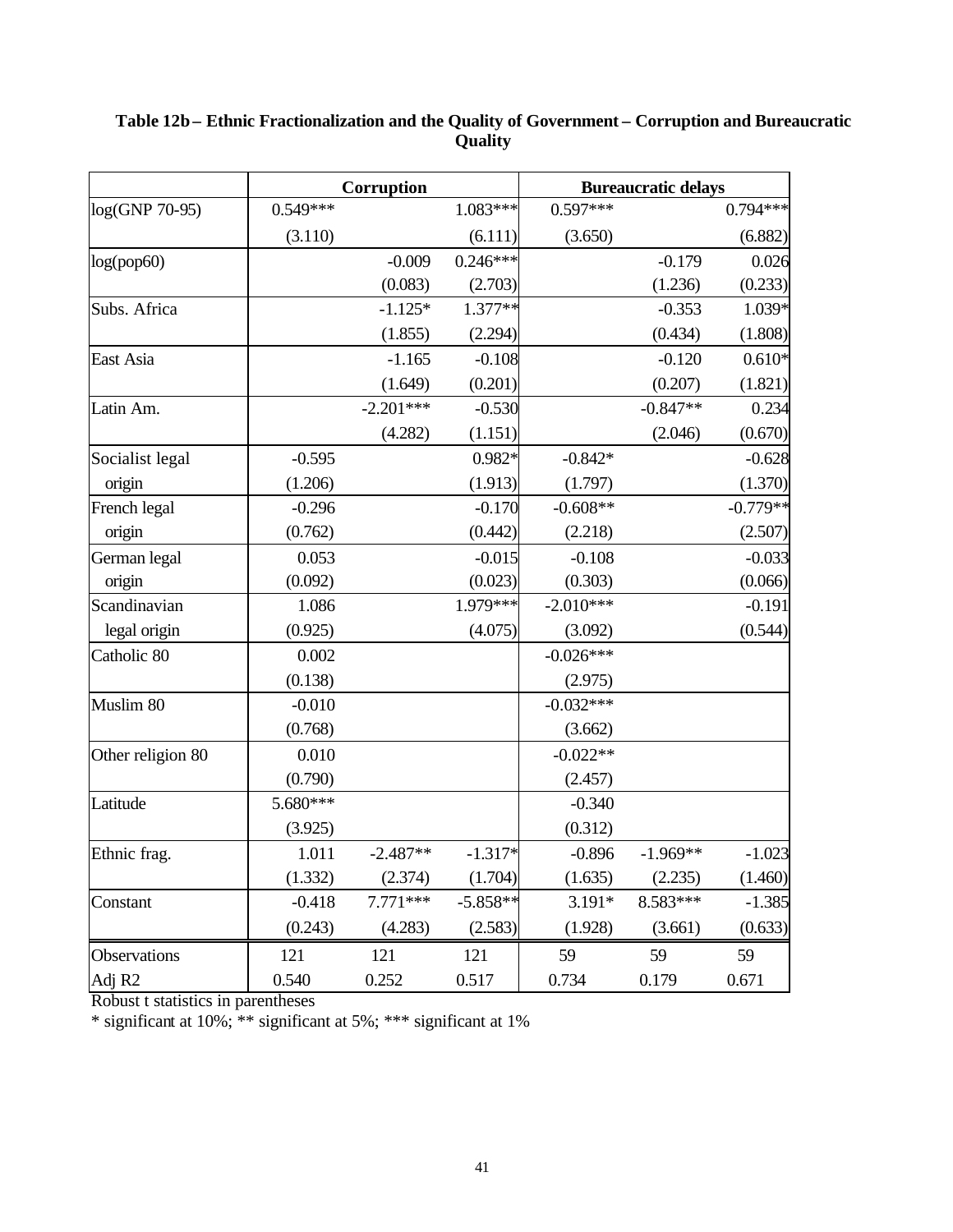**Table 12b – Ethnic Fractionalization and the Quality of Government – Corruption and Bureaucratic Quality**

| | Corruption | | | Bureaucratic delays | | |
|---|---|---|---|---|---|---|
| log(GNP 70-95) | 0.549*** | | 1.083*** | 0.597*** | | 0.794*** |
| | (3.110) | | (6.111) | (3.650) | | (6.882) |
| log(pop60) | | -0.009 | 0.246*** | | -0.179 | 0.026 |
| | | (0.083) | (2.703) | | (1.236) | (0.233) |
| Subs. Africa | | -1.125* | 1.377** | | -0.353 | 1.039* |
| | | (1.855) | (2.294) | | (0.434) | (1.808) |
| East Asia | | -1.165 | -0.108 | | -0.120 | 0.610* |
| | | (1.649) | (0.201) | | (0.207) | (1.821) |
| Latin Am. | | -2.201*** | -0.530 | | -0.847** | 0.234 |
| | | (4.282) | (1.151) | | (2.046) | (0.670) |
| Socialist legal origin | -0.595 | | 0.982* | -0.842* | | -0.628 |
| | (1.206) | | (1.913) | (1.797) | | (1.370) |
| French legal origin | -0.296 | | -0.170 | -0.608** | | -0.779** |
| | (0.762) | | (0.442) | (2.218) | | (2.507) |
| German legal origin | 0.053 | | -0.015 | -0.108 | | -0.033 |
| | (0.092) | | (0.023) | (0.303) | | (0.066) |
| Scandinavian legal origin | 1.086 | | 1.979*** | -2.010*** | | -0.191 |
| | (0.925) | | (4.075) | (3.092) | | (0.544) |
| Catholic 80 | 0.002 | | | -0.026*** | | |
| | (0.138) | | | (2.975) | | |
| Muslim 80 | -0.010 | | | -0.032*** | | |
| | (0.768) | | | (3.662) | | |
| Other religion 80 | 0.010 | | | -0.022** | | |
| | (0.790) | | | (2.457) | | |
| Latitude | 5.680*** | | | -0.340 | | |
| | (3.925) | | | (0.312) | | |
| Ethnic frag. | 1.011 | -2.487** | -1.317* | -0.896 | -1.969** | -1.023 |
| | (1.332) | (2.374) | (1.704) | (1.635) | (2.235) | (1.460) |
| Constant | -0.418 | 7.771*** | -5.858** | 3.191* | 8.583*** | -1.385 |
| | (0.243) | (4.283) | (2.583) | (1.928) | (3.661) | (0.633) |
| Observations | 121 | 121 | 121 | 59 | 59 | 59 |
| Adj R2 | 0.540 | 0.252 | 0.517 | 0.734 | 0.179 | 0.671 |

Robust t statistics in parentheses

* significant at 10%; ** significant at 5%; *** significant at 1%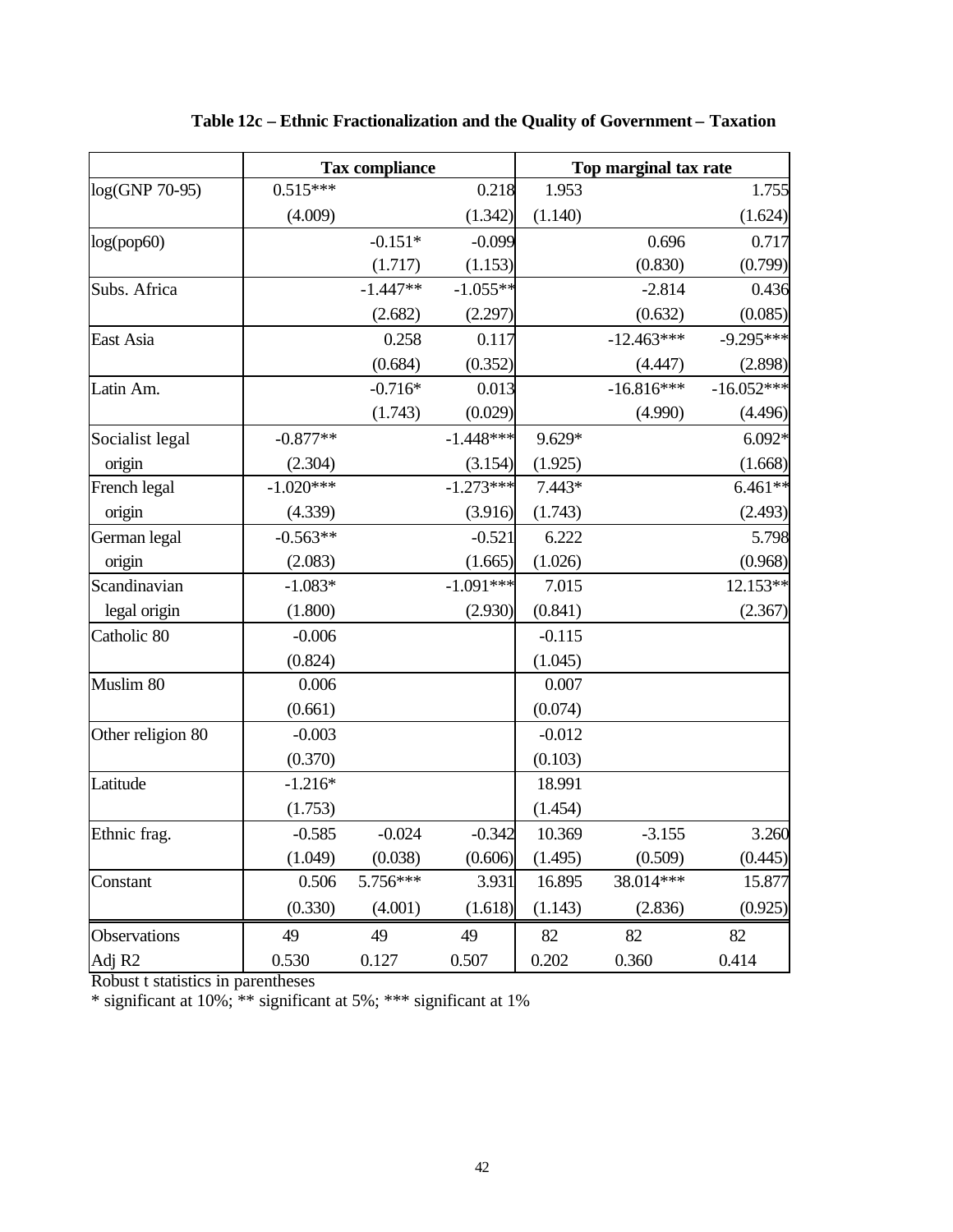**Table 12c – Ethnic Fractionalization and the Quality of Government – Taxation**

| | Tax compliance | | | Top marginal tax rate | | |
|---|---|---|---|---|---|---|
| log(GNP 70-95) | 0.515*** | | 0.218 | 1.953 | | 1.755 |
| | (4.009) | | (1.342) | (1.140) | | (1.624) |
| log(pop60) | | -0.151* | -0.099 | | 0.696 | 0.717 |
| | | (1.717) | (1.153) | | (0.830) | (0.799) |
| Subs. Africa | | -1.447** | -1.055** | | -2.814 | 0.436 |
| | | (2.682) | (2.297) | | (0.632) | (0.085) |
| East Asia | | 0.258 | 0.117 | | -12.463*** | -9.295*** |
| | | (0.684) | (0.352) | | (4.447) | (2.898) |
| Latin Am. | | -0.716* | 0.013 | | -16.816*** | -16.052*** |
| | | (1.743) | (0.029) | | (4.990) | (4.496) |
| Socialist legal origin | -0.877** | | -1.448*** | 9.629* | | 6.092* |
| | (2.304) | | (3.154) | (1.925) | | (1.668) |
| French legal origin | -1.020*** | | -1.273*** | 7.443* | | 6.461** |
| | (4.339) | | (3.916) | (1.743) | | (2.493) |
| German legal origin | -0.563** | | -0.521 | 6.222 | | 5.798 |
| | (2.083) | | (1.665) | (1.026) | | (0.968) |
| Scandinavian legal origin | -1.083* | | -1.091*** | 7.015 | | 12.153** |
| | (1.800) | | (2.930) | (0.841) | | (2.367) |
| Catholic 80 | -0.006 | | | -0.115 | | |
| | (0.824) | | | (1.045) | | |
| Muslim 80 | 0.006 | | | 0.007 | | |
| | (0.661) | | | (0.074) | | |
| Other religion 80 | -0.003 | | | -0.012 | | |
| | (0.370) | | | (0.103) | | |
| Latitude | -1.216* | | | 18.991 | | |
| | (1.753) | | | (1.454) | | |
| Ethnic frag. | -0.585 | -0.024 | -0.342 | 10.369 | -3.155 | 3.260 |
| | (1.049) | (0.038) | (0.606) | (1.495) | (0.509) | (0.445) |
| Constant | 0.506 | 5.756*** | 3.931 | 16.895 | 38.014*** | 15.877 |
| | (0.330) | (4.001) | (1.618) | (1.143) | (2.836) | (0.925) |
| Observations | 49 | 49 | 49 | 82 | 82 | 82 |
| Adj R2 | 0.530 | 0.127 | 0.507 | 0.202 | 0.360 | 0.414 |

Robust t statistics in parentheses
* significant at 10%; ** significant at 5%; *** significant at 1%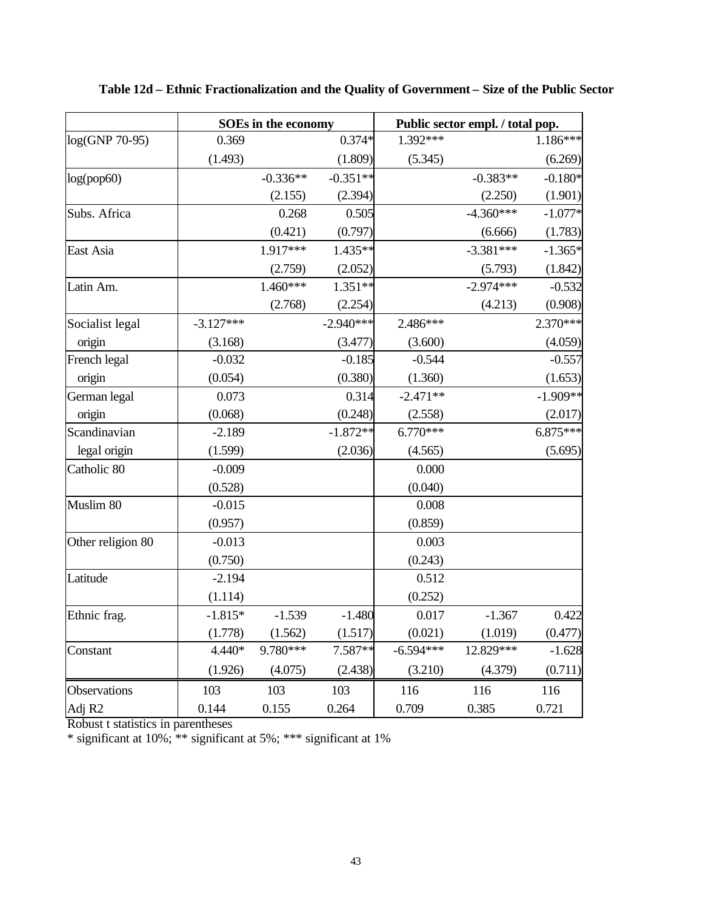**Table 12d – Ethnic Fractionalization and the Quality of Government – Size of the Public Sector**

| | SOEs in the economy | | | Public sector empl. / total pop. | | |
|---|---|---|---|---|---|---|
| log(GNP 70-95) | 0.369 | | 0.374* | 1.392*** | | 1.186*** |
| | (1.493) | | (1.809) | (5.345) | | (6.269) |
| log(pop60) | | -0.336** | -0.351** | | -0.383** | -0.180* |
| | | (2.155) | (2.394) | | (2.250) | (1.901) |
| Subs. Africa | | 0.268 | 0.505 | | -4.360*** | -1.077* |
| | | (0.421) | (0.797) | | (6.666) | (1.783) |
| East Asia | | 1.917*** | 1.435** | | -3.381*** | -1.365* |
| | | (2.759) | (2.052) | | (5.793) | (1.842) |
| Latin Am. | | 1.460*** | 1.351** | | -2.974*** | -0.532 |
| | | (2.768) | (2.254) | | (4.213) | (0.908) |
| Socialist legal origin | -3.127*** | | -2.940*** | 2.486*** | | 2.370*** |
| | (3.168) | | (3.477) | (3.600) | | (4.059) |
| French legal origin | -0.032 | | -0.185 | -0.544 | | -0.557 |
| | (0.054) | | (0.380) | (1.360) | | (1.653) |
| German legal origin | 0.073 | | 0.314 | -2.471** | | -1.909** |
| | (0.068) | | (0.248) | (2.558) | | (2.017) |
| Scandinavian legal origin | -2.189 | | -1.872** | 6.770*** | | 6.875*** |
| | (1.599) | | (2.036) | (4.565) | | (5.695) |
| Catholic 80 | -0.009 | | | 0.000 | | |
| | (0.528) | | | (0.040) | | |
| Muslim 80 | -0.015 | | | 0.008 | | |
| | (0.957) | | | (0.859) | | |
| Other religion 80 | -0.013 | | | 0.003 | | |
| | (0.750) | | | (0.243) | | |
| Latitude | -2.194 | | | 0.512 | | |
| | (1.114) | | | (0.252) | | |
| Ethnic frag. | -1.815* | -1.539 | -1.480 | 0.017 | -1.367 | 0.422 |
| | (1.778) | (1.562) | (1.517) | (0.021) | (1.019) | (0.477) |
| Constant | 4.440* | 9.780*** | 7.587** | -6.594*** | 12.829*** | -1.628 |
| | (1.926) | (4.075) | (2.438) | (3.210) | (4.379) | (0.711) |
| Observations | 103 | 103 | 103 | 116 | 116 | 116 |
| Adj R2 | 0.144 | 0.155 | 0.264 | 0.709 | 0.385 | 0.721 |

Robust t statistics in parentheses
* significant at 10%; ** significant at 5%; *** significant at 1%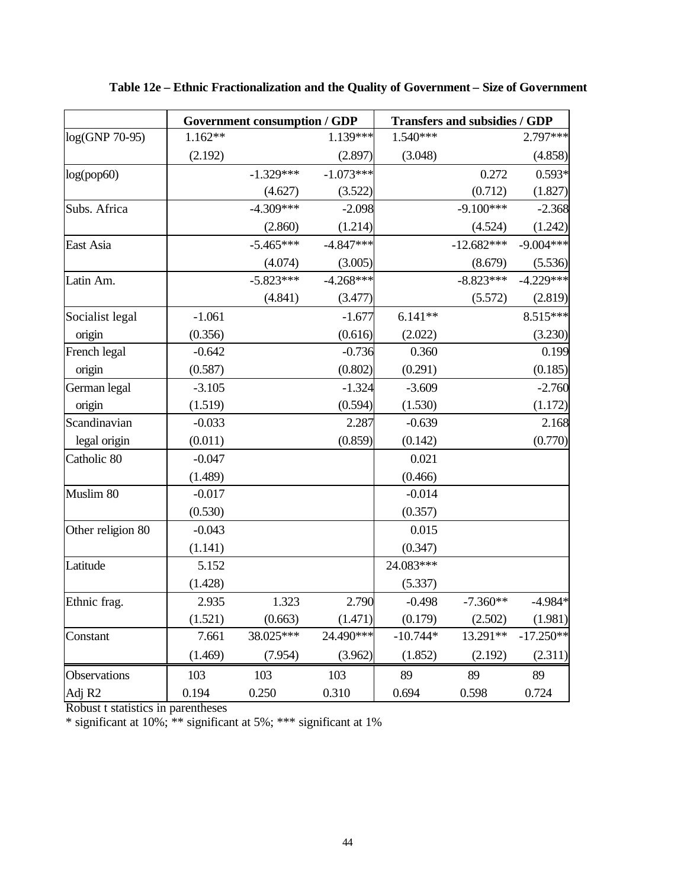**Table 12e – Ethnic Fractionalization and the Quality of Government – Size of Government**

| | Government consumption / GDP | | | Transfers and subsidies / GDP | | |
|---|---|---|---|---|---|---|
| log(GNP 70-95) | 1.162** | | 1.139*** | 1.540*** | | 2.797*** |
| | (2.192) | | (2.897) | (3.048) | | (4.858) |
| log(pop60) | | -1.329*** | -1.073*** | | 0.272 | 0.593* |
| | | (4.627) | (3.522) | | (0.712) | (1.827) |
| Subs. Africa | | -4.309*** | -2.098 | | -9.100*** | -2.368 |
| | | (2.860) | (1.214) | | (4.524) | (1.242) |
| East Asia | | -5.465*** | -4.847*** | | -12.682*** | -9.004*** |
| | | (4.074) | (3.005) | | (8.679) | (5.536) |
| Latin Am. | | -5.823*** | -4.268*** | | -8.823*** | -4.229*** |
| | | (4.841) | (3.477) | | (5.572) | (2.819) |
| Socialist legal origin | -1.061 | | -1.677 | 6.141** | | 8.515*** |
| | (0.356) | | (0.616) | (2.022) | | (3.230) |
| French legal origin | -0.642 | | -0.736 | 0.360 | | 0.199 |
| | (0.587) | | (0.802) | (0.291) | | (0.185) |
| German legal origin | -3.105 | | -1.324 | -3.609 | | -2.760 |
| | (1.519) | | (0.594) | (1.530) | | (1.172) |
| Scandinavian legal origin | -0.033 | | 2.287 | -0.639 | | 2.168 |
| | (0.011) | | (0.859) | (0.142) | | (0.770) |
| Catholic 80 | -0.047 | | | 0.021 | | |
| | (1.489) | | | (0.466) | | |
| Muslim 80 | -0.017 | | | -0.014 | | |
| | (0.530) | | | (0.357) | | |
| Other religion 80 | -0.043 | | | 0.015 | | |
| | (1.141) | | | (0.347) | | |
| Latitude | 5.152 | | | 24.083*** | | |
| | (1.428) | | | (5.337) | | |
| Ethnic frag. | 2.935 | 1.323 | 2.790 | -0.498 | -7.360** | -4.984* |
| | (1.521) | (0.663) | (1.471) | (0.179) | (2.502) | (1.981) |
| Constant | 7.661 | 38.025*** | 24.490*** | -10.744* | 13.291** | -17.250** |
| | (1.469) | (7.954) | (3.962) | (1.852) | (2.192) | (2.311) |
| Observations | 103 | 103 | 103 | 89 | 89 | 89 |
| Adj R2 | 0.194 | 0.250 | 0.310 | 0.694 | 0.598 | 0.724 |

Robust t statistics in parentheses

* significant at 10%; ** significant at 5%; *** significant at 1%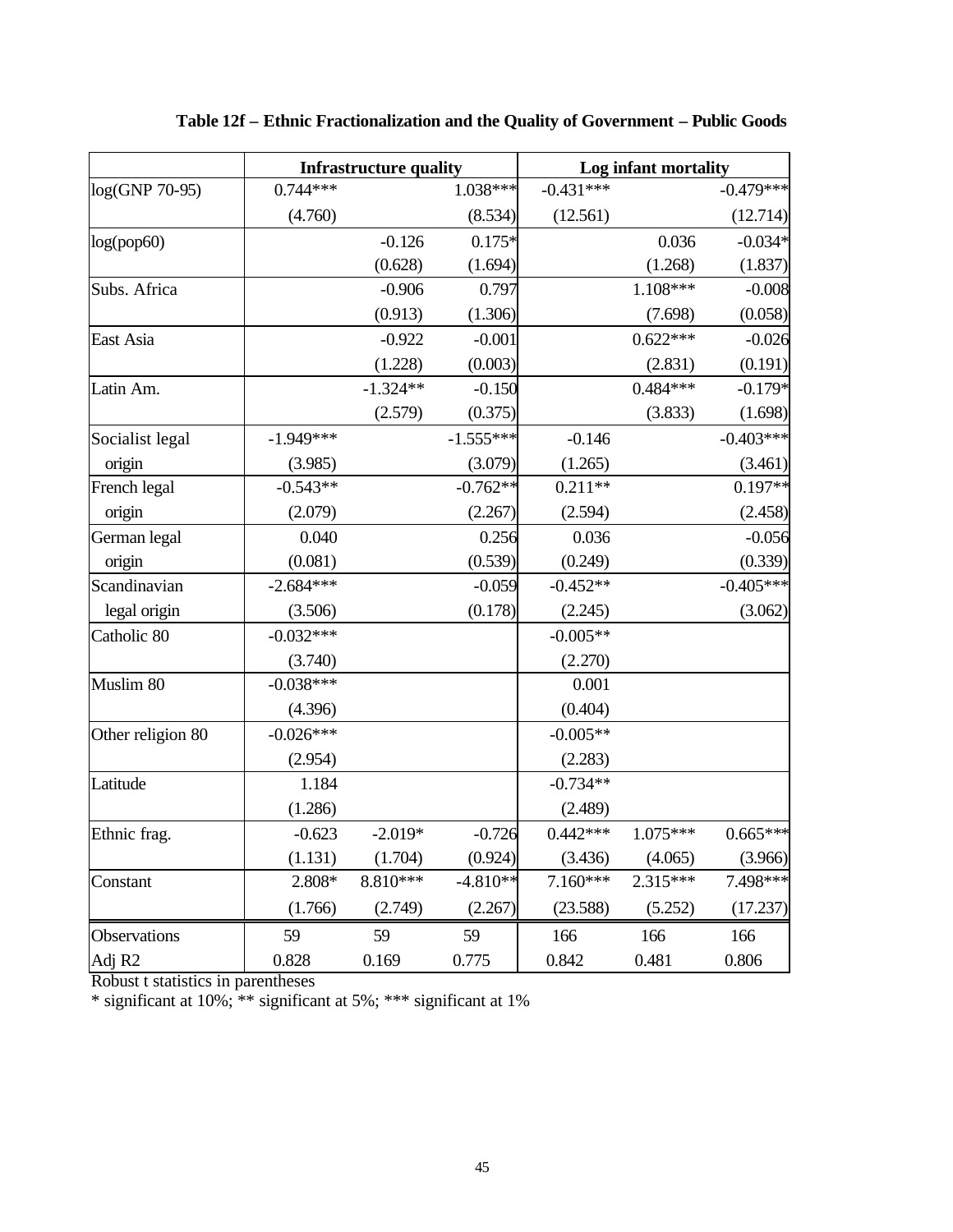**Table 12f – Ethnic Fractionalization and the Quality of Government – Public Goods**

| | Infrastructure quality | | | Log infant mortality | | |
|---|---|---|---|---|---|---|
| log(GNP 70-95) | 0.744*** | | 1.038*** | -0.431*** | | -0.479*** |
| | (4.760) | | (8.534) | (12.561) | | (12.714) |
| log(pop60) | | -0.126 | 0.175* | | 0.036 | -0.034* |
| | | (0.628) | (1.694) | | (1.268) | (1.837) |
| Subs. Africa | | -0.906 | 0.797 | | 1.108*** | -0.008 |
| | | (0.913) | (1.306) | | (7.698) | (0.058) |
| East Asia | | -0.922 | -0.001 | | 0.622*** | -0.026 |
| | | (1.228) | (0.003) | | (2.831) | (0.191) |
| Latin Am. | | -1.324** | -0.150 | | 0.484*** | -0.179* |
| | | (2.579) | (0.375) | | (3.833) | (1.698) |
| Socialist legal origin | -1.949*** | | -1.555*** | -0.146 | | -0.403*** |
| | (3.985) | | (3.079) | (1.265) | | (3.461) |
| French legal origin | -0.543** | | -0.762** | 0.211** | | 0.197** |
| | (2.079) | | (2.267) | (2.594) | | (2.458) |
| German legal origin | 0.040 | | 0.256 | 0.036 | | -0.056 |
| | (0.081) | | (0.539) | (0.249) | | (0.339) |
| Scandinavian legal origin | -2.684*** | | -0.059 | -0.452** | | -0.405*** |
| | (3.506) | | (0.178) | (2.245) | | (3.062) |
| Catholic 80 | -0.032*** | | | -0.005** | | |
| | (3.740) | | | (2.270) | | |
| Muslim 80 | -0.038*** | | | 0.001 | | |
| | (4.396) | | | (0.404) | | |
| Other religion 80 | -0.026*** | | | -0.005** | | |
| | (2.954) | | | (2.283) | | |
| Latitude | 1.184 | | | -0.734** | | |
| | (1.286) | | | (2.489) | | |
| Ethnic frag. | -0.623 | -2.019* | -0.726 | 0.442*** | 1.075*** | 0.665*** |
| | (1.131) | (1.704) | (0.924) | (3.436) | (4.065) | (3.966) |
| Constant | 2.808* | 8.810*** | -4.810** | 7.160*** | 2.315*** | 7.498*** |
| | (1.766) | (2.749) | (2.267) | (23.588) | (5.252) | (17.237) |
| Observations | 59 | 59 | 59 | 166 | 166 | 166 |
| Adj R2 | 0.828 | 0.169 | 0.775 | 0.842 | 0.481 | 0.806 |

Robust t statistics in parentheses
* significant at 10%; ** significant at 5%; *** significant at 1%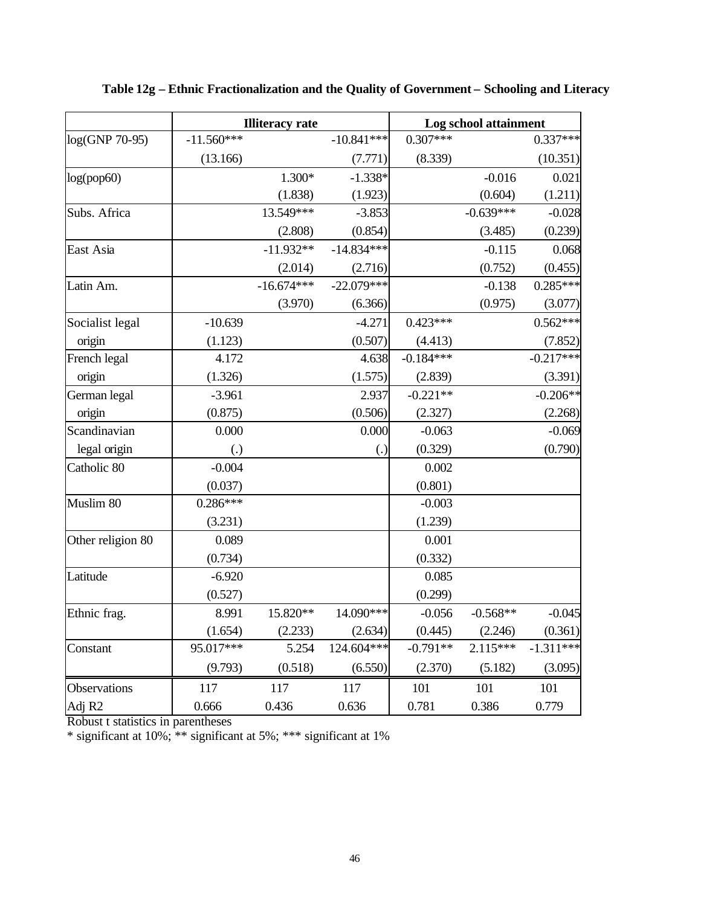**Table 12g – Ethnic Fractionalization and the Quality of Government – Schooling and Literacy**

| | Illiteracy rate | | | Log school attainment | | |
|---|---|---|---|---|---|---|
| log(GNP 70-95) | -11.560*** | | -10.841*** | 0.307*** | | 0.337*** |
| | (13.166) | | (7.771) | (8.339) | | (10.351) |
| log(pop60) | | 1.300* | -1.338* | | -0.016 | 0.021 |
| | | (1.838) | (1.923) | | (0.604) | (1.211) |
| Subs. Africa | | 13.549*** | -3.853 | | -0.639*** | -0.028 |
| | | (2.808) | (0.854) | | (3.485) | (0.239) |
| East Asia | | -11.932** | -14.834*** | | -0.115 | 0.068 |
| | | (2.014) | (2.716) | | (0.752) | (0.455) |
| Latin Am. | | -16.674*** | -22.079*** | | -0.138 | 0.285*** |
| | | (3.970) | (6.366) | | (0.975) | (3.077) |
| Socialist legal origin | -10.639 | | -4.271 | 0.423*** | | 0.562*** |
| | (1.123) | | (0.507) | (4.413) | | (7.852) |
| French legal origin | 4.172 | | 4.638 | -0.184*** | | -0.217*** |
| | (1.326) | | (1.575) | (2.839) | | (3.391) |
| German legal origin | -3.961 | | 2.937 | -0.221** | | -0.206** |
| | (0.875) | | (0.506) | (2.327) | | (2.268) |
| Scandinavian legal origin | 0.000 | | 0.000 | -0.063 | | -0.069 |
| | (.) | | (.) | (0.329) | | (0.790) |
| Catholic 80 | -0.004 | | | 0.002 | | |
| | (0.037) | | | (0.801) | | |
| Muslim 80 | 0.286*** | | | -0.003 | | |
| | (3.231) | | | (1.239) | | |
| Other religion 80 | 0.089 | | | 0.001 | | |
| | (0.734) | | | (0.332) | | |
| Latitude | -6.920 | | | 0.085 | | |
| | (0.527) | | | (0.299) | | |
| Ethnic frag. | 8.991 | 15.820** | 14.090*** | -0.056 | -0.568** | -0.045 |
| | (1.654) | (2.233) | (2.634) | (0.445) | (2.246) | (0.361) |
| Constant | 95.017*** | 5.254 | 124.604*** | -0.791** | 2.115*** | -1.311*** |
| | (9.793) | (0.518) | (6.550) | (2.370) | (5.182) | (3.095) |
| Observations | 117 | 117 | 117 | 101 | 101 | 101 |
| Adj R2 | 0.666 | 0.436 | 0.636 | 0.781 | 0.386 | 0.779 |

Robust t statistics in parentheses

* significant at 10%; ** significant at 5%; *** significant at 1%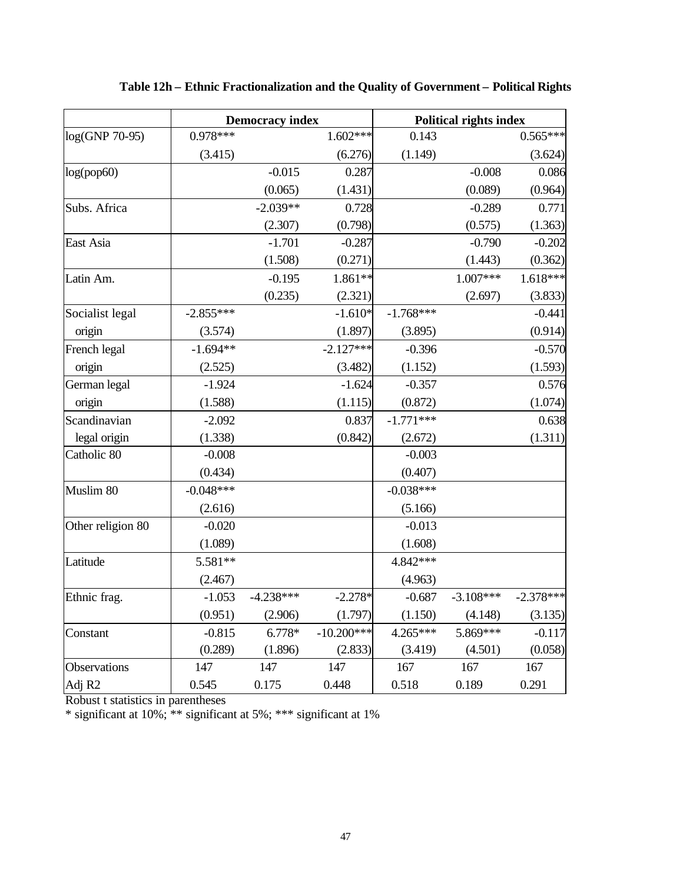**Table 12h – Ethnic Fractionalization and the Quality of Government – Political Rights**

| | Democracy index | | | Political rights index | | |
|---|---|---|---|---|---|---|
| log(GNP 70-95) | 0.978*** | | 1.602*** | 0.143 | | 0.565*** |
| | (3.415) | | (6.276) | (1.149) | | (3.624) |
| log(pop60) | | -0.015 | 0.287 | | -0.008 | 0.086 |
| | | (0.065) | (1.431) | | (0.089) | (0.964) |
| Subs. Africa | | -2.039** | 0.728 | | -0.289 | 0.771 |
| | | (2.307) | (0.798) | | (0.575) | (1.363) |
| East Asia | | -1.701 | -0.287 | | -0.790 | -0.202 |
| | | (1.508) | (0.271) | | (1.443) | (0.362) |
| Latin Am. | | -0.195 | 1.861** | | 1.007*** | 1.618*** |
| | | (0.235) | (2.321) | | (2.697) | (3.833) |
| Socialist legal origin | -2.855*** | | -1.610* | -1.768*** | | -0.441 |
| | (3.574) | | (1.897) | (3.895) | | (0.914) |
| French legal origin | -1.694** | | -2.127*** | -0.396 | | -0.570 |
| | (2.525) | | (3.482) | (1.152) | | (1.593) |
| German legal origin | -1.924 | | -1.624 | -0.357 | | 0.576 |
| | (1.588) | | (1.115) | (0.872) | | (1.074) |
| Scandinavian legal origin | -2.092 | | 0.837 | -1.771*** | | 0.638 |
| | (1.338) | | (0.842) | (2.672) | | (1.311) |
| Catholic 80 | -0.008 | | | -0.003 | | |
| | (0.434) | | | (0.407) | | |
| Muslim 80 | -0.048*** | | | -0.038*** | | |
| | (2.616) | | | (5.166) | | |
| Other religion 80 | -0.020 | | | -0.013 | | |
| | (1.089) | | | (1.608) | | |
| Latitude | 5.581** | | | 4.842*** | | |
| | (2.467) | | | (4.963) | | |
| Ethnic frag. | -1.053 | -4.238*** | -2.278* | -0.687 | -3.108*** | -2.378*** |
| | (0.951) | (2.906) | (1.797) | (1.150) | (4.148) | (3.135) |
| Constant | -0.815 | 6.778* | -10.200*** | 4.265*** | 5.869*** | -0.117 |
| | (0.289) | (1.896) | (2.833) | (3.419) | (4.501) | (0.058) |
| Observations | 147 | 147 | 147 | 167 | 167 | 167 |
| Adj R2 | 0.545 | 0.175 | 0.448 | 0.518 | 0.189 | 0.291 |

Robust t statistics in parentheses

* significant at 10%; ** significant at 5%; *** significant at 1%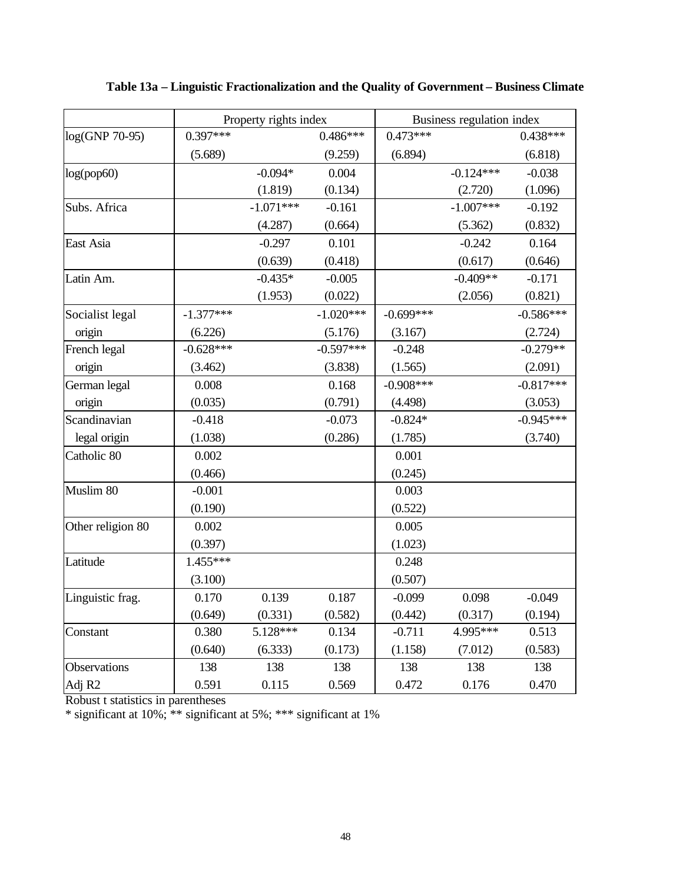**Table 13a – Linguistic Fractionalization and the Quality of Government – Business Climate**

| | Property rights index | | | Business regulation index | | |
|---|---|---|---|---|---|---|
| log(GNP 70-95) | 0.397*** | | 0.486*** | 0.473*** | | 0.438*** |
| | (5.689) | | (9.259) | (6.894) | | (6.818) |
| log(pop60) | | -0.094* | 0.004 | | -0.124*** | -0.038 |
| | | (1.819) | (0.134) | | (2.720) | (1.096) |
| Subs. Africa | | -1.071*** | -0.161 | | -1.007*** | -0.192 |
| | | (4.287) | (0.664) | | (5.362) | (0.832) |
| East Asia | | -0.297 | 0.101 | | -0.242 | 0.164 |
| | | (0.639) | (0.418) | | (0.617) | (0.646) |
| Latin Am. | | -0.435* | -0.005 | | -0.409** | -0.171 |
| | | (1.953) | (0.022) | | (2.056) | (0.821) |
| Socialist legal origin | -1.377*** | | -1.020*** | -0.699*** | | -0.586*** |
| | (6.226) | | (5.176) | (3.167) | | (2.724) |
| French legal origin | -0.628*** | | -0.597*** | -0.248 | | -0.279** |
| | (3.462) | | (3.838) | (1.565) | | (2.091) |
| German legal origin | 0.008 | | 0.168 | -0.908*** | | -0.817*** |
| | (0.035) | | (0.791) | (4.498) | | (3.053) |
| Scandinavian legal origin | -0.418 | | -0.073 | -0.824* | | -0.945*** |
| | (1.038) | | (0.286) | (1.785) | | (3.740) |
| Catholic 80 | 0.002 | | | 0.001 | | |
| | (0.466) | | | (0.245) | | |
| Muslim 80 | -0.001 | | | 0.003 | | |
| | (0.190) | | | (0.522) | | |
| Other religion 80 | 0.002 | | | 0.005 | | |
| | (0.397) | | | (1.023) | | |
| Latitude | 1.455*** | | | 0.248 | | |
| | (3.100) | | | (0.507) | | |
| Linguistic frag. | 0.170 | 0.139 | 0.187 | -0.099 | 0.098 | -0.049 |
| | (0.649) | (0.331) | (0.582) | (0.442) | (0.317) | (0.194) |
| Constant | 0.380 | 5.128*** | 0.134 | -0.711 | 4.995*** | 0.513 |
| | (0.640) | (6.333) | (0.173) | (1.158) | (7.012) | (0.583) |
| Observations | 138 | 138 | 138 | 138 | 138 | 138 |
| Adj R2 | 0.591 | 0.115 | 0.569 | 0.472 | 0.176 | 0.470 |

Robust t statistics in parentheses

* significant at 10%; ** significant at 5%; *** significant at 1%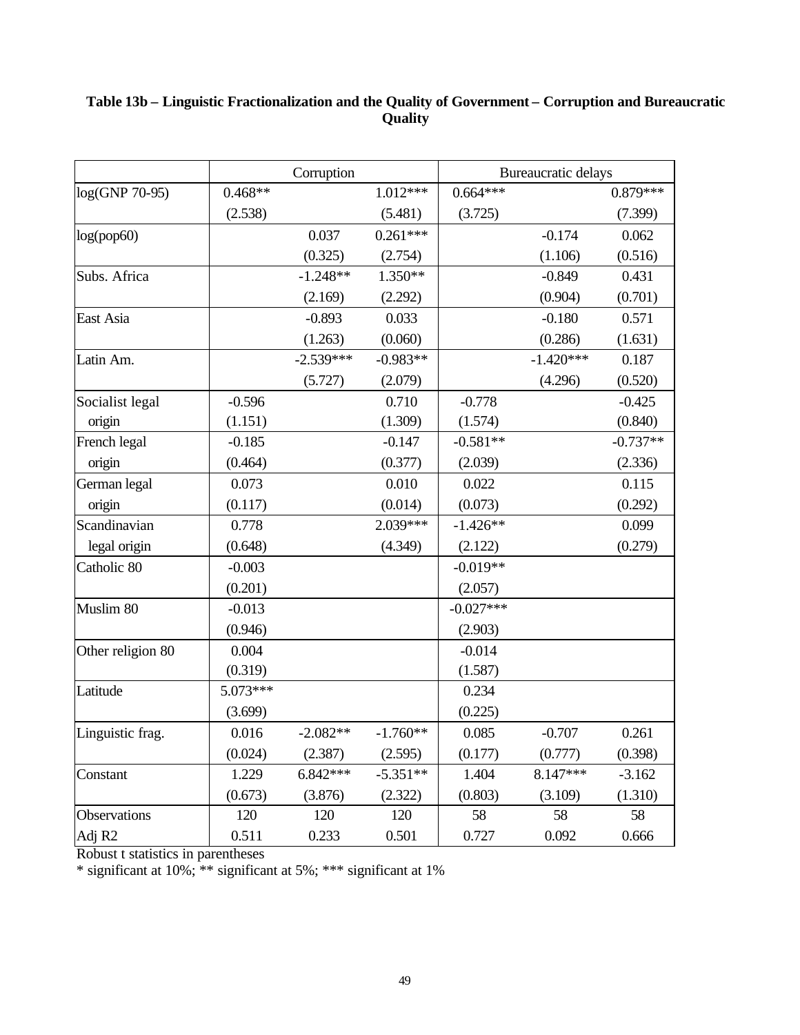**Table 13b – Linguistic Fractionalization and the Quality of Government – Corruption and Bureaucratic Quality**

| | Corruption | | | Bureaucratic delays | | |
|---|---|---|---|---|---|---|
| log(GNP 70-95) | 0.468** | | 1.012*** | 0.664*** | | 0.879*** |
| | (2.538) | | (5.481) | (3.725) | | (7.399) |
| log(pop60) | | 0.037 | 0.261*** | | -0.174 | 0.062 |
| | | (0.325) | (2.754) | | (1.106) | (0.516) |
| Subs. Africa | | -1.248** | 1.350** | | -0.849 | 0.431 |
| | | (2.169) | (2.292) | | (0.904) | (0.701) |
| East Asia | | -0.893 | 0.033 | | -0.180 | 0.571 |
| | | (1.263) | (0.060) | | (0.286) | (1.631) |
| Latin Am. | | -2.539*** | -0.983** | | -1.420*** | 0.187 |
| | | (5.727) | (2.079) | | (4.296) | (0.520) |
| Socialist legal origin | -0.596 | | 0.710 | -0.778 | | -0.425 |
| | (1.151) | | (1.309) | (1.574) | | (0.840) |
| French legal origin | -0.185 | | -0.147 | -0.581** | | -0.737** |
| | (0.464) | | (0.377) | (2.039) | | (2.336) |
| German legal origin | 0.073 | | 0.010 | 0.022 | | 0.115 |
| | (0.117) | | (0.014) | (0.073) | | (0.292) |
| Scandinavian legal origin | 0.778 | | 2.039*** | -1.426** | | 0.099 |
| | (0.648) | | (4.349) | (2.122) | | (0.279) |
| Catholic 80 | -0.003 | | | -0.019** | | |
| | (0.201) | | | (2.057) | | |
| Muslim 80 | -0.013 | | | -0.027*** | | |
| | (0.946) | | | (2.903) | | |
| Other religion 80 | 0.004 | | | -0.014 | | |
| | (0.319) | | | (1.587) | | |
| Latitude | 5.073*** | | | 0.234 | | |
| | (3.699) | | | (0.225) | | |
| Linguistic frag. | 0.016 | -2.082** | -1.760** | 0.085 | -0.707 | 0.261 |
| | (0.024) | (2.387) | (2.595) | (0.177) | (0.777) | (0.398) |
| Constant | 1.229 | 6.842*** | -5.351** | 1.404 | 8.147*** | -3.162 |
| | (0.673) | (3.876) | (2.322) | (0.803) | (3.109) | (1.310) |
| Observations | 120 | 120 | 120 | 58 | 58 | 58 |
| Adj R2 | 0.511 | 0.233 | 0.501 | 0.727 | 0.092 | 0.666 |

Robust t statistics in parentheses
* significant at 10%; ** significant at 5%; *** significant at 1%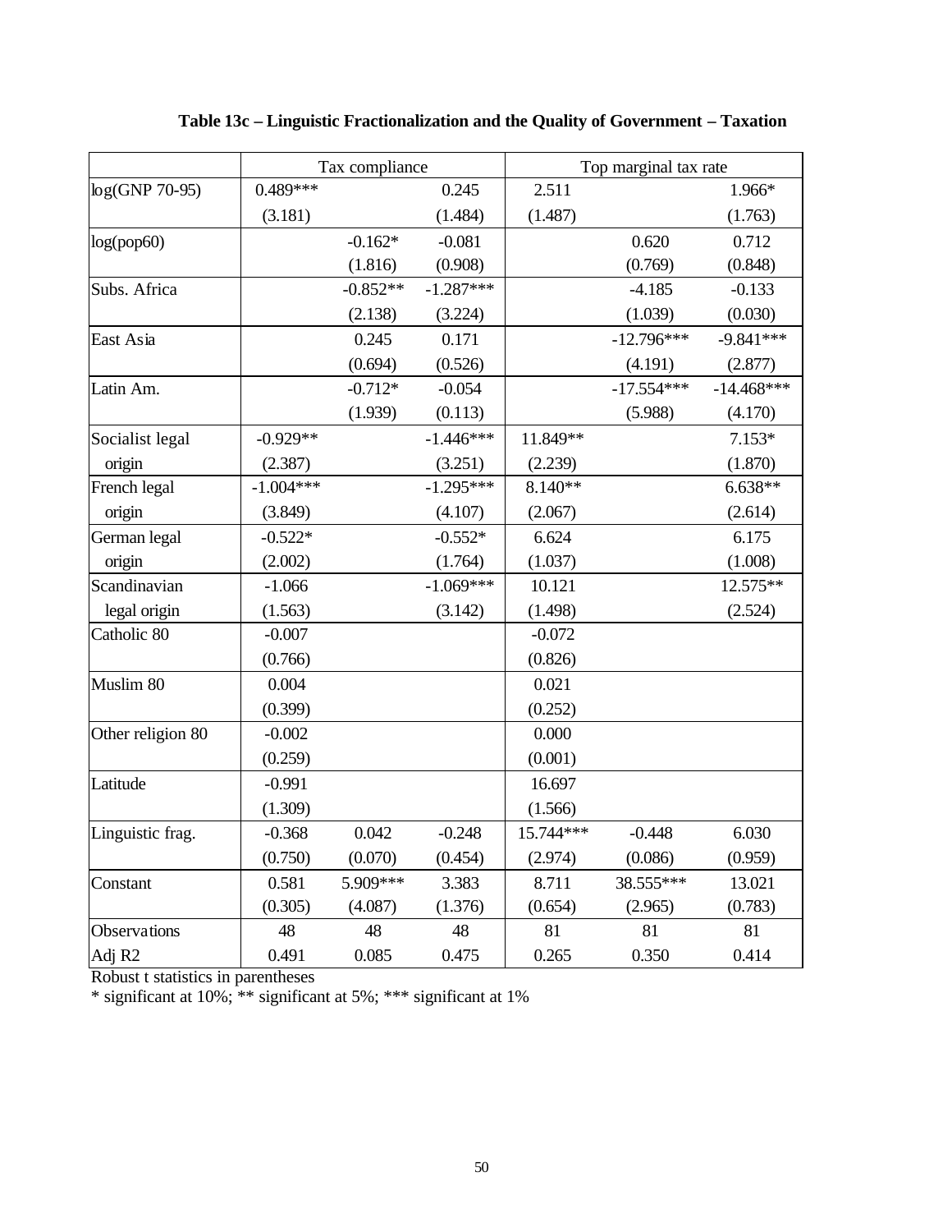**Table 13c – Linguistic Fractionalization and the Quality of Government – Taxation**

| | Tax compliance | | | Top marginal tax rate | | |
|---|---|---|---|---|---|---|
| log(GNP 70-95) | 0.489*** | | 0.245 | 2.511 | | 1.966* |
| | (3.181) | | (1.484) | (1.487) | | (1.763) |
| log(pop60) | | -0.162* | -0.081 | | 0.620 | 0.712 |
| | | (1.816) | (0.908) | | (0.769) | (0.848) |
| Subs. Africa | | -0.852** | -1.287*** | | -4.185 | -0.133 |
| | | (2.138) | (3.224) | | (1.039) | (0.030) |
| East Asia | | 0.245 | 0.171 | | -12.796*** | -9.841*** |
| | | (0.694) | (0.526) | | (4.191) | (2.877) |
| Latin Am. | | -0.712* | -0.054 | | -17.554*** | -14.468*** |
| | | (1.939) | (0.113) | | (5.988) | (4.170) |
| Socialist legal origin | -0.929** | | -1.446*** | 11.849** | | 7.153* |
| | (2.387) | | (3.251) | (2.239) | | (1.870) |
| French legal origin | -1.004*** | | -1.295*** | 8.140** | | 6.638** |
| | (3.849) | | (4.107) | (2.067) | | (2.614) |
| German legal origin | -0.522* | | -0.552* | 6.624 | | 6.175 |
| | (2.002) | | (1.764) | (1.037) | | (1.008) |
| Scandinavian legal origin | -1.066 | | -1.069*** | 10.121 | | 12.575** |
| | (1.563) | | (3.142) | (1.498) | | (2.524) |
| Catholic 80 | -0.007 | | | -0.072 | | |
| | (0.766) | | | (0.826) | | |
| Muslim 80 | 0.004 | | | 0.021 | | |
| | (0.399) | | | (0.252) | | |
| Other religion 80 | -0.002 | | | 0.000 | | |
| | (0.259) | | | (0.001) | | |
| Latitude | -0.991 | | | 16.697 | | |
| | (1.309) | | | (1.566) | | |
| Linguistic frag. | -0.368 | 0.042 | -0.248 | 15.744*** | -0.448 | 6.030 |
| | (0.750) | (0.070) | (0.454) | (2.974) | (0.086) | (0.959) |
| Constant | 0.581 | 5.909*** | 3.383 | 8.711 | 38.555*** | 13.021 |
| | (0.305) | (4.087) | (1.376) | (0.654) | (2.965) | (0.783) |
| Observations | 48 | 48 | 48 | 81 | 81 | 81 |
| Adj R2 | 0.491 | 0.085 | 0.475 | 0.265 | 0.350 | 0.414 |

Robust t statistics in parentheses

* significant at 10%; ** significant at 5%; *** significant at 1%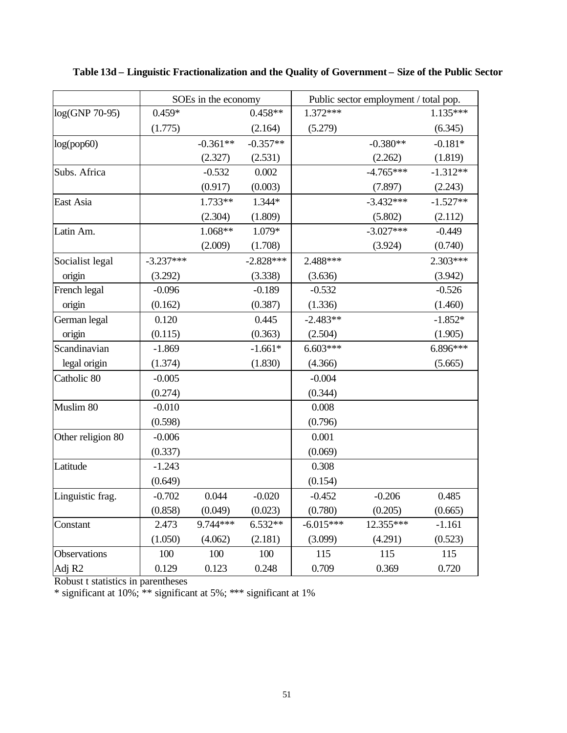**Table 13d – Linguistic Fractionalization and the Quality of Government – Size of the Public Sector**

| | SOEs in the economy | | | Public sector employment / total pop. | | |
|---|---|---|---|---|---|---|
| log(GNP 70-95) | 0.459* | | 0.458** | 1.372*** | | 1.135*** |
| | (1.775) | | (2.164) | (5.279) | | (6.345) |
| log(pop60) | | -0.361** | -0.357** | | -0.380** | -0.181* |
| | | (2.327) | (2.531) | | (2.262) | (1.819) |
| Subs. Africa | | -0.532 | 0.002 | | -4.765*** | -1.312** |
| | | (0.917) | (0.003) | | (7.897) | (2.243) |
| East Asia | | 1.733** | 1.344* | | -3.432*** | -1.527** |
| | | (2.304) | (1.809) | | (5.802) | (2.112) |
| Latin Am. | | 1.068** | 1.079* | | -3.027*** | -0.449 |
| | | (2.009) | (1.708) | | (3.924) | (0.740) |
| Socialist legal origin | -3.237*** | | -2.828*** | 2.488*** | | 2.303*** |
| | (3.292) | | (3.338) | (3.636) | | (3.942) |
| French legal origin | -0.096 | | -0.189 | -0.532 | | -0.526 |
| | (0.162) | | (0.387) | (1.336) | | (1.460) |
| German legal origin | 0.120 | | 0.445 | -2.483** | | -1.852* |
| | (0.115) | | (0.363) | (2.504) | | (1.905) |
| Scandinavian legal origin | -1.869 | | -1.661* | 6.603*** | | 6.896*** |
| | (1.374) | | (1.830) | (4.366) | | (5.665) |
| Catholic 80 | -0.005 | | | -0.004 | | |
| | (0.274) | | | (0.344) | | |
| Muslim 80 | -0.010 | | | 0.008 | | |
| | (0.598) | | | (0.796) | | |
| Other religion 80 | -0.006 | | | 0.001 | | |
| | (0.337) | | | (0.069) | | |
| Latitude | -1.243 | | | 0.308 | | |
| | (0.649) | | | (0.154) | | |
| Linguistic frag. | -0.702 | 0.044 | -0.020 | -0.452 | -0.206 | 0.485 |
| | (0.858) | (0.049) | (0.023) | (0.780) | (0.205) | (0.665) |
| Constant | 2.473 | 9.744*** | 6.532** | -6.015*** | 12.355*** | -1.161 |
| | (1.050) | (4.062) | (2.181) | (3.099) | (4.291) | (0.523) |
| Observations | 100 | 100 | 100 | 115 | 115 | 115 |
| Adj R2 | 0.129 | 0.123 | 0.248 | 0.709 | 0.369 | 0.720 |

Robust t statistics in parentheses

* significant at 10%; ** significant at 5%; *** significant at 1%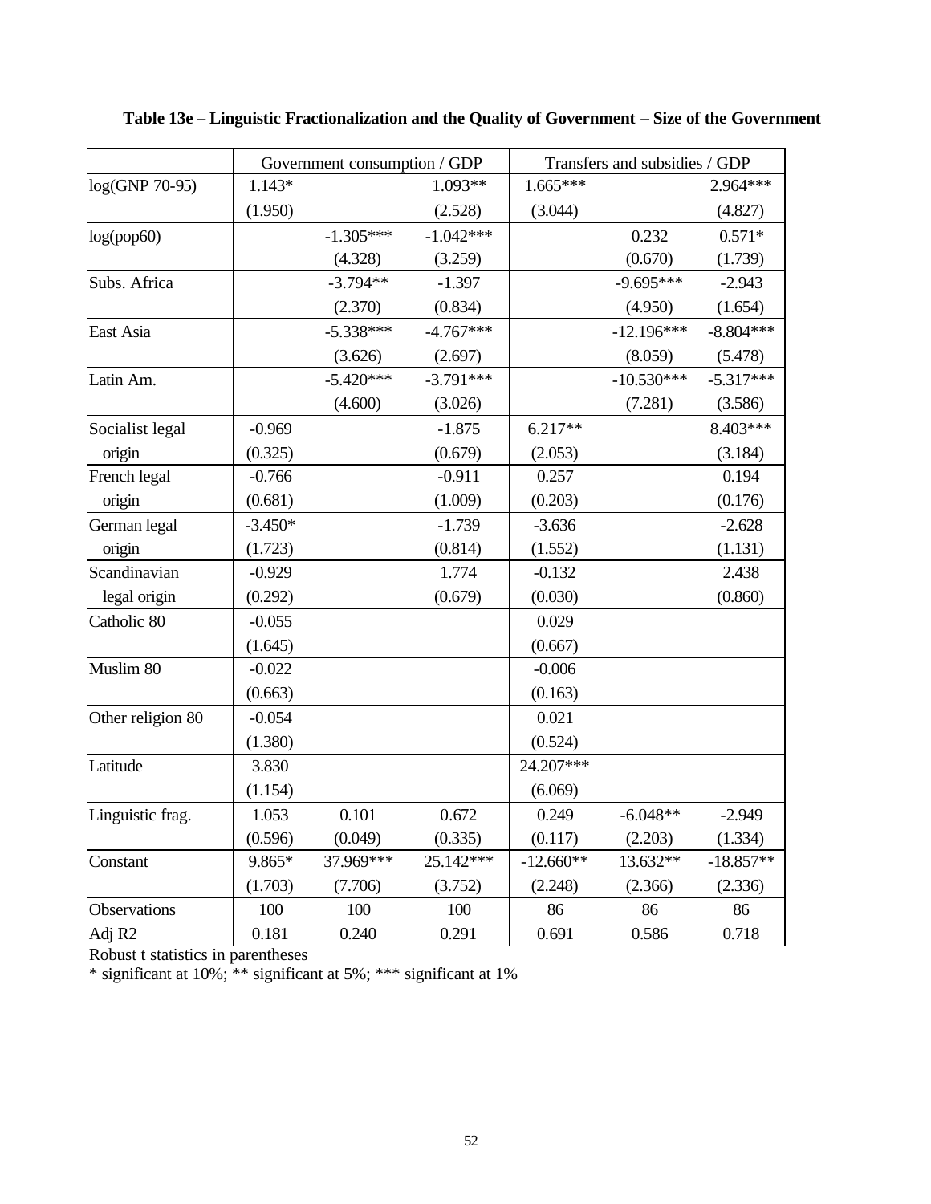**Table 13e – Linguistic Fractionalization and the Quality of Government – Size of the Government**

| | Government consumption / GDP | | | Transfers and subsidies / GDP | | |
|---|---|---|---|---|---|---|
| log(GNP 70-95) | 1.143* | | 1.093** | 1.665*** | | 2.964*** |
| | (1.950) | | (2.528) | (3.044) | | (4.827) |
| log(pop60) | | -1.305*** | -1.042*** | | 0.232 | 0.571* |
| | | (4.328) | (3.259) | | (0.670) | (1.739) |
| Subs. Africa | | -3.794** | -1.397 | | -9.695*** | -2.943 |
| | | (2.370) | (0.834) | | (4.950) | (1.654) |
| East Asia | | -5.338*** | -4.767*** | | -12.196*** | -8.804*** |
| | | (3.626) | (2.697) | | (8.059) | (5.478) |
| Latin Am. | | -5.420*** | -3.791*** | | -10.530*** | -5.317*** |
| | | (4.600) | (3.026) | | (7.281) | (3.586) |
| Socialist legal origin | -0.969 | | -1.875 | 6.217** | | 8.403*** |
| | (0.325) | | (0.679) | (2.053) | | (3.184) |
| French legal origin | -0.766 | | -0.911 | 0.257 | | 0.194 |
| | (0.681) | | (1.009) | (0.203) | | (0.176) |
| German legal origin | -3.450* | | -1.739 | -3.636 | | -2.628 |
| | (1.723) | | (0.814) | (1.552) | | (1.131) |
| Scandinavian legal origin | -0.929 | | 1.774 | -0.132 | | 2.438 |
| | (0.292) | | (0.679) | (0.030) | | (0.860) |
| Catholic 80 | -0.055 | | | 0.029 | | |
| | (1.645) | | | (0.667) | | |
| Muslim 80 | -0.022 | | | -0.006 | | |
| | (0.663) | | | (0.163) | | |
| Other religion 80 | -0.054 | | | 0.021 | | |
| | (1.380) | | | (0.524) | | |
| Latitude | 3.830 | | | 24.207*** | | |
| | (1.154) | | | (6.069) | | |
| Linguistic frag. | 1.053 | 0.101 | 0.672 | 0.249 | -6.048** | -2.949 |
| | (0.596) | (0.049) | (0.335) | (0.117) | (2.203) | (1.334) |
| Constant | 9.865* | 37.969*** | 25.142*** | -12.660** | 13.632** | -18.857** |
| | (1.703) | (7.706) | (3.752) | (2.248) | (2.366) | (2.336) |
| Observations | 100 | 100 | 100 | 86 | 86 | 86 |
| Adj R2 | 0.181 | 0.240 | 0.291 | 0.691 | 0.586 | 0.718 |

Robust t statistics in parentheses
* significant at 10%; ** significant at 5%; *** significant at 1%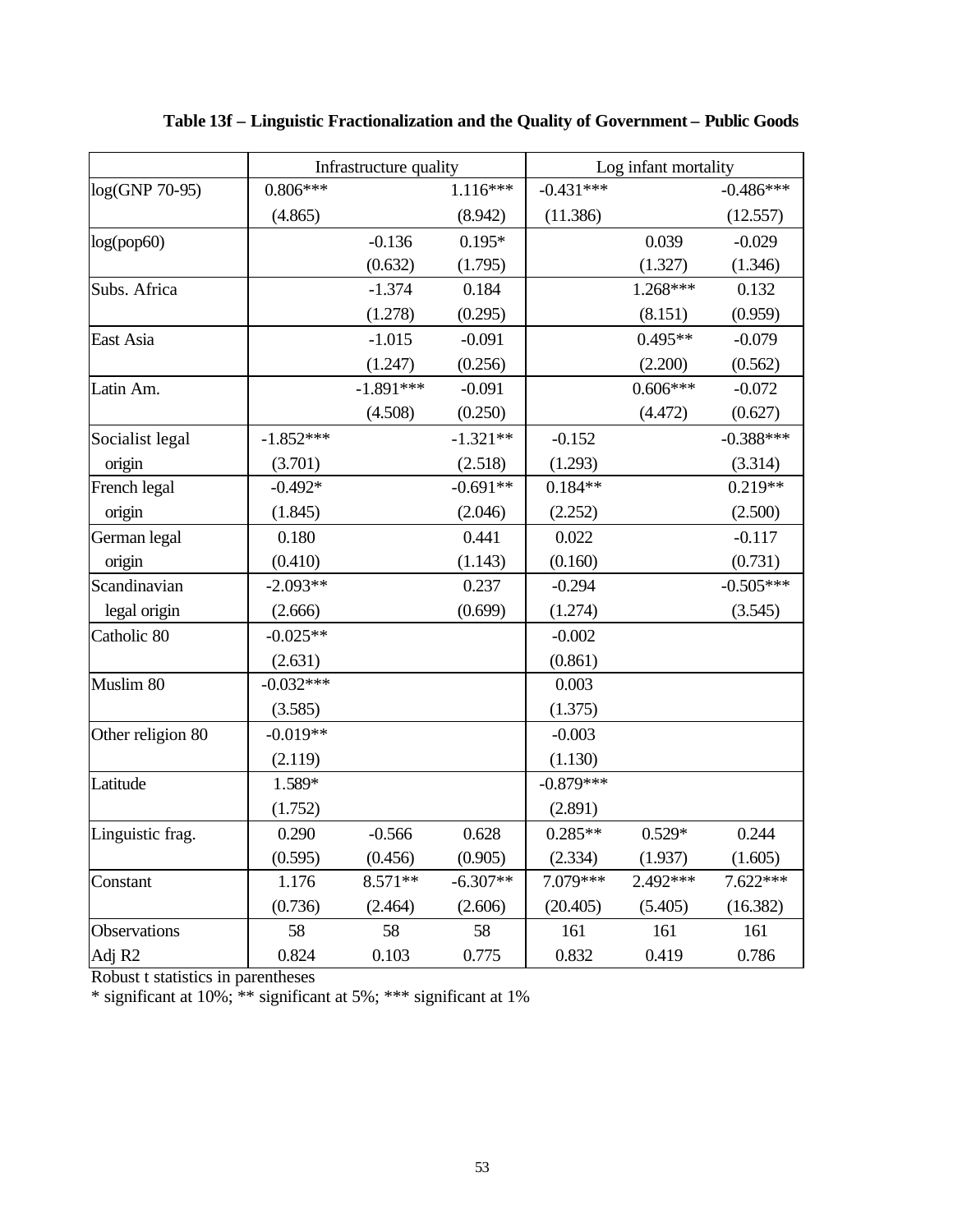**Table 13f – Linguistic Fractionalization and the Quality of Government – Public Goods**

| | Infrastructure quality | | | Log infant mortality | | |
|---|---|---|---|---|---|---|
| log(GNP 70-95) | 0.806*** | | 1.116*** | -0.431*** | | -0.486*** |
| | (4.865) | | (8.942) | (11.386) | | (12.557) |
| log(pop60) | | -0.136 | 0.195* | | 0.039 | -0.029 |
| | | (0.632) | (1.795) | | (1.327) | (1.346) |
| Subs. Africa | | -1.374 | 0.184 | | 1.268*** | 0.132 |
| | | (1.278) | (0.295) | | (8.151) | (0.959) |
| East Asia | | -1.015 | -0.091 | | 0.495** | -0.079 |
| | | (1.247) | (0.256) | | (2.200) | (0.562) |
| Latin Am. | | -1.891*** | -0.091 | | 0.606*** | -0.072 |
| | | (4.508) | (0.250) | | (4.472) | (0.627) |
| Socialist legal origin | -1.852*** | | -1.321** | -0.152 | | -0.388*** |
| | (3.701) | | (2.518) | (1.293) | | (3.314) |
| French legal origin | -0.492* | | -0.691** | 0.184** | | 0.219** |
| | (1.845) | | (2.046) | (2.252) | | (2.500) |
| German legal origin | 0.180 | | 0.441 | 0.022 | | -0.117 |
| | (0.410) | | (1.143) | (0.160) | | (0.731) |
| Scandinavian legal origin | -2.093** | | 0.237 | -0.294 | | -0.505*** |
| | (2.666) | | (0.699) | (1.274) | | (3.545) |
| Catholic 80 | -0.025** | | | -0.002 | | |
| | (2.631) | | | (0.861) | | |
| Muslim 80 | -0.032*** | | | 0.003 | | |
| | (3.585) | | | (1.375) | | |
| Other religion 80 | -0.019** | | | -0.003 | | |
| | (2.119) | | | (1.130) | | |
| Latitude | 1.589* | | | -0.879*** | | |
| | (1.752) | | | (2.891) | | |
| Linguistic frag. | 0.290 | -0.566 | 0.628 | 0.285** | 0.529* | 0.244 |
| | (0.595) | (0.456) | (0.905) | (2.334) | (1.937) | (1.605) |
| Constant | 1.176 | 8.571** | -6.307** | 7.079*** | 2.492*** | 7.622*** |
| | (0.736) | (2.464) | (2.606) | (20.405) | (5.405) | (16.382) |
| Observations | 58 | 58 | 58 | 161 | 161 | 161 |
| Adj R2 | 0.824 | 0.103 | 0.775 | 0.832 | 0.419 | 0.786 |

Robust t statistics in parentheses

* significant at 10%; ** significant at 5%; *** significant at 1%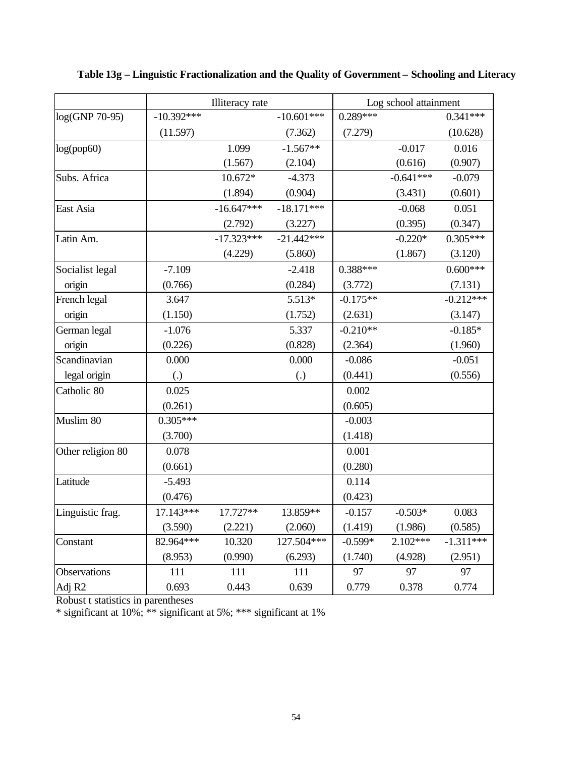**Table 13g – Linguistic Fractionalization and the Quality of Government – Schooling and Literacy**

| | Illiteracy rate | | | Log school attainment | | |
|---|---|---|---|---|---|---|
| log(GNP 70-95) | -10.392*** | | -10.601*** | 0.289*** | | 0.341*** |
| | (11.597) | | (7.362) | (7.279) | | (10.628) |
| log(pop60) | | 1.099 | -1.567** | | -0.017 | 0.016 |
| | | (1.567) | (2.104) | | (0.616) | (0.907) |
| Subs. Africa | | 10.672* | -4.373 | | -0.641*** | -0.079 |
| | | (1.894) | (0.904) | | (3.431) | (0.601) |
| East Asia | | -16.647*** | -18.171*** | | -0.068 | 0.051 |
| | | (2.792) | (3.227) | | (0.395) | (0.347) |
| Latin Am. | | -17.323*** | -21.442*** | | -0.220* | 0.305*** |
| | | (4.229) | (5.860) | | (1.867) | (3.120) |
| Socialist legal origin | -7.109 | | -2.418 | 0.388*** | | 0.600*** |
| | (0.766) | | (0.284) | (3.772) | | (7.131) |
| French legal origin | 3.647 | | 5.513* | -0.175** | | -0.212*** |
| | (1.150) | | (1.752) | (2.631) | | (3.147) |
| German legal origin | -1.076 | | 5.337 | -0.210** | | -0.185* |
| | (0.226) | | (0.828) | (2.364) | | (1.960) |
| Scandinavian legal origin | 0.000 | | 0.000 | -0.086 | | -0.051 |
| | (.) | | (.) | (0.441) | | (0.556) |
| Catholic 80 | 0.025 | | | 0.002 | | |
| | (0.261) | | | (0.605) | | |
| Muslim 80 | 0.305*** | | | -0.003 | | |
| | (3.700) | | | (1.418) | | |
| Other religion 80 | 0.078 | | | 0.001 | | |
| | (0.661) | | | (0.280) | | |
| Latitude | -5.493 | | | 0.114 | | |
| | (0.476) | | | (0.423) | | |
| Linguistic frag. | 17.143*** | 17.727** | 13.859** | -0.157 | -0.503* | 0.083 |
| | (3.590) | (2.221) | (2.060) | (1.419) | (1.986) | (0.585) |
| Constant | 82.964*** | 10.320 | 127.504*** | -0.599* | 2.102*** | -1.311*** |
| | (8.953) | (0.990) | (6.293) | (1.740) | (4.928) | (2.951) |
| Observations | 111 | 111 | 111 | 97 | 97 | 97 |
| Adj R2 | 0.693 | 0.443 | 0.639 | 0.779 | 0.378 | 0.774 |

Robust t statistics in parentheses
* significant at 10%; ** significant at 5%; *** significant at 1%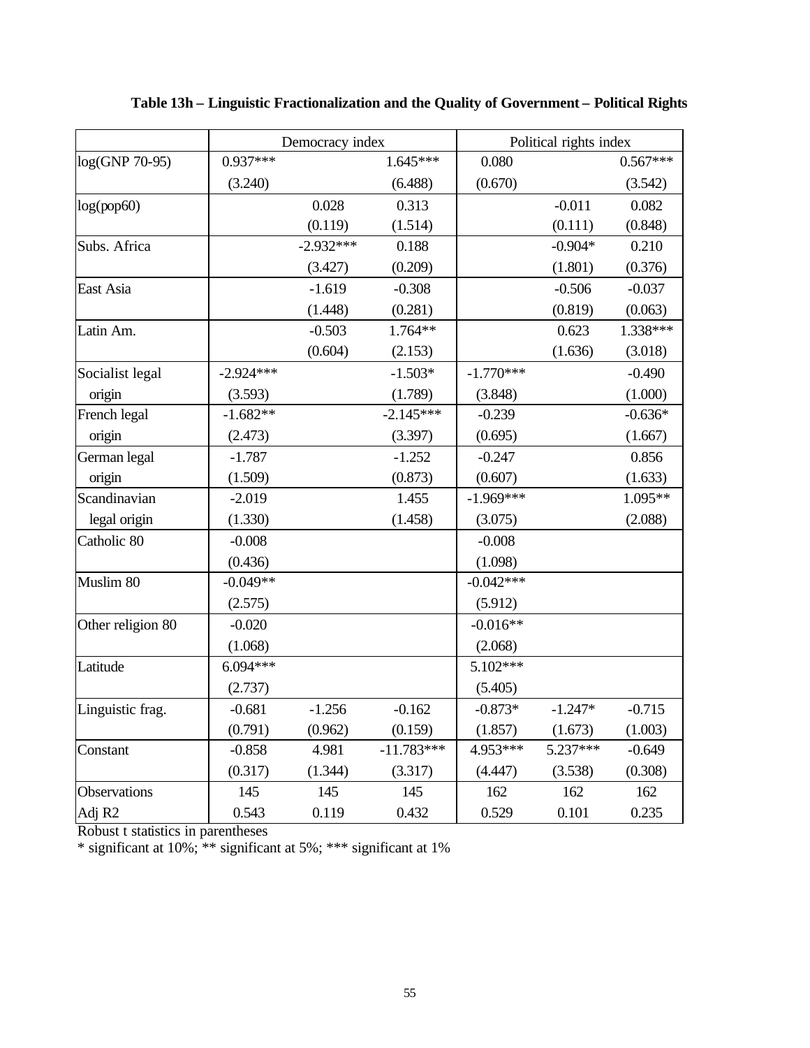**Table 13h – Linguistic Fractionalization and the Quality of Government – Political Rights**

| | Democracy index | | | Political rights index | | |
|---|---|---|---|---|---|---|
| log(GNP 70-95) | 0.937*** | | 1.645*** | 0.080 | | 0.567*** |
| | (3.240) | | (6.488) | (0.670) | | (3.542) |
| log(pop60) | | 0.028 | 0.313 | | -0.011 | 0.082 |
| | | (0.119) | (1.514) | | (0.111) | (0.848) |
| Subs. Africa | | -2.932*** | 0.188 | | -0.904* | 0.210 |
| | | (3.427) | (0.209) | | (1.801) | (0.376) |
| East Asia | | -1.619 | -0.308 | | -0.506 | -0.037 |
| | | (1.448) | (0.281) | | (0.819) | (0.063) |
| Latin Am. | | -0.503 | 1.764** | | 0.623 | 1.338*** |
| | | (0.604) | (2.153) | | (1.636) | (3.018) |
| Socialist legal origin | -2.924*** | | -1.503* | -1.770*** | | -0.490 |
| | (3.593) | | (1.789) | (3.848) | | (1.000) |
| French legal origin | -1.682** | | -2.145*** | -0.239 | | -0.636* |
| | (2.473) | | (3.397) | (0.695) | | (1.667) |
| German legal origin | -1.787 | | -1.252 | -0.247 | | 0.856 |
| | (1.509) | | (0.873) | (0.607) | | (1.633) |
| Scandinavian legal origin | -2.019 | | 1.455 | -1.969*** | | 1.095** |
| | (1.330) | | (1.458) | (3.075) | | (2.088) |
| Catholic 80 | -0.008 | | | -0.008 | | |
| | (0.436) | | | (1.098) | | |
| Muslim 80 | -0.049** | | | -0.042*** | | |
| | (2.575) | | | (5.912) | | |
| Other religion 80 | -0.020 | | | -0.016** | | |
| | (1.068) | | | (2.068) | | |
| Latitude | 6.094*** | | | 5.102*** | | |
| | (2.737) | | | (5.405) | | |
| Linguistic frag. | -0.681 | -1.256 | -0.162 | -0.873* | -1.247* | -0.715 |
| | (0.791) | (0.962) | (0.159) | (1.857) | (1.673) | (1.003) |
| Constant | -0.858 | 4.981 | -11.783*** | 4.953*** | 5.237*** | -0.649 |
| | (0.317) | (1.344) | (3.317) | (4.447) | (3.538) | (0.308) |
| Observations | 145 | 145 | 145 | 162 | 162 | 162 |
| Adj R2 | 0.543 | 0.119 | 0.432 | 0.529 | 0.101 | 0.235 |

Robust t statistics in parentheses
* significant at 10%; ** significant at 5%; *** significant at 1%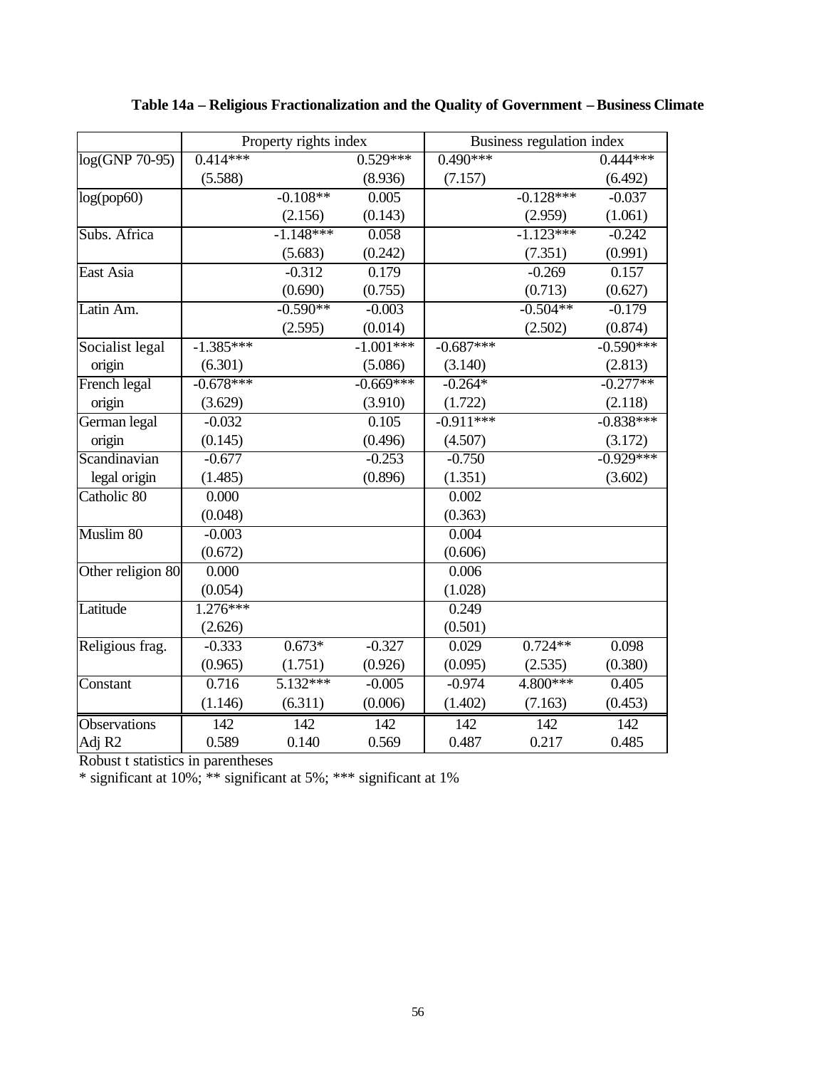**Table 14a – Religious Fractionalization and the Quality of Government – Business Climate**

| | Property rights index | | | Business regulation index | | |
|---|---|---|---|---|---|---|
| log(GNP 70-95) | 0.414*** | | 0.529*** | 0.490*** | | 0.444*** |
| | (5.588) | | (8.936) | (7.157) | | (6.492) |
| log(pop60) | | -0.108** | 0.005 | | -0.128*** | -0.037 |
| | | (2.156) | (0.143) | | (2.959) | (1.061) |
| Subs. Africa | | -1.148*** | 0.058 | | -1.123*** | -0.242 |
| | | (5.683) | (0.242) | | (7.351) | (0.991) |
| East Asia | | -0.312 | 0.179 | | -0.269 | 0.157 |
| | | (0.690) | (0.755) | | (0.713) | (0.627) |
| Latin Am. | | -0.590** | -0.003 | | -0.504** | -0.179 |
| | | (2.595) | (0.014) | | (2.502) | (0.874) |
| Socialist legal origin | -1.385*** | | -1.001*** | -0.687*** | | -0.590*** |
| | (6.301) | | (5.086) | (3.140) | | (2.813) |
| French legal origin | -0.678*** | | -0.669*** | -0.264* | | -0.277** |
| | (3.629) | | (3.910) | (1.722) | | (2.118) |
| German legal origin | -0.032 | | 0.105 | -0.911*** | | -0.838*** |
| | (0.145) | | (0.496) | (4.507) | | (3.172) |
| Scandinavian legal origin | -0.677 | | -0.253 | -0.750 | | -0.929*** |
| | (1.485) | | (0.896) | (1.351) | | (3.602) |
| Catholic 80 | 0.000 | | | 0.002 | | |
| | (0.048) | | | (0.363) | | |
| Muslim 80 | -0.003 | | | 0.004 | | |
| | (0.672) | | | (0.606) | | |
| Other religion 80 | 0.000 | | | 0.006 | | |
| | (0.054) | | | (1.028) | | |
| Latitude | 1.276*** | | | 0.249 | | |
| | (2.626) | | | (0.501) | | |
| Religious frag. | -0.333 | 0.673* | -0.327 | 0.029 | 0.724** | 0.098 |
| | (0.965) | (1.751) | (0.926) | (0.095) | (2.535) | (0.380) |
| Constant | 0.716 | 5.132*** | -0.005 | -0.974 | 4.800*** | 0.405 |
| | (1.146) | (6.311) | (0.006) | (1.402) | (7.163) | (0.453) |
| Observations | 142 | 142 | 142 | 142 | 142 | 142 |
| Adj R2 | 0.589 | 0.140 | 0.569 | 0.487 | 0.217 | 0.485 |

Robust t statistics in parentheses

* significant at 10%; ** significant at 5%; *** significant at 1%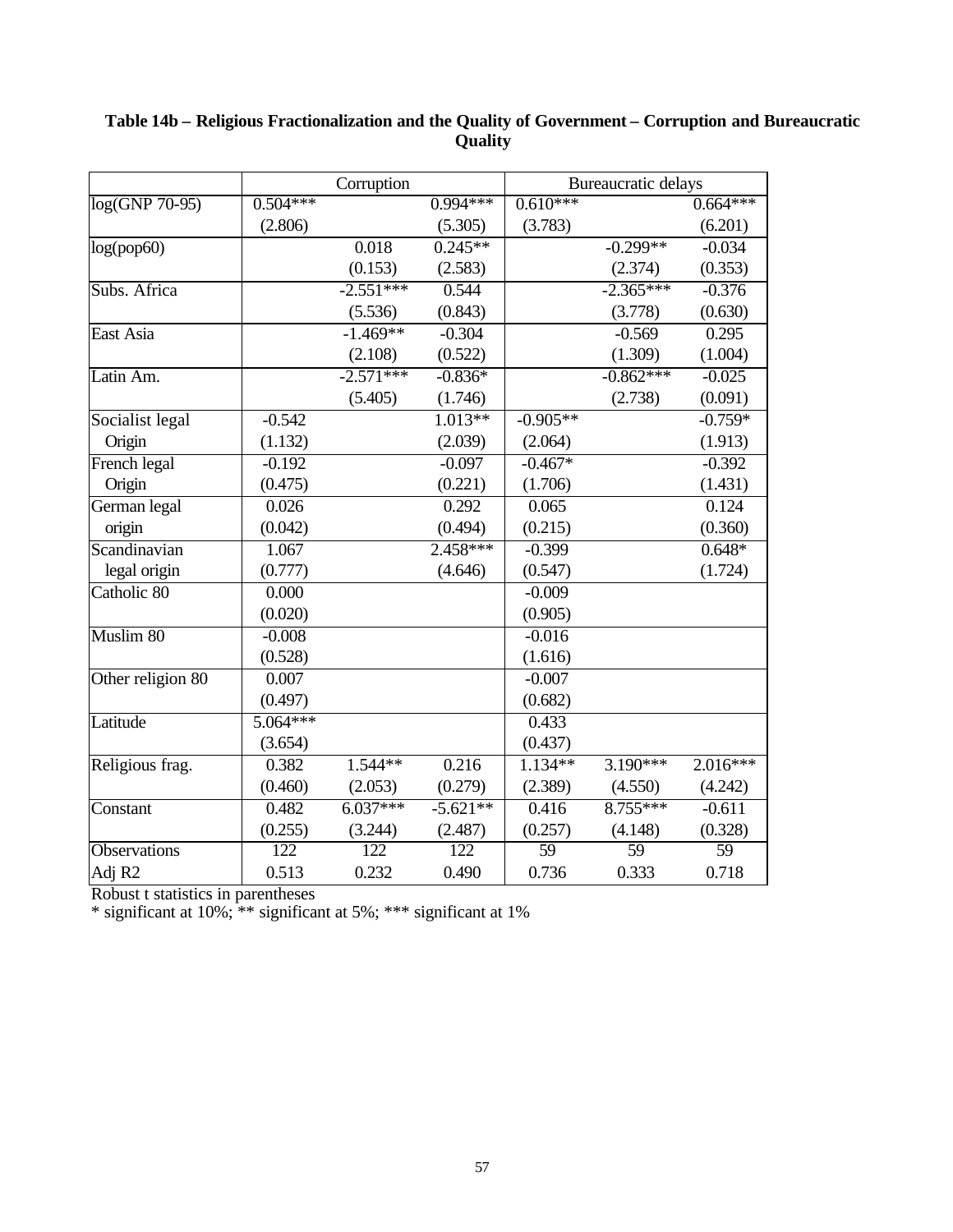**Table 14b – Religious Fractionalization and the Quality of Government – Corruption and Bureaucratic Quality**

| | Corruption | | | Bureaucratic delays | | |
|---|---|---|---|---|---|---|
| log(GNP 70-95) | 0.504*** | | 0.994*** | 0.610*** | | 0.664*** |
| | (2.806) | | (5.305) | (3.783) | | (6.201) |
| log(pop60) | | 0.018 | 0.245** | | -0.299** | -0.034 |
| | | (0.153) | (2.583) | | (2.374) | (0.353) |
| Subs. Africa | | -2.551*** | 0.544 | | -2.365*** | -0.376 |
| | | (5.536) | (0.843) | | (3.778) | (0.630) |
| East Asia | | -1.469** | -0.304 | | -0.569 | 0.295 |
| | | (2.108) | (0.522) | | (1.309) | (1.004) |
| Latin Am. | | -2.571*** | -0.836* | | -0.862*** | -0.025 |
| | | (5.405) | (1.746) | | (2.738) | (0.091) |
| Socialist legal Origin | -0.542 | | 1.013** | -0.905** | | -0.759* |
| | (1.132) | | (2.039) | (2.064) | | (1.913) |
| French legal Origin | -0.192 | | -0.097 | -0.467* | | -0.392 |
| | (0.475) | | (0.221) | (1.706) | | (1.431) |
| German legal origin | 0.026 | | 0.292 | 0.065 | | 0.124 |
| | (0.042) | | (0.494) | (0.215) | | (0.360) |
| Scandinavian legal origin | 1.067 | | 2.458*** | -0.399 | | 0.648* |
| | (0.777) | | (4.646) | (0.547) | | (1.724) |
| Catholic 80 | 0.000 | | | -0.009 | | |
| | (0.020) | | | (0.905) | | |
| Muslim 80 | -0.008 | | | -0.016 | | |
| | (0.528) | | | (1.616) | | |
| Other religion 80 | 0.007 | | | -0.007 | | |
| | (0.497) | | | (0.682) | | |
| Latitude | 5.064*** | | | 0.433 | | |
| | (3.654) | | | (0.437) | | |
| Religious frag. | 0.382 | 1.544** | 0.216 | 1.134** | 3.190*** | 2.016*** |
| | (0.460) | (2.053) | (0.279) | (2.389) | (4.550) | (4.242) |
| Constant | 0.482 | 6.037*** | -5.621** | 0.416 | 8.755*** | -0.611 |
| | (0.255) | (3.244) | (2.487) | (0.257) | (4.148) | (0.328) |
| Observations | 122 | 122 | 122 | 59 | 59 | 59 |
| Adj R2 | 0.513 | 0.232 | 0.490 | 0.736 | 0.333 | 0.718 |

Robust t statistics in parentheses
* significant at 10%; ** significant at 5%; *** significant at 1%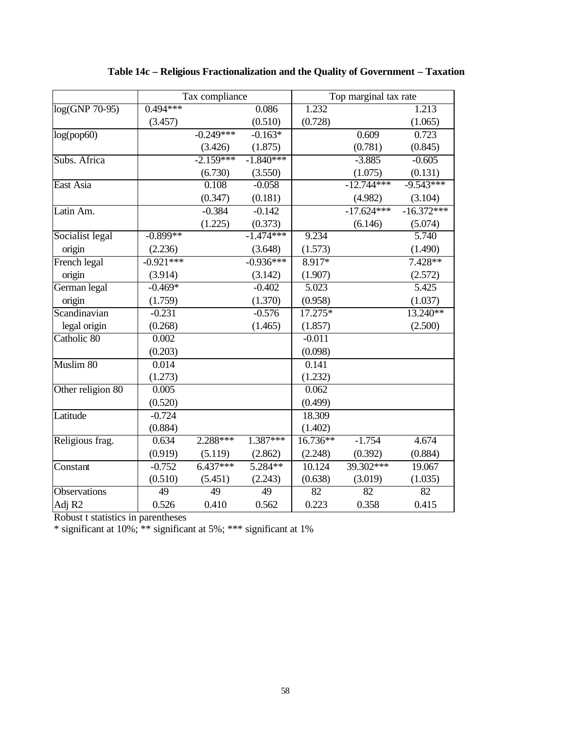**Table 14c – Religious Fractionalization and the Quality of Government – Taxation**

| | Tax compliance | | | Top marginal tax rate | | |
|---|---|---|---|---|---|---|
| log(GNP 70-95) | 0.494*** | | 0.086 | 1.232 | | 1.213 |
| | (3.457) | | (0.510) | (0.728) | | (1.065) |
| log(pop60) | | -0.249*** | -0.163* | | 0.609 | 0.723 |
| | | (3.426) | (1.875) | | (0.781) | (0.845) |
| Subs. Africa | | -2.159*** | -1.840*** | | -3.885 | -0.605 |
| | | (6.730) | (3.550) | | (1.075) | (0.131) |
| East Asia | | 0.108 | -0.058 | | -12.744*** | -9.543*** |
| | | (0.347) | (0.181) | | (4.982) | (3.104) |
| Latin Am. | | -0.384 | -0.142 | | -17.624*** | -16.372*** |
| | | (1.225) | (0.373) | | (6.146) | (5.074) |
| Socialist legal origin | -0.899** | | -1.474*** | 9.234 | | 5.740 |
| | (2.236) | | (3.648) | (1.573) | | (1.490) |
| French legal origin | -0.921*** | | -0.936*** | 8.917* | | 7.428** |
| | (3.914) | | (3.142) | (1.907) | | (2.572) |
| German legal origin | -0.469* | | -0.402 | 5.023 | | 5.425 |
| | (1.759) | | (1.370) | (0.958) | | (1.037) |
| Scandinavian legal origin | -0.231 | | -0.576 | 17.275* | | 13.240** |
| | (0.268) | | (1.465) | (1.857) | | (2.500) |
| Catholic 80 | 0.002 | | | -0.011 | | |
| | (0.203) | | | (0.098) | | |
| Muslim 80 | 0.014 | | | 0.141 | | |
| | (1.273) | | | (1.232) | | |
| Other religion 80 | 0.005 | | | 0.062 | | |
| | (0.520) | | | (0.499) | | |
| Latitude | -0.724 | | | 18.309 | | |
| | (0.884) | | | (1.402) | | |
| Religious frag. | 0.634 | 2.288*** | 1.387*** | 16.736** | -1.754 | 4.674 |
| | (0.919) | (5.119) | (2.862) | (2.248) | (0.392) | (0.884) |
| Constant | -0.752 | 6.437*** | 5.284** | 10.124 | 39.302*** | 19.067 |
| | (0.510) | (5.451) | (2.243) | (0.638) | (3.019) | (1.035) |
| Observations | 49 | 49 | 49 | 82 | 82 | 82 |
| Adj R2 | 0.526 | 0.410 | 0.562 | 0.223 | 0.358 | 0.415 |

Robust t statistics in parentheses

* significant at 10%; ** significant at 5%; *** significant at 1%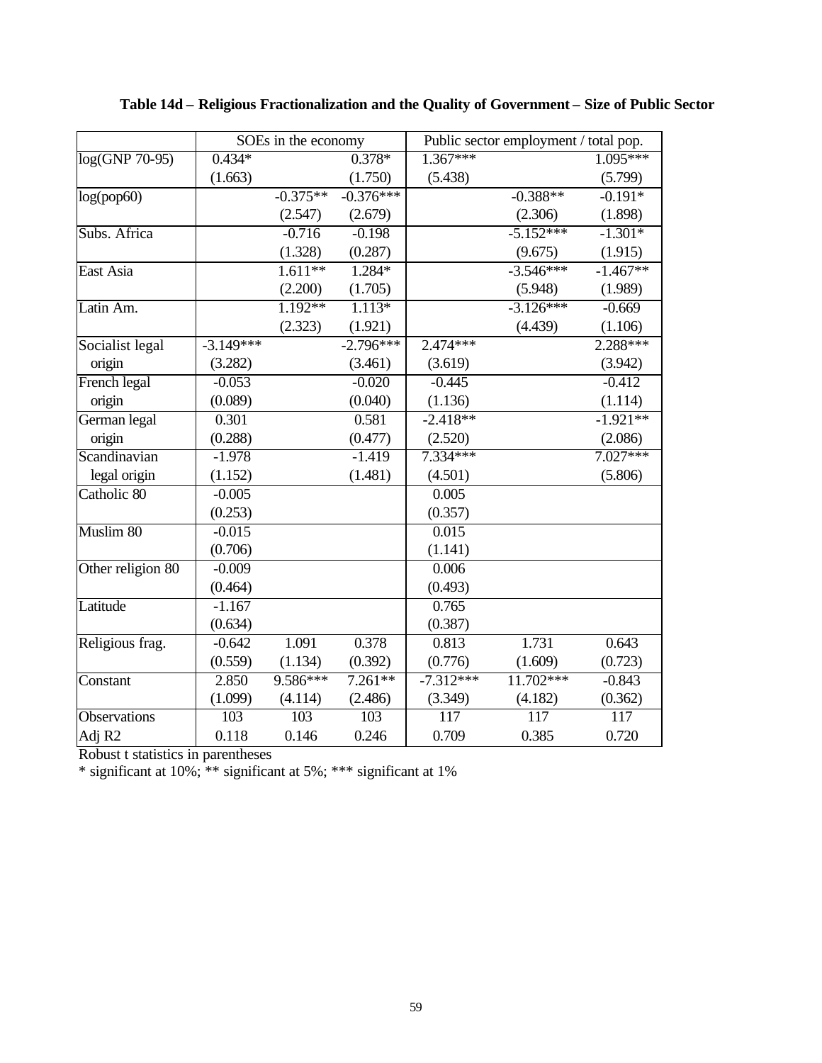**Table 14d – Religious Fractionalization and the Quality of Government – Size of Public Sector**

| | SOEs in the economy | | | Public sector employment / total pop. | | |
|---|---|---|---|---|---|---|
| log(GNP 70-95) | 0.434* | | 0.378* | 1.367*** | | 1.095*** |
| | (1.663) | | (1.750) | (5.438) | | (5.799) |
| log(pop60) | | -0.375** | -0.376*** | | -0.388** | -0.191* |
| | | (2.547) | (2.679) | | (2.306) | (1.898) |
| Subs. Africa | | -0.716 | -0.198 | | -5.152*** | -1.301* |
| | | (1.328) | (0.287) | | (9.675) | (1.915) |
| East Asia | | 1.611** | 1.284* | | -3.546*** | -1.467** |
| | | (2.200) | (1.705) | | (5.948) | (1.989) |
| Latin Am. | | 1.192** | 1.113* | | -3.126*** | -0.669 |
| | | (2.323) | (1.921) | | (4.439) | (1.106) |
| Socialist legal origin | -3.149*** | | -2.796*** | 2.474*** | | 2.288*** |
| | (3.282) | | (3.461) | (3.619) | | (3.942) |
| French legal origin | -0.053 | | -0.020 | -0.445 | | -0.412 |
| | (0.089) | | (0.040) | (1.136) | | (1.114) |
| German legal origin | 0.301 | | 0.581 | -2.418** | | -1.921** |
| | (0.288) | | (0.477) | (2.520) | | (2.086) |
| Scandinavian legal origin | -1.978 | | -1.419 | 7.334*** | | 7.027*** |
| | (1.152) | | (1.481) | (4.501) | | (5.806) |
| Catholic 80 | -0.005 | | | 0.005 | | |
| | (0.253) | | | (0.357) | | |
| Muslim 80 | -0.015 | | | 0.015 | | |
| | (0.706) | | | (1.141) | | |
| Other religion 80 | -0.009 | | | 0.006 | | |
| | (0.464) | | | (0.493) | | |
| Latitude | -1.167 | | | 0.765 | | |
| | (0.634) | | | (0.387) | | |
| Religious frag. | -0.642 | 1.091 | 0.378 | 0.813 | 1.731 | 0.643 |
| | (0.559) | (1.134) | (0.392) | (0.776) | (1.609) | (0.723) |
| Constant | 2.850 | 9.586*** | 7.261** | -7.312*** | 11.702*** | -0.843 |
| | (1.099) | (4.114) | (2.486) | (3.349) | (4.182) | (0.362) |
| Observations | 103 | 103 | 103 | 117 | 117 | 117 |
| Adj R2 | 0.118 | 0.146 | 0.246 | 0.709 | 0.385 | 0.720 |

Robust t statistics in parentheses
* significant at 10%; ** significant at 5%; *** significant at 1%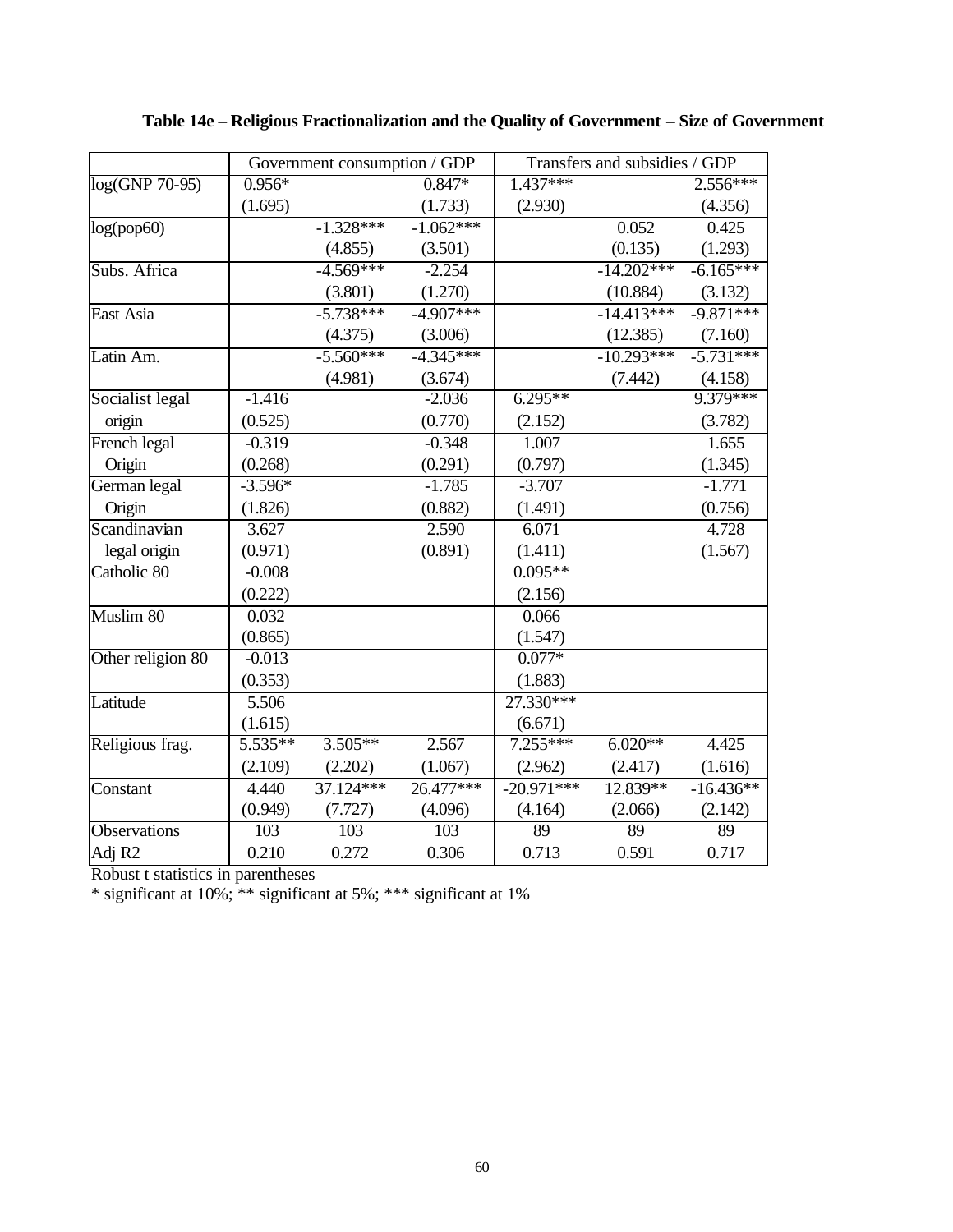**Table 14e – Religious Fractionalization and the Quality of Government – Size of Government**

| | Government consumption / GDP | | | Transfers and subsidies / GDP | | |
|---|---|---|---|---|---|---|
| log(GNP 70-95) | 0.956* | | 0.847* | 1.437*** | | 2.556*** |
| | (1.695) | | (1.733) | (2.930) | | (4.356) |
| log(pop60) | | -1.328*** | -1.062*** | | 0.052 | 0.425 |
| | | (4.855) | (3.501) | | (0.135) | (1.293) |
| Subs. Africa | | -4.569*** | -2.254 | | -14.202*** | -6.165*** |
| | | (3.801) | (1.270) | | (10.884) | (3.132) |
| East Asia | | -5.738*** | -4.907*** | | -14.413*** | -9.871*** |
| | | (4.375) | (3.006) | | (12.385) | (7.160) |
| Latin Am. | | -5.560*** | -4.345*** | | -10.293*** | -5.731*** |
| | | (4.981) | (3.674) | | (7.442) | (4.158) |
| Socialist legal origin | -1.416 | | -2.036 | 6.295** | | 9.379*** |
| | (0.525) | | (0.770) | (2.152) | | (3.782) |
| French legal Origin | -0.319 | | -0.348 | 1.007 | | 1.655 |
| | (0.268) | | (0.291) | (0.797) | | (1.345) |
| German legal Origin | -3.596* | | -1.785 | -3.707 | | -1.771 |
| | (1.826) | | (0.882) | (1.491) | | (0.756) |
| Scandinavian legal origin | 3.627 | | 2.590 | 6.071 | | 4.728 |
| | (0.971) | | (0.891) | (1.411) | | (1.567) |
| Catholic 80 | -0.008 | | | 0.095** | | |
| | (0.222) | | | (2.156) | | |
| Muslim 80 | 0.032 | | | 0.066 | | |
| | (0.865) | | | (1.547) | | |
| Other religion 80 | -0.013 | | | 0.077* | | |
| | (0.353) | | | (1.883) | | |
| Latitude | 5.506 | | | 27.330*** | | |
| | (1.615) | | | (6.671) | | |
| Religious frag. | 5.535** | 3.505** | 2.567 | 7.255*** | 6.020** | 4.425 |
| | (2.109) | (2.202) | (1.067) | (2.962) | (2.417) | (1.616) |
| Constant | 4.440 | 37.124*** | 26.477*** | -20.971*** | 12.839** | -16.436** |
| | (0.949) | (7.727) | (4.096) | (4.164) | (2.066) | (2.142) |
| Observations | 103 | 103 | 103 | 89 | 89 | 89 |
| Adj R2 | 0.210 | 0.272 | 0.306 | 0.713 | 0.591 | 0.717 |

Robust t statistics in parentheses

* significant at 10%; ** significant at 5%; *** significant at 1%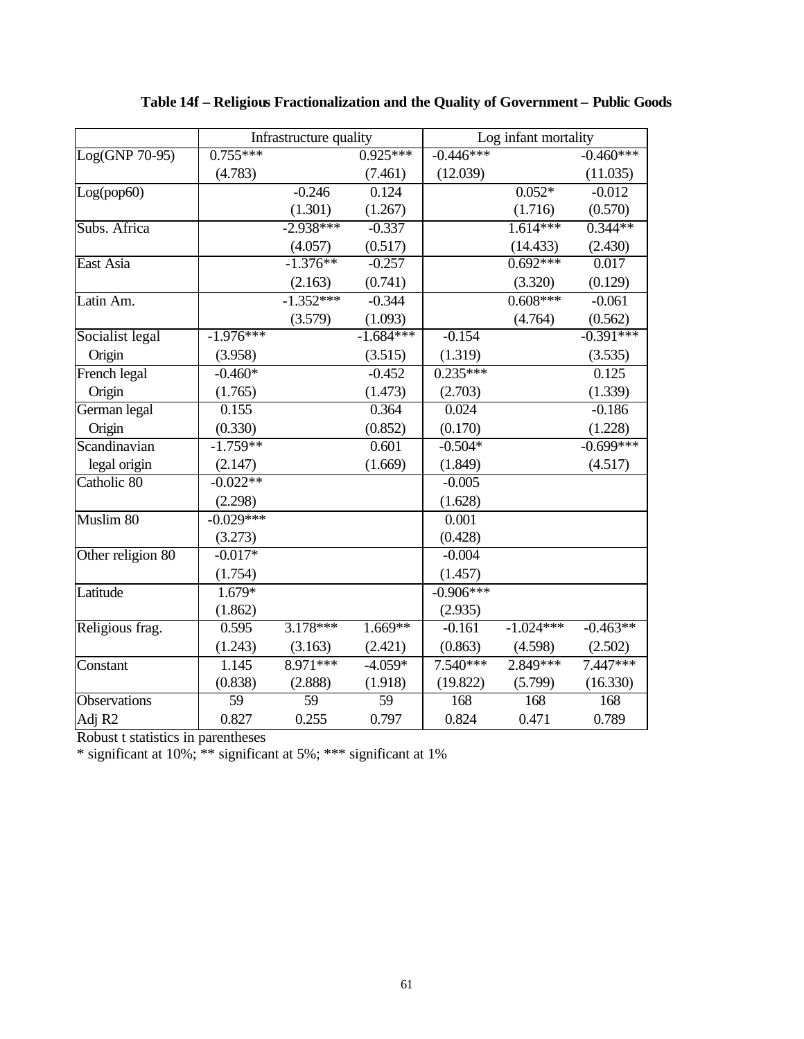**Table 14f – Religious Fractionalization and the Quality of Government – Public Goods**

| | Infrastructure quality | | | Log infant mortality | | |
|---|---|---|---|---|---|---|
| Log(GNP 70-95) | 0.755*** | | 0.925*** | -0.446*** | | -0.460*** |
| | (4.783) | | (7.461) | (12.039) | | (11.035) |
| Log(pop60) | | -0.246 | 0.124 | | 0.052* | -0.012 |
| | | (1.301) | (1.267) | | (1.716) | (0.570) |
| Subs. Africa | | -2.938*** | -0.337 | | 1.614*** | 0.344** |
| | | (4.057) | (0.517) | | (14.433) | (2.430) |
| East Asia | | -1.376** | -0.257 | | 0.692*** | 0.017 |
| | | (2.163) | (0.741) | | (3.320) | (0.129) |
| Latin Am. | | -1.352*** | -0.344 | | 0.608*** | -0.061 |
| | | (3.579) | (1.093) | | (4.764) | (0.562) |
| Socialist legal Origin | -1.976*** | | -1.684*** | -0.154 | | -0.391*** |
| | (3.958) | | (3.515) | (1.319) | | (3.535) |
| French legal Origin | -0.460* | | -0.452 | 0.235*** | | 0.125 |
| | (1.765) | | (1.473) | (2.703) | | (1.339) |
| German legal Origin | 0.155 | | 0.364 | 0.024 | | -0.186 |
| | (0.330) | | (0.852) | (0.170) | | (1.228) |
| Scandinavian legal origin | -1.759** | | 0.601 | -0.504* | | -0.699*** |
| | (2.147) | | (1.669) | (1.849) | | (4.517) |
| Catholic 80 | -0.022** | | | -0.005 | | |
| | (2.298) | | | (1.628) | | |
| Muslim 80 | -0.029*** | | | 0.001 | | |
| | (3.273) | | | (0.428) | | |
| Other religion 80 | -0.017* | | | -0.004 | | |
| | (1.754) | | | (1.457) | | |
| Latitude | 1.679* | | | -0.906*** | | |
| | (1.862) | | | (2.935) | | |
| Religious frag. | 0.595 | 3.178*** | 1.669** | -0.161 | -1.024*** | -0.463** |
| | (1.243) | (3.163) | (2.421) | (0.863) | (4.598) | (2.502) |
| Constant | 1.145 | 8.971*** | -4.059* | 7.540*** | 2.849*** | 7.447*** |
| | (0.838) | (2.888) | (1.918) | (19.822) | (5.799) | (16.330) |
| Observations | 59 | 59 | 59 | 168 | 168 | 168 |
| Adj R2 | 0.827 | 0.255 | 0.797 | 0.824 | 0.471 | 0.789 |

Robust t statistics in parentheses

* significant at 10%; ** significant at 5%; *** significant at 1%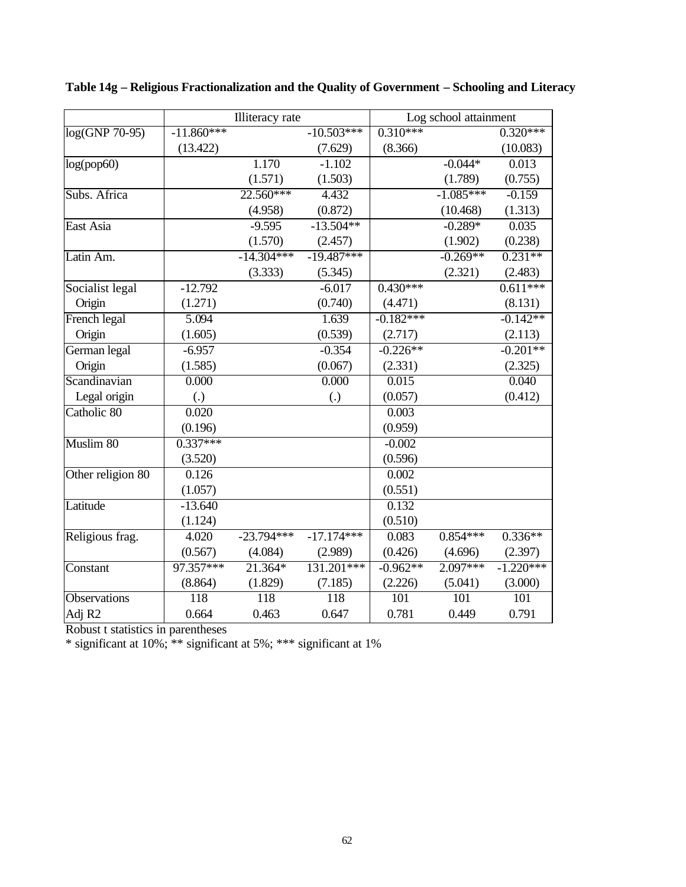**Table 14g – Religious Fractionalization and the Quality of Government – Schooling and Literacy**

| | Illiteracy rate | | | Log school attainment | | |
|---|---|---|---|---|---|---|
| log(GNP 70-95) | -11.860*** | | -10.503*** | 0.310*** | | 0.320*** |
| | (13.422) | | (7.629) | (8.366) | | (10.083) |
| log(pop60) | | 1.170 | -1.102 | | -0.044* | 0.013 |
| | | (1.571) | (1.503) | | (1.789) | (0.755) |
| Subs. Africa | | 22.560*** | 4.432 | | -1.085*** | -0.159 |
| | | (4.958) | (0.872) | | (10.468) | (1.313) |
| East Asia | | -9.595 | -13.504** | | -0.289* | 0.035 |
| | | (1.570) | (2.457) | | (1.902) | (0.238) |
| Latin Am. | | -14.304*** | -19.487*** | | -0.269** | 0.231** |
| | | (3.333) | (5.345) | | (2.321) | (2.483) |
| Socialist legal Origin | -12.792 | | -6.017 | 0.430*** | | 0.611*** |
| | (1.271) | | (0.740) | (4.471) | | (8.131) |
| French legal Origin | 5.094 | | 1.639 | -0.182*** | | -0.142** |
| | (1.605) | | (0.539) | (2.717) | | (2.113) |
| German legal Origin | -6.957 | | -0.354 | -0.226** | | -0.201** |
| | (1.585) | | (0.067) | (2.331) | | (2.325) |
| Scandinavian Legal origin | 0.000 | | 0.000 | 0.015 | | 0.040 |
| | (.) | | (.) | (0.057) | | (0.412) |
| Catholic 80 | 0.020 | | | 0.003 | | |
| | (0.196) | | | (0.959) | | |
| Muslim 80 | 0.337*** | | | -0.002 | | |
| | (3.520) | | | (0.596) | | |
| Other religion 80 | 0.126 | | | 0.002 | | |
| | (1.057) | | | (0.551) | | |
| Latitude | -13.640 | | | 0.132 | | |
| | (1.124) | | | (0.510) | | |
| Religious frag. | 4.020 | -23.794*** | -17.174*** | 0.083 | 0.854*** | 0.336** |
| | (0.567) | (4.084) | (2.989) | (0.426) | (4.696) | (2.397) |
| Constant | 97.357*** | 21.364* | 131.201*** | -0.962** | 2.097*** | -1.220*** |
| | (8.864) | (1.829) | (7.185) | (2.226) | (5.041) | (3.000) |
| Observations | 118 | 118 | 118 | 101 | 101 | 101 |
| Adj R2 | 0.664 | 0.463 | 0.647 | 0.781 | 0.449 | 0.791 |

Robust t statistics in parentheses
* significant at 10%; ** significant at 5%; *** significant at 1%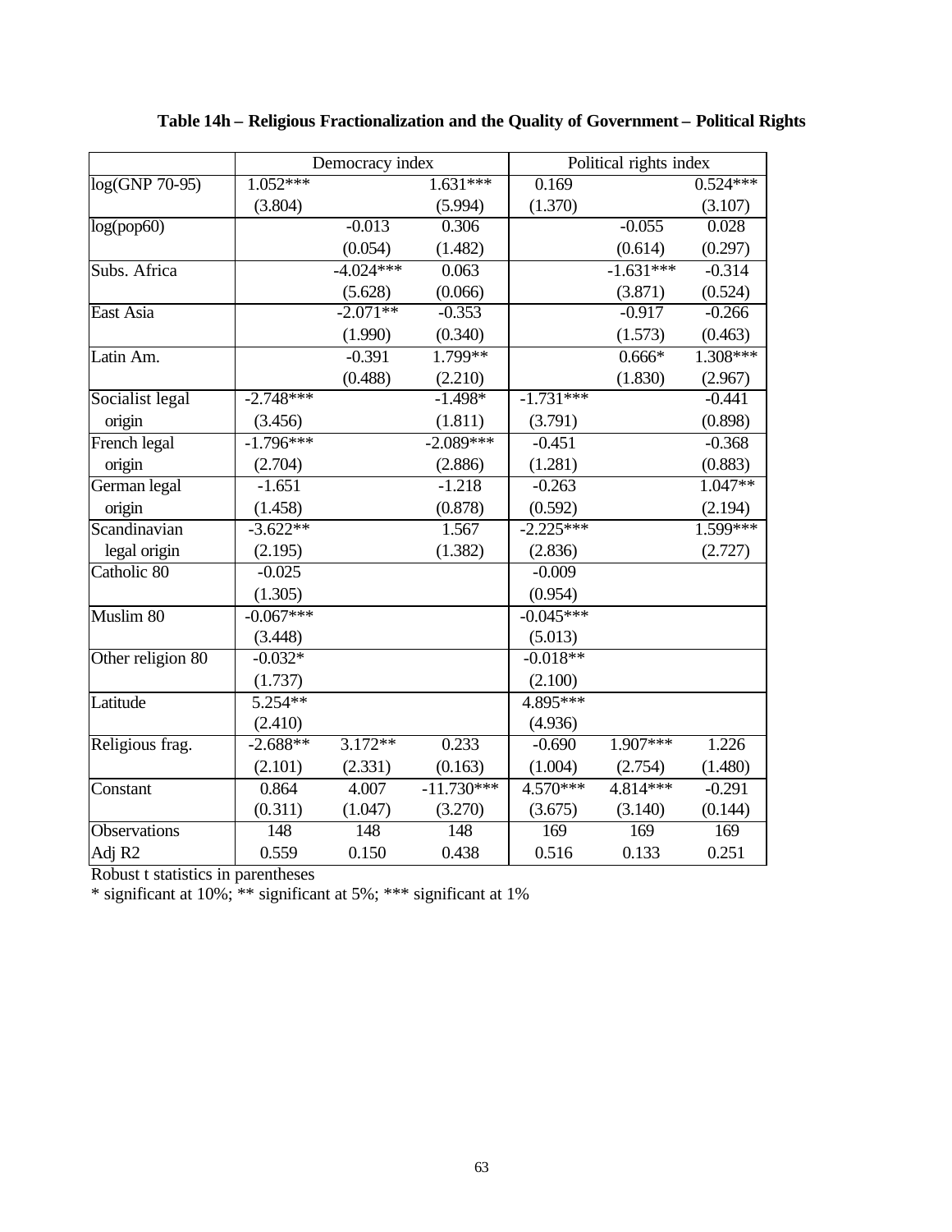**Table 14h – Religious Fractionalization and the Quality of Government – Political Rights**

| | Democracy index | | | Political rights index | | |
|---|---|---|---|---|---|---|
| log(GNP 70-95) | 1.052*** | | 1.631*** | 0.169 | | 0.524*** |
| | (3.804) | | (5.994) | (1.370) | | (3.107) |
| log(pop60) | | -0.013 | 0.306 | | -0.055 | 0.028 |
| | | (0.054) | (1.482) | | (0.614) | (0.297) |
| Subs. Africa | | -4.024*** | 0.063 | | -1.631*** | -0.314 |
| | | (5.628) | (0.066) | | (3.871) | (0.524) |
| East Asia | | -2.071** | -0.353 | | -0.917 | -0.266 |
| | | (1.990) | (0.340) | | (1.573) | (0.463) |
| Latin Am. | | -0.391 | 1.799** | | 0.666* | 1.308*** |
| | | (0.488) | (2.210) | | (1.830) | (2.967) |
| Socialist legal origin | -2.748*** | | -1.498* | -1.731*** | | -0.441 |
| | (3.456) | | (1.811) | (3.791) | | (0.898) |
| French legal origin | -1.796*** | | -2.089*** | -0.451 | | -0.368 |
| | (2.704) | | (2.886) | (1.281) | | (0.883) |
| German legal origin | -1.651 | | -1.218 | -0.263 | | 1.047** |
| | (1.458) | | (0.878) | (0.592) | | (2.194) |
| Scandinavian legal origin | -3.622** | | 1.567 | -2.225*** | | 1.599*** |
| | (2.195) | | (1.382) | (2.836) | | (2.727) |
| Catholic 80 | -0.025 | | | -0.009 | | |
| | (1.305) | | | (0.954) | | |
| Muslim 80 | -0.067*** | | | -0.045*** | | |
| | (3.448) | | | (5.013) | | |
| Other religion 80 | -0.032* | | | -0.018** | | |
| | (1.737) | | | (2.100) | | |
| Latitude | 5.254** | | | 4.895*** | | |
| | (2.410) | | | (4.936) | | |
| Religious frag. | -2.688** | 3.172** | 0.233 | -0.690 | 1.907*** | 1.226 |
| | (2.101) | (2.331) | (0.163) | (1.004) | (2.754) | (1.480) |
| Constant | 0.864 | 4.007 | -11.730*** | 4.570*** | 4.814*** | -0.291 |
| | (0.311) | (1.047) | (3.270) | (3.675) | (3.140) | (0.144) |
| Observations | 148 | 148 | 148 | 169 | 169 | 169 |
| Adj R2 | 0.559 | 0.150 | 0.438 | 0.516 | 0.133 | 0.251 |

Robust t statistics in parentheses

* significant at 10%; ** significant at 5%; *** significant at 1%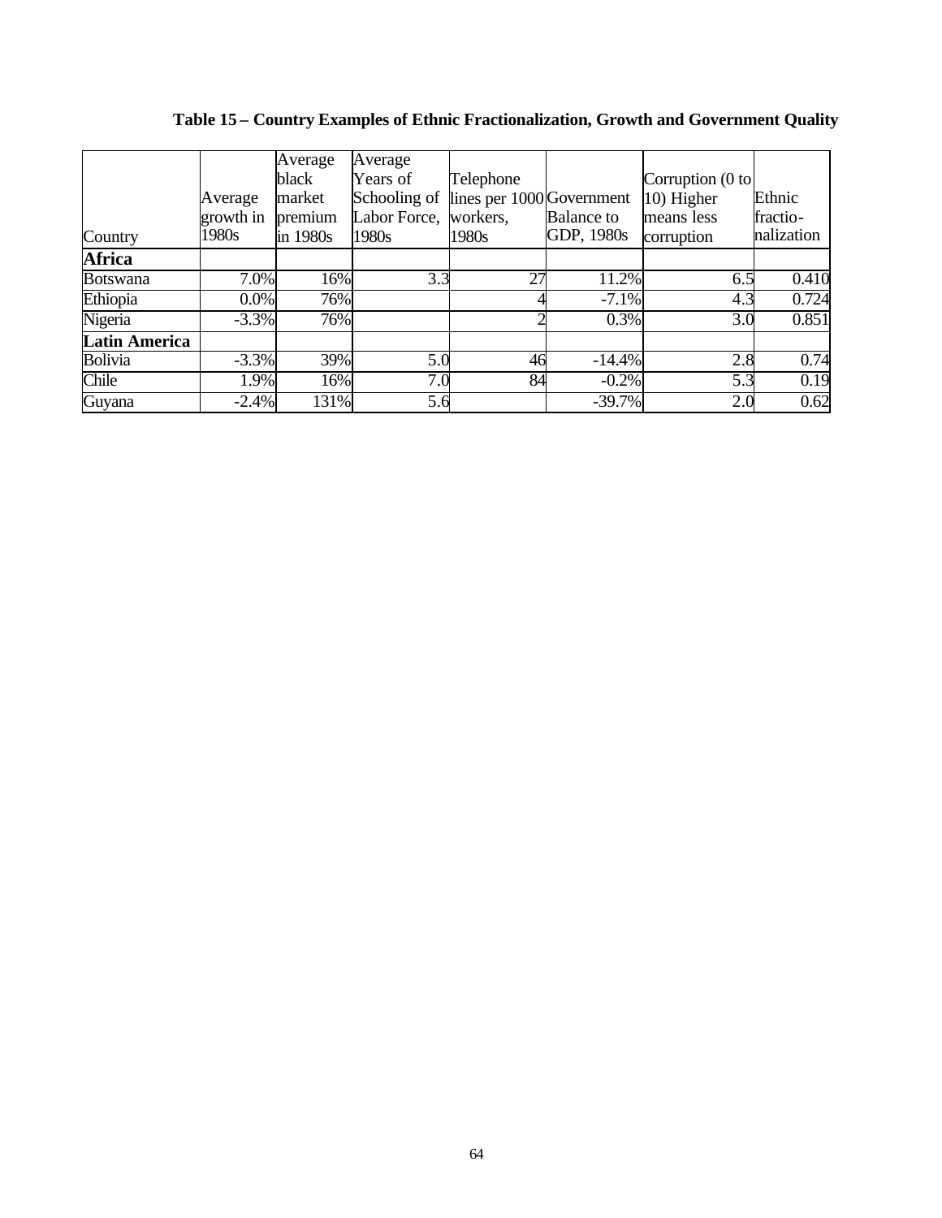**Table 15 – Country Examples of Ethnic Fractionalization, Growth and Government Quality**

| Country | Average growth in 1980s | Average black market premium in 1980s | Average Years of Schooling of Labor Force, 1980s | Telephone lines per 1000 workers, 1980s | Government Balance to GDP, 1980s | Corruption (0 to 10) Higher means less corruption | Ethnic fractio-nalization |
|---|---|---|---|---|---|---|---|
| **Africa** | | | | | | | |
| Botswana | 7.0% | 16% | 3.3 | 27 | 11.2% | 6.5 | 0.410 |
| Ethiopia | 0.0% | 76% | | 4 | -7.1% | 4.3 | 0.724 |
| Nigeria | -3.3% | 76% | | 2 | 0.3% | 3.0 | 0.851 |
| **Latin America** | | | | | | | |
| Bolivia | -3.3% | 39% | 5.0 | 46 | -14.4% | 2.8 | 0.74 |
| Chile | 1.9% | 16% | 7.0 | 84 | -0.2% | 5.3 | 0.19 |
| Guyana | -2.4% | 131% | 5.6 | | -39.7% | 2.0 | 0.62 |